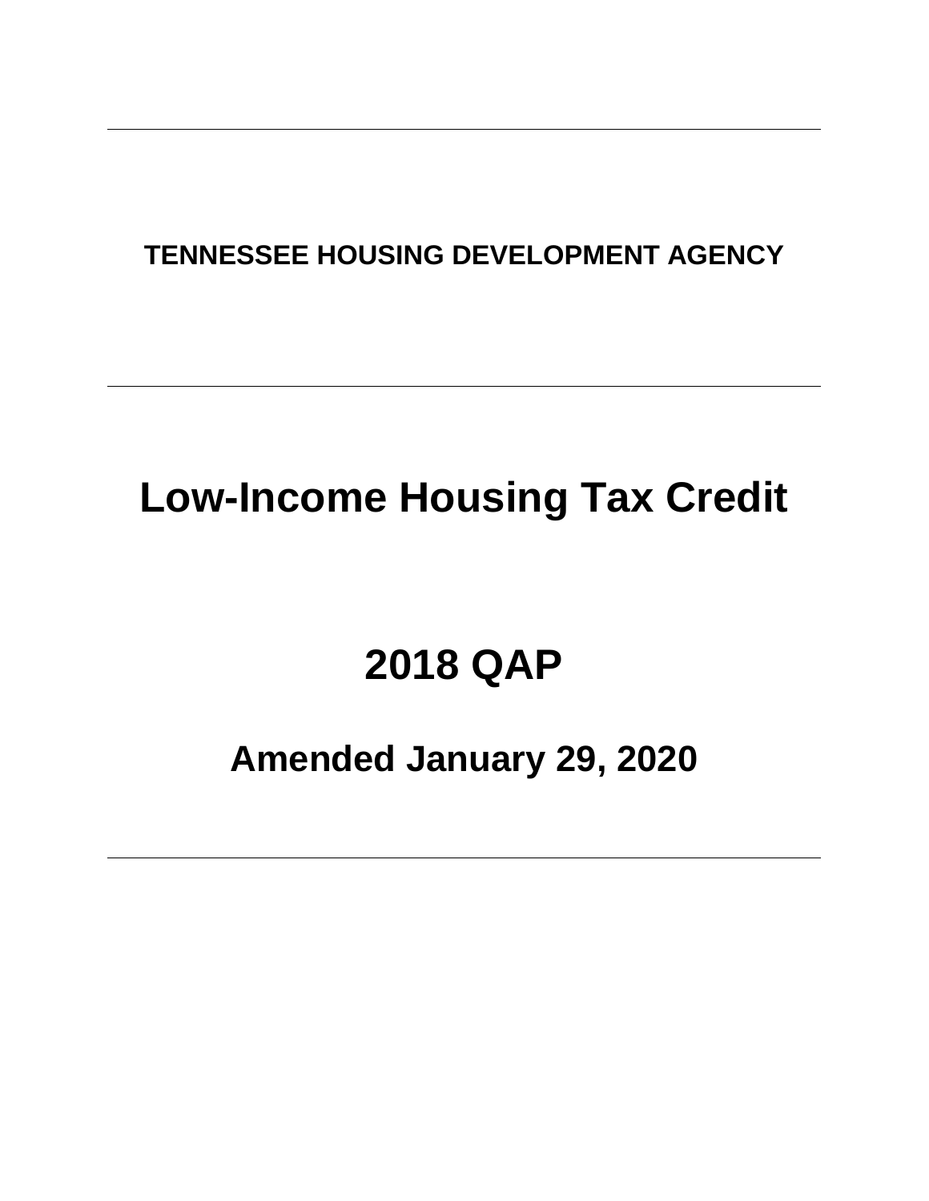**TENNESSEE HOUSING DEVELOPMENT AGENCY**

---

# Low-Income Housing Tax Credit

# 2018 QAP

## Amended January 29, 2020

---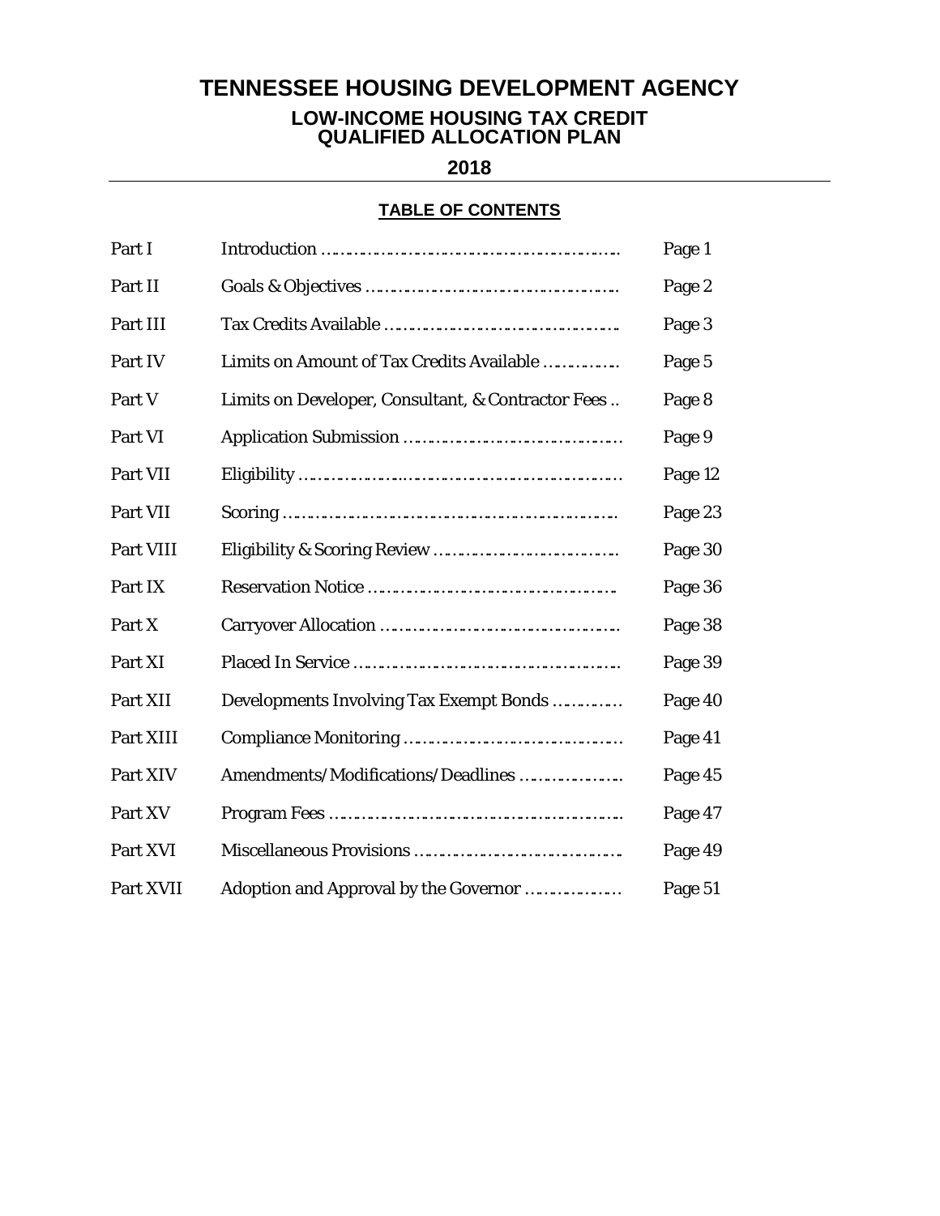# TENNESSEE HOUSING DEVELOPMENT AGENCY

## LOW-INCOME HOUSING TAX CREDIT QUALIFIED ALLOCATION PLAN

## 2018

---

### TABLE OF CONTENTS

| | | |
|---|---|---|
| Part I | Introduction | Page 1 |
| Part II | Goals & Objectives | Page 2 |
| Part III | Tax Credits Available | Page 3 |
| Part IV | Limits on Amount of Tax Credits Available | Page 5 |
| Part V | Limits on Developer, Consultant, & Contractor Fees | Page 8 |
| Part VI | Application Submission | Page 9 |
| Part VII | Eligibility | Page 12 |
| Part VII | Scoring | Page 23 |
| Part VIII | Eligibility & Scoring Review | Page 30 |
| Part IX | Reservation Notice | Page 36 |
| Part X | Carryover Allocation | Page 38 |
| Part XI | Placed In Service | Page 39 |
| Part XII | Developments Involving Tax Exempt Bonds | Page 40 |
| Part XIII | Compliance Monitoring | Page 41 |
| Part XIV | Amendments/Modifications/Deadlines | Page 45 |
| Part XV | Program Fees | Page 47 |
| Part XVI | Miscellaneous Provisions | Page 49 |
| Part XVII | Adoption and Approval by the Governor | Page 51 |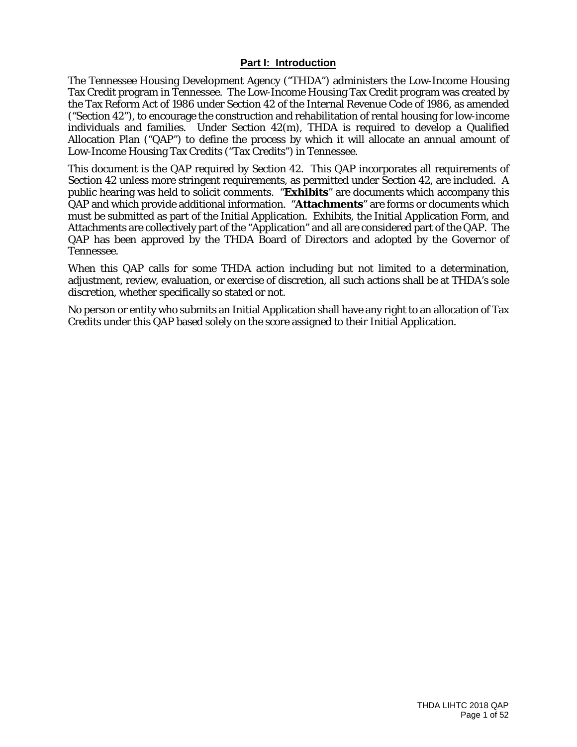## Part I: Introduction

The Tennessee Housing Development Agency ("THDA") administers the Low-Income Housing Tax Credit program in Tennessee. The Low-Income Housing Tax Credit program was created by the Tax Reform Act of 1986 under Section 42 of the Internal Revenue Code of 1986, as amended ("Section 42"), to encourage the construction and rehabilitation of rental housing for low-income individuals and families. Under Section 42(m), THDA is required to develop a Qualified Allocation Plan ("QAP") to define the process by which it will allocate an annual amount of Low-Income Housing Tax Credits ("Tax Credits") in Tennessee.

This document is the QAP required by Section 42. This QAP incorporates all requirements of Section 42 unless more stringent requirements, as permitted under Section 42, are included. A public hearing was held to solicit comments. "**Exhibits**" are documents which accompany this QAP and which provide additional information. "**Attachments**" are forms or documents which must be submitted as part of the Initial Application. Exhibits, the Initial Application Form, and Attachments are collectively part of the "Application" and all are considered part of the QAP. The QAP has been approved by the THDA Board of Directors and adopted by the Governor of Tennessee.

When this QAP calls for some THDA action including but not limited to a determination, adjustment, review, evaluation, or exercise of discretion, all such actions shall be at THDA's sole discretion, whether specifically so stated or not.

No person or entity who submits an Initial Application shall have any right to an allocation of Tax Credits under this QAP based solely on the score assigned to their Initial Application.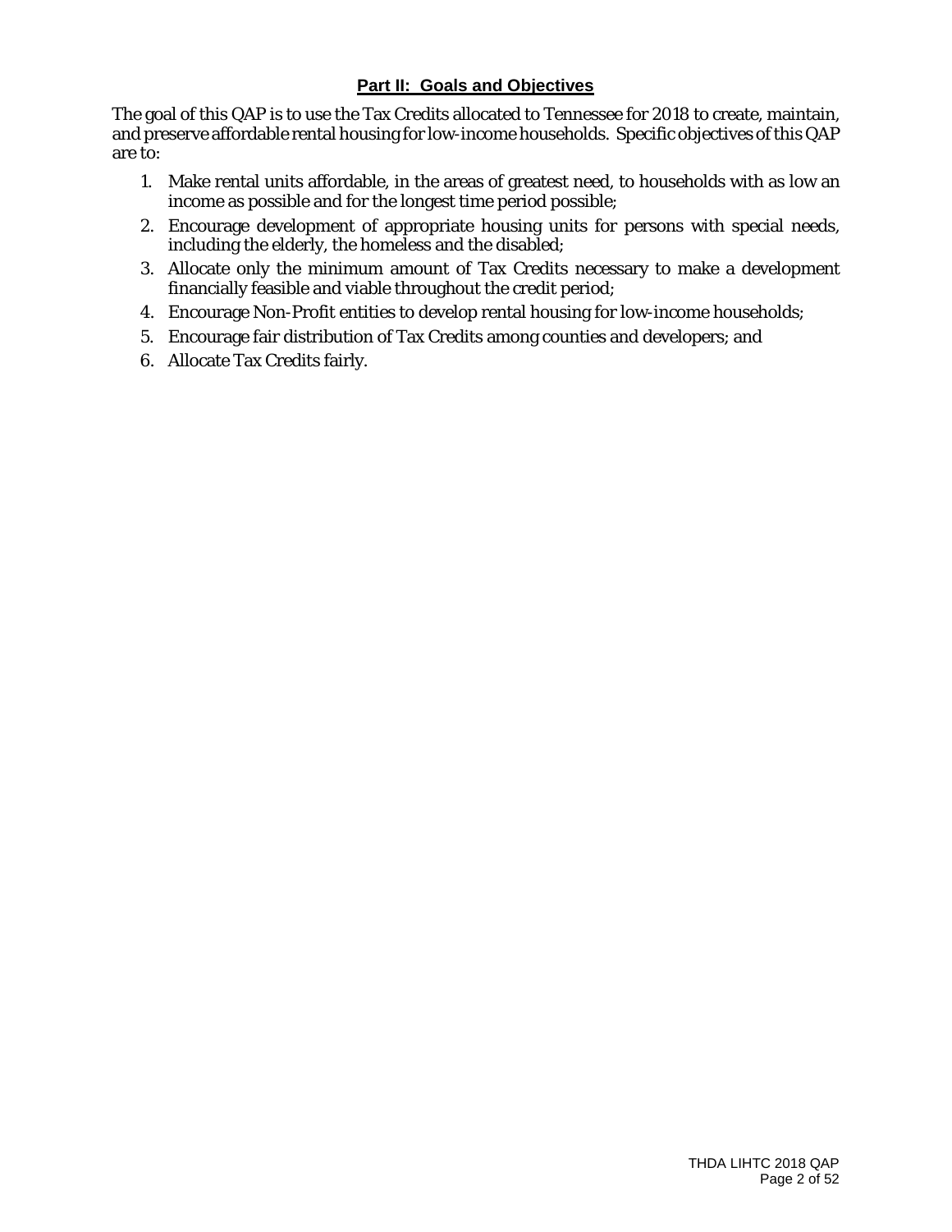## Part II: Goals and Objectives

The goal of this QAP is to use the Tax Credits allocated to Tennessee for 2018 to create, maintain, and preserve affordable rental housing for low-income households. Specific objectives of this QAP are to:

1. Make rental units affordable, in the areas of greatest need, to households with as low an income as possible and for the longest time period possible;
2. Encourage development of appropriate housing units for persons with special needs, including the elderly, the homeless and the disabled;
3. Allocate only the minimum amount of Tax Credits necessary to make a development financially feasible and viable throughout the credit period;
4. Encourage Non-Profit entities to develop rental housing for low-income households;
5. Encourage fair distribution of Tax Credits among counties and developers; and
6. Allocate Tax Credits fairly.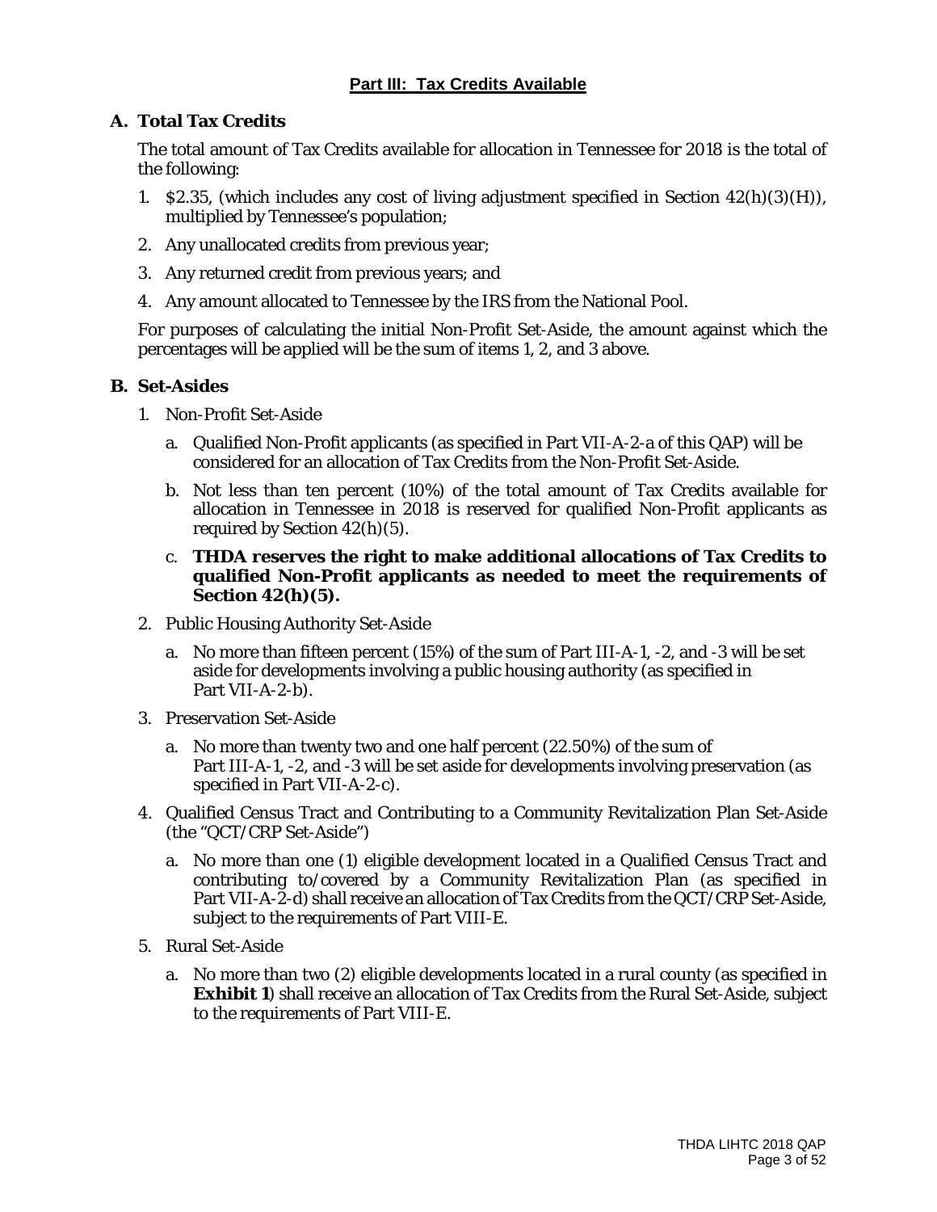## Part III: Tax Credits Available

### A. Total Tax Credits

The total amount of Tax Credits available for allocation in Tennessee for 2018 is the total of the following:

1. $2.35, (which includes any cost of living adjustment specified in Section 42(h)(3)(H)), multiplied by Tennessee's population;
2. Any unallocated credits from previous year;
3. Any returned credit from previous years; and
4. Any amount allocated to Tennessee by the IRS from the National Pool.

For purposes of calculating the initial Non-Profit Set-Aside, the amount against which the percentages will be applied will be the sum of items 1, 2, and 3 above.

### B. Set-Asides

1. Non-Profit Set-Aside
   a. Qualified Non-Profit applicants (as specified in Part VII-A-2-a of this QAP) will be considered for an allocation of Tax Credits from the Non-Profit Set-Aside.
   b. Not less than ten percent (10%) of the total amount of Tax Credits available for allocation in Tennessee in 2018 is reserved for qualified Non-Profit applicants as required by Section 42(h)(5).
   c. **THDA reserves the right to make additional allocations of Tax Credits to qualified Non-Profit applicants as needed to meet the requirements of Section 42(h)(5).**
2. Public Housing Authority Set-Aside
   a. No more than fifteen percent (15%) of the sum of Part III-A-1, -2, and -3 will be set aside for developments involving a public housing authority (as specified in Part VII-A-2-b).
3. Preservation Set-Aside
   a. No more than twenty two and one half percent (22.50%) of the sum of Part III-A-1, -2, and -3 will be set aside for developments involving preservation (as specified in Part VII-A-2-c).
4. Qualified Census Tract and Contributing to a Community Revitalization Plan Set-Aside (the "QCT/CRP Set-Aside")
   a. No more than one (1) eligible development located in a Qualified Census Tract and contributing to/covered by a Community Revitalization Plan (as specified in Part VII-A-2-d) shall receive an allocation of Tax Credits from the QCT/CRP Set-Aside, subject to the requirements of Part VIII-E.
5. Rural Set-Aside
   a. No more than two (2) eligible developments located in a rural county (as specified in **Exhibit 1**) shall receive an allocation of Tax Credits from the Rural Set-Aside, subject to the requirements of Part VIII-E.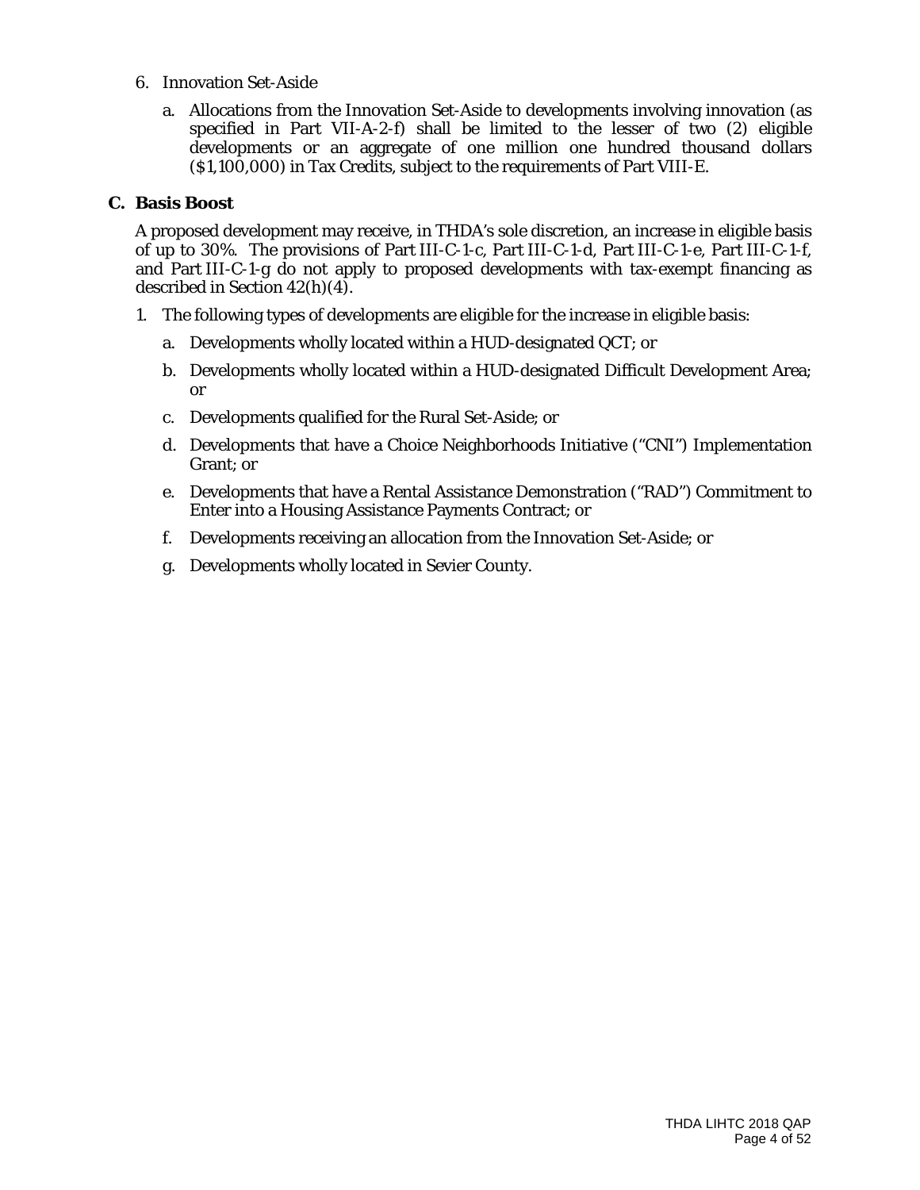6. Innovation Set-Aside

   a. Allocations from the Innovation Set-Aside to developments involving innovation (as specified in Part VII-A-2-f) shall be limited to the lesser of two (2) eligible developments or an aggregate of one million one hundred thousand dollars ($1,100,000) in Tax Credits, subject to the requirements of Part VIII-E.

### C. Basis Boost

A proposed development may receive, in THDA's sole discretion, an increase in eligible basis of up to 30%. The provisions of Part III-C-1-c, Part III-C-1-d, Part III-C-1-e, Part III-C-1-f, and Part III-C-1-g do not apply to proposed developments with tax-exempt financing as described in Section 42(h)(4).

1. The following types of developments are eligible for the increase in eligible basis:

   a. Developments wholly located within a HUD-designated QCT; or

   b. Developments wholly located within a HUD-designated Difficult Development Area; or

   c. Developments qualified for the Rural Set-Aside; or

   d. Developments that have a Choice Neighborhoods Initiative ("CNI") Implementation Grant; or

   e. Developments that have a Rental Assistance Demonstration ("RAD") Commitment to Enter into a Housing Assistance Payments Contract; or

   f. Developments receiving an allocation from the Innovation Set-Aside; or

   g. Developments wholly located in Sevier County.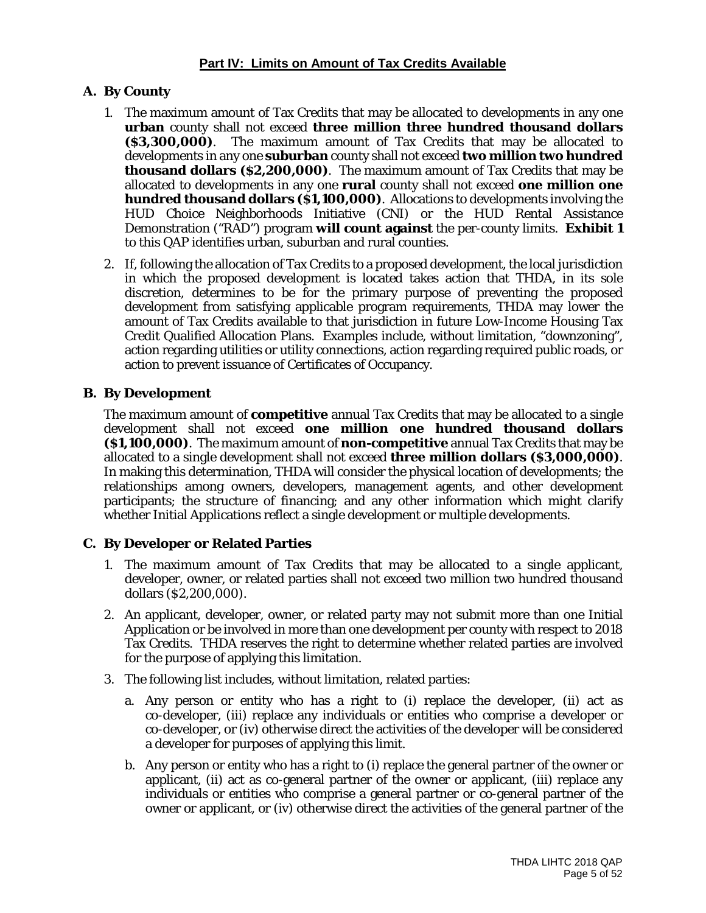## Part IV: Limits on Amount of Tax Credits Available

### A. By County

1. The maximum amount of Tax Credits that may be allocated to developments in any one **urban** county shall not exceed **three million three hundred thousand dollars ($3,300,000)**. The maximum amount of Tax Credits that may be allocated to developments in any one **suburban** county shall not exceed **two million two hundred thousand dollars ($2,200,000)**. The maximum amount of Tax Credits that may be allocated to developments in any one **rural** county shall not exceed **one million one hundred thousand dollars ($1,100,000)**. Allocations to developments involving the HUD Choice Neighborhoods Initiative (CNI) or the HUD Rental Assistance Demonstration ("RAD") program **will count against** the per-county limits. **Exhibit 1** to this QAP identifies urban, suburban and rural counties.

2. If, following the allocation of Tax Credits to a proposed development, the local jurisdiction in which the proposed development is located takes action that THDA, in its sole discretion, determines to be for the primary purpose of preventing the proposed development from satisfying applicable program requirements, THDA may lower the amount of Tax Credits available to that jurisdiction in future Low-Income Housing Tax Credit Qualified Allocation Plans. Examples include, without limitation, "downzoning", action regarding utilities or utility connections, action regarding required public roads, or action to prevent issuance of Certificates of Occupancy.

### B. By Development

The maximum amount of **competitive** annual Tax Credits that may be allocated to a single development shall not exceed **one million one hundred thousand dollars ($1,100,000)**. The maximum amount of **non-competitive** annual Tax Credits that may be allocated to a single development shall not exceed **three million dollars ($3,000,000)**. In making this determination, THDA will consider the physical location of developments; the relationships among owners, developers, management agents, and other development participants; the structure of financing; and any other information which might clarify whether Initial Applications reflect a single development or multiple developments.

### C. By Developer or Related Parties

1. The maximum amount of Tax Credits that may be allocated to a single applicant, developer, owner, or related parties shall not exceed two million two hundred thousand dollars ($2,200,000).

2. An applicant, developer, owner, or related party may not submit more than one Initial Application or be involved in more than one development per county with respect to 2018 Tax Credits. THDA reserves the right to determine whether related parties are involved for the purpose of applying this limitation.

3. The following list includes, without limitation, related parties:

   a. Any person or entity who has a right to (i) replace the developer, (ii) act as co-developer, (iii) replace any individuals or entities who comprise a developer or co-developer, or (iv) otherwise direct the activities of the developer will be considered a developer for purposes of applying this limit.

   b. Any person or entity who has a right to (i) replace the general partner of the owner or applicant, (ii) act as co-general partner of the owner or applicant, (iii) replace any individuals or entities who comprise a general partner or co-general partner of the owner or applicant, or (iv) otherwise direct the activities of the general partner of the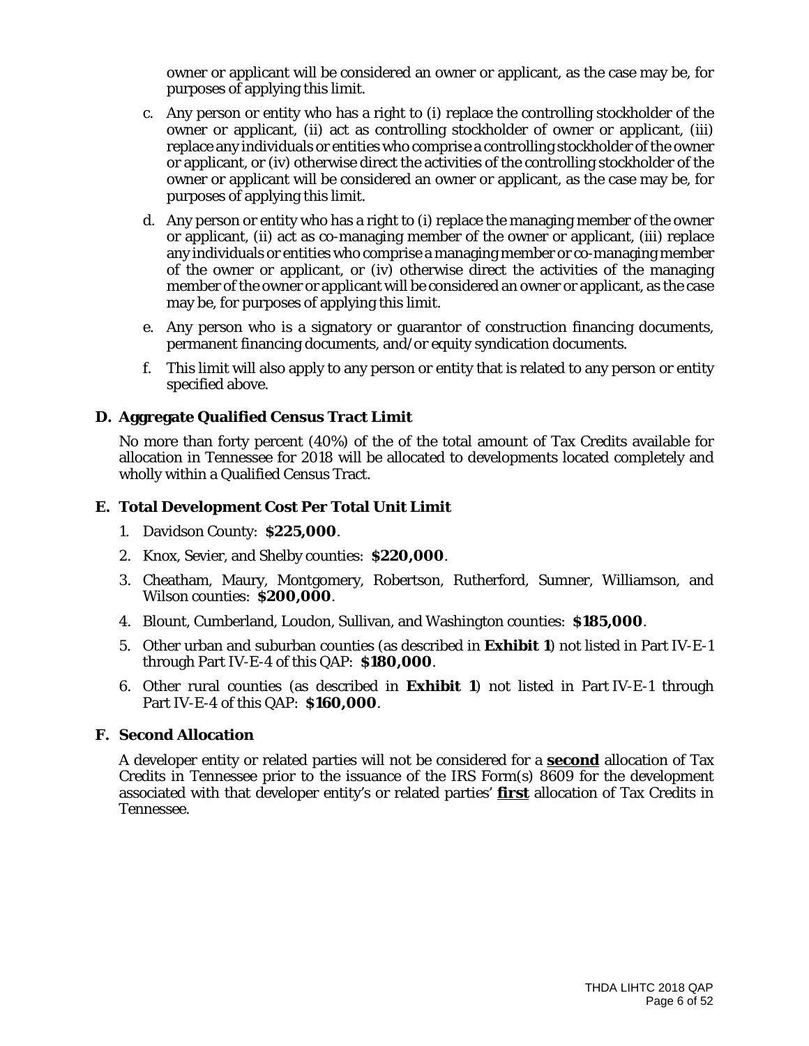owner or applicant will be considered an owner or applicant, as the case may be, for purposes of applying this limit.

c. Any person or entity who has a right to (i) replace the controlling stockholder of the owner or applicant, (ii) act as controlling stockholder of owner or applicant, (iii) replace any individuals or entities who comprise a controlling stockholder of the owner or applicant, or (iv) otherwise direct the activities of the controlling stockholder of the owner or applicant will be considered an owner or applicant, as the case may be, for purposes of applying this limit.

d. Any person or entity who has a right to (i) replace the managing member of the owner or applicant, (ii) act as co-managing member of the owner or applicant, (iii) replace any individuals or entities who comprise a managing member or co-managing member of the owner or applicant, or (iv) otherwise direct the activities of the managing member of the owner or applicant will be considered an owner or applicant, as the case may be, for purposes of applying this limit.

e. Any person who is a signatory or guarantor of construction financing documents, permanent financing documents, and/or equity syndication documents.

f. This limit will also apply to any person or entity that is related to any person or entity specified above.

### D. Aggregate Qualified Census Tract Limit

No more than forty percent (40%) of the of the total amount of Tax Credits available for allocation in Tennessee for 2018 will be allocated to developments located completely and wholly within a Qualified Census Tract.

### E. Total Development Cost Per Total Unit Limit

1. Davidson County: **$225,000**.
2. Knox, Sevier, and Shelby counties: **$220,000**.
3. Cheatham, Maury, Montgomery, Robertson, Rutherford, Sumner, Williamson, and Wilson counties: **$200,000**.
4. Blount, Cumberland, Loudon, Sullivan, and Washington counties: **$185,000**.
5. Other urban and suburban counties (as described in **Exhibit 1**) not listed in Part IV-E-1 through Part IV-E-4 of this QAP: **$180,000**.
6. Other rural counties (as described in **Exhibit 1**) not listed in Part IV-E-1 through Part IV-E-4 of this QAP: **$160,000**.

### F. Second Allocation

A developer entity or related parties will not be considered for a **second** allocation of Tax Credits in Tennessee prior to the issuance of the IRS Form(s) 8609 for the development associated with that developer entity's or related parties' **first** allocation of Tax Credits in Tennessee.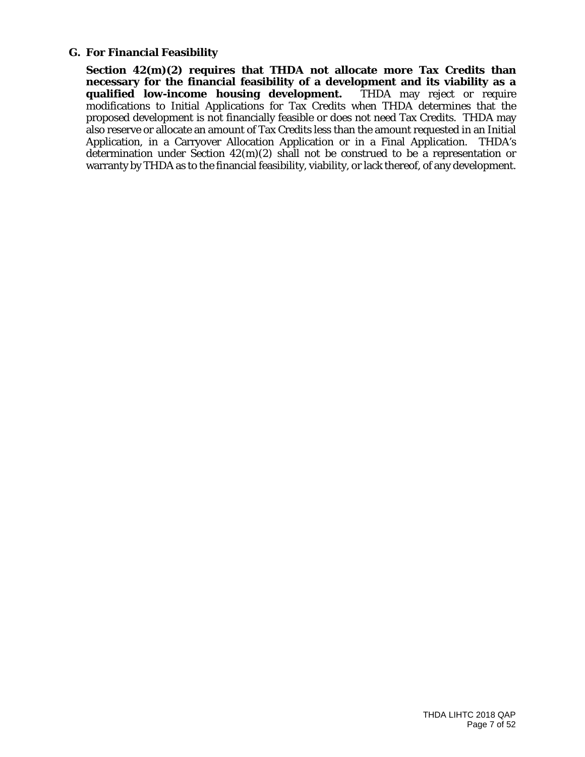## G. For Financial Feasibility

**Section 42(m)(2) requires that THDA not allocate more Tax Credits than necessary for the financial feasibility of a development and its viability as a qualified low-income housing development.** THDA may reject or require modifications to Initial Applications for Tax Credits when THDA determines that the proposed development is not financially feasible or does not need Tax Credits. THDA may also reserve or allocate an amount of Tax Credits less than the amount requested in an Initial Application, in a Carryover Allocation Application or in a Final Application. THDA's determination under Section 42(m)(2) shall not be construed to be a representation or warranty by THDA as to the financial feasibility, viability, or lack thereof, of any development.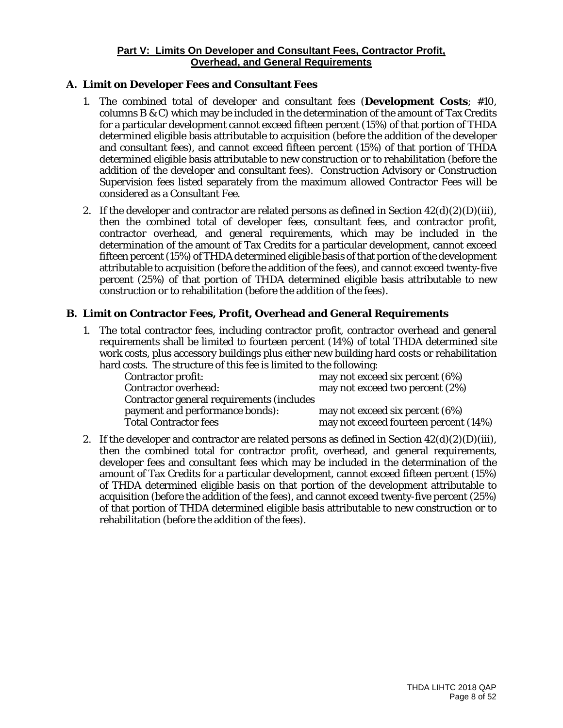## Part V: Limits On Developer and Consultant Fees, Contractor Profit, Overhead, and General Requirements

### A. Limit on Developer Fees and Consultant Fees

1. The combined total of developer and consultant fees (**Development Costs**; #10, columns B & C) which may be included in the determination of the amount of Tax Credits for a particular development cannot exceed fifteen percent (15%) of that portion of THDA determined eligible basis attributable to acquisition (before the addition of the developer and consultant fees), and cannot exceed fifteen percent (15%) of that portion of THDA determined eligible basis attributable to new construction or to rehabilitation (before the addition of the developer and consultant fees). Construction Advisory or Construction Supervision fees listed separately from the maximum allowed Contractor Fees will be considered as a Consultant Fee.

2. If the developer and contractor are related persons as defined in Section 42(d)(2)(D)(iii), then the combined total of developer fees, consultant fees, and contractor profit, contractor overhead, and general requirements, which may be included in the determination of the amount of Tax Credits for a particular development, cannot exceed fifteen percent (15%) of THDA determined eligible basis of that portion of the development attributable to acquisition (before the addition of the fees), and cannot exceed twenty-five percent (25%) of that portion of THDA determined eligible basis attributable to new construction or to rehabilitation (before the addition of the fees).

### B. Limit on Contractor Fees, Profit, Overhead and General Requirements

1. The total contractor fees, including contractor profit, contractor overhead and general requirements shall be limited to fourteen percent (14%) of total THDA determined site work costs, plus accessory buildings plus either new building hard costs or rehabilitation hard costs. The structure of this fee is limited to the following:

| | |
|---|---|
| Contractor profit: | may not exceed six percent (6%) |
| Contractor overhead: | may not exceed two percent (2%) |
| Contractor general requirements (includes payment and performance bonds): | may not exceed six percent (6%) |
| Total Contractor fees | may not exceed fourteen percent (14%) |

2. If the developer and contractor are related persons as defined in Section 42(d)(2)(D)(iii), then the combined total for contractor profit, overhead, and general requirements, developer fees and consultant fees which may be included in the determination of the amount of Tax Credits for a particular development, cannot exceed fifteen percent (15%) of THDA determined eligible basis on that portion of the development attributable to acquisition (before the addition of the fees), and cannot exceed twenty-five percent (25%) of that portion of THDA determined eligible basis attributable to new construction or to rehabilitation (before the addition of the fees).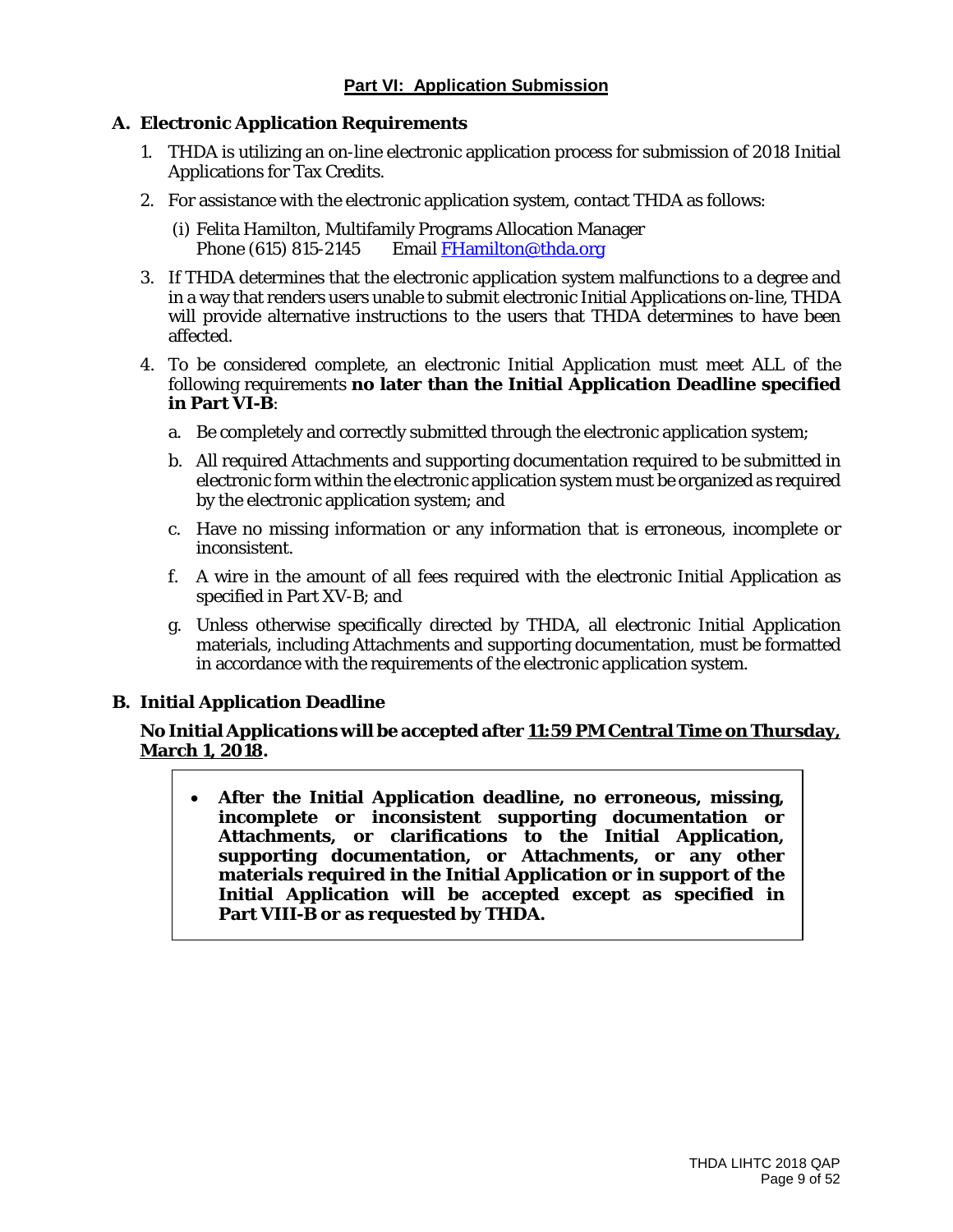## Part VI: Application Submission

### A. Electronic Application Requirements

1. THDA is utilizing an on-line electronic application process for submission of 2018 Initial Applications for Tax Credits.

2. For assistance with the electronic application system, contact THDA as follows:

   (i) Felita Hamilton, Multifamily Programs Allocation Manager
   Phone (615) 815-2145 Email FHamilton@thda.org

3. If THDA determines that the electronic application system malfunctions to a degree and in a way that renders users unable to submit electronic Initial Applications on-line, THDA will provide alternative instructions to the users that THDA determines to have been affected.

4. To be considered complete, an electronic Initial Application must meet ALL of the following requirements **no later than the Initial Application Deadline specified in Part VI-B**:

   a. Be completely and correctly submitted through the electronic application system;

   b. All required Attachments and supporting documentation required to be submitted in electronic form within the electronic application system must be organized as required by the electronic application system; and

   c. Have no missing information or any information that is erroneous, incomplete or inconsistent.

   f. A wire in the amount of all fees required with the electronic Initial Application as specified in Part XV-B; and

   g. Unless otherwise specifically directed by THDA, all electronic Initial Application materials, including Attachments and supporting documentation, must be formatted in accordance with the requirements of the electronic application system.

### B. Initial Application Deadline

**No Initial Applications will be accepted after <u>11:59 PM Central Time on Thursday, March 1, 2018</u>.**

- **After the Initial Application deadline, no erroneous, missing, incomplete or inconsistent supporting documentation or Attachments, or clarifications to the Initial Application, supporting documentation, or Attachments, or any other materials required in the Initial Application or in support of the Initial Application will be accepted except as specified in Part VIII-B or as requested by THDA.**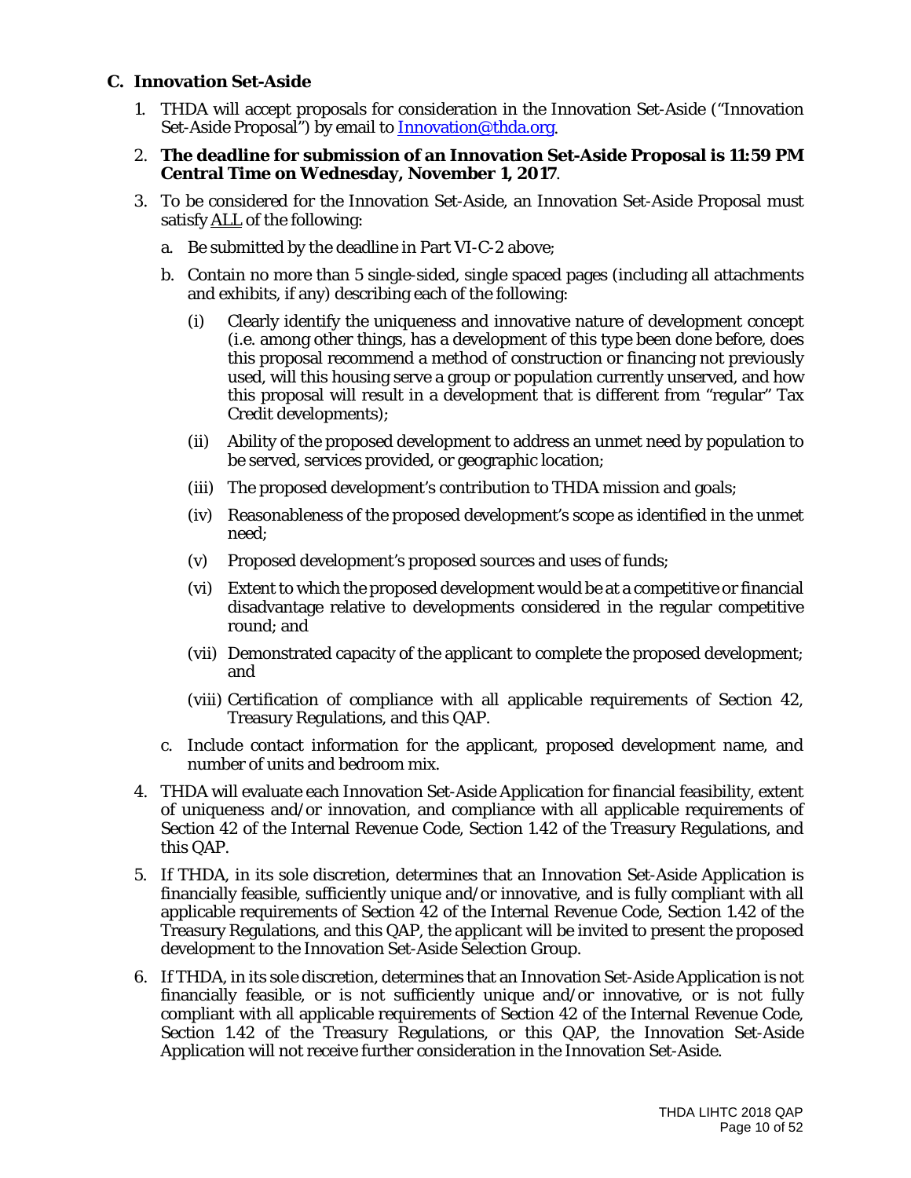### C. Innovation Set-Aside

1. THDA will accept proposals for consideration in the Innovation Set-Aside ("Innovation Set-Aside Proposal") by email to [Innovation@thda.org](mailto:Innovation@thda.org).

2. **The deadline for submission of an Innovation Set-Aside Proposal is 11:59 PM Central Time on Wednesday, November 1, 2017**.

3. To be considered for the Innovation Set-Aside, an Innovation Set-Aside Proposal must satisfy ALL of the following:

   a. Be submitted by the deadline in Part VI-C-2 above;

   b. Contain no more than 5 single-sided, single spaced pages (including all attachments and exhibits, if any) describing each of the following:

      (i) Clearly identify the uniqueness and innovative nature of development concept (i.e. among other things, has a development of this type been done before, does this proposal recommend a method of construction or financing not previously used, will this housing serve a group or population currently unserved, and how this proposal will result in a development that is different from "regular" Tax Credit developments);

      (ii) Ability of the proposed development to address an unmet need by population to be served, services provided, or geographic location;

      (iii) The proposed development's contribution to THDA mission and goals;

      (iv) Reasonableness of the proposed development's scope as identified in the unmet need;

      (v) Proposed development's proposed sources and uses of funds;

      (vi) Extent to which the proposed development would be at a competitive or financial disadvantage relative to developments considered in the regular competitive round; and

      (vii) Demonstrated capacity of the applicant to complete the proposed development; and

      (viii) Certification of compliance with all applicable requirements of Section 42, Treasury Regulations, and this QAP.

   c. Include contact information for the applicant, proposed development name, and number of units and bedroom mix.

4. THDA will evaluate each Innovation Set-Aside Application for financial feasibility, extent of uniqueness and/or innovation, and compliance with all applicable requirements of Section 42 of the Internal Revenue Code, Section 1.42 of the Treasury Regulations, and this QAP.

5. If THDA, in its sole discretion, determines that an Innovation Set-Aside Application is financially feasible, sufficiently unique and/or innovative, and is fully compliant with all applicable requirements of Section 42 of the Internal Revenue Code, Section 1.42 of the Treasury Regulations, and this QAP, the applicant will be invited to present the proposed development to the Innovation Set-Aside Selection Group.

6. If THDA, in its sole discretion, determines that an Innovation Set-Aside Application is not financially feasible, or is not sufficiently unique and/or innovative, or is not fully compliant with all applicable requirements of Section 42 of the Internal Revenue Code, Section 1.42 of the Treasury Regulations, or this QAP, the Innovation Set-Aside Application will not receive further consideration in the Innovation Set-Aside.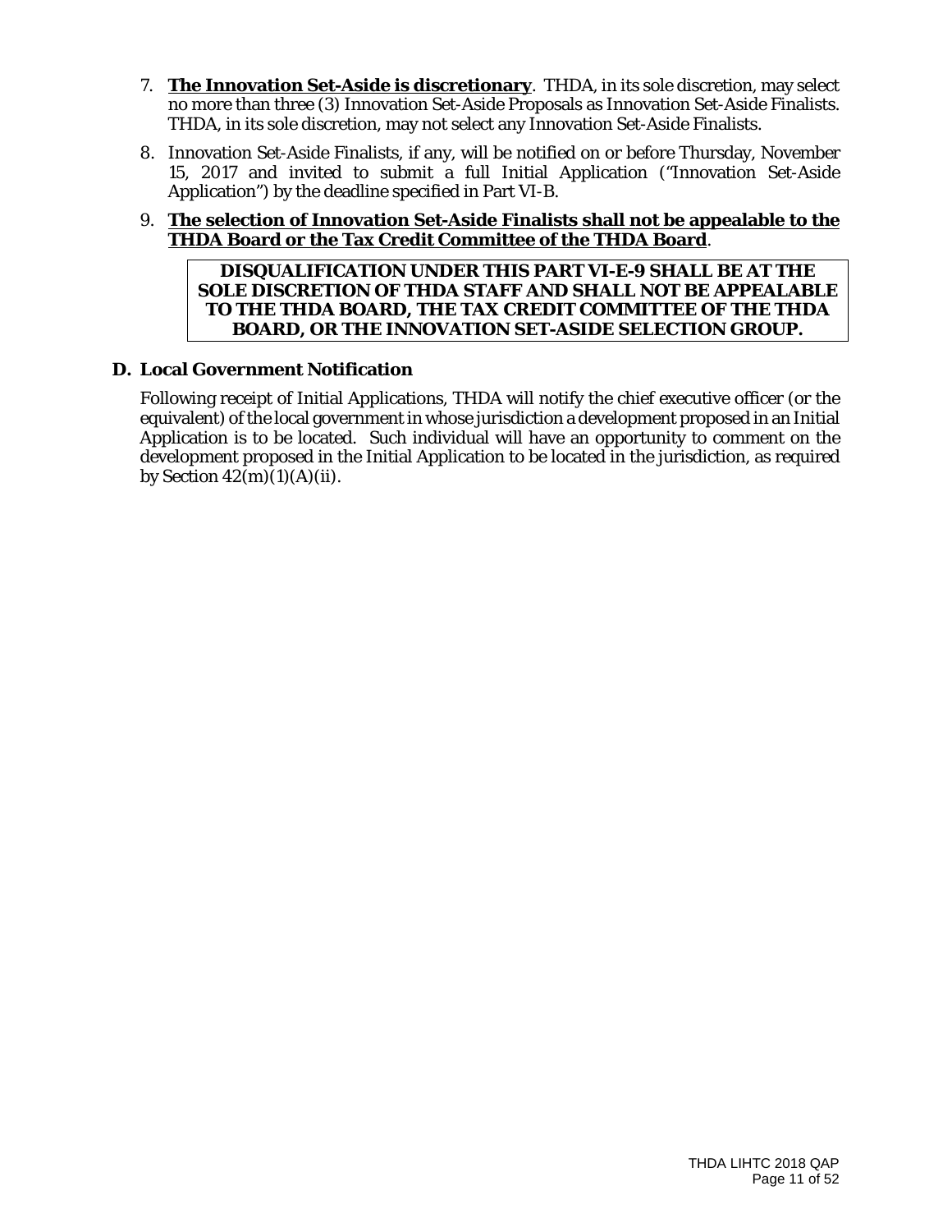7. **The Innovation Set-Aside is discretionary**. THDA, in its sole discretion, may select no more than three (3) Innovation Set-Aside Proposals as Innovation Set-Aside Finalists. THDA, in its sole discretion, may not select any Innovation Set-Aside Finalists.

8. Innovation Set-Aside Finalists, if any, will be notified on or before Thursday, November 15, 2017 and invited to submit a full Initial Application ("Innovation Set-Aside Application") by the deadline specified in Part VI-B.

9. **The selection of Innovation Set-Aside Finalists shall not be appealable to the THDA Board or the Tax Credit Committee of the THDA Board**.

   **DISQUALIFICATION UNDER THIS PART VI-E-9 SHALL BE AT THE SOLE DISCRETION OF THDA STAFF AND SHALL NOT BE APPEALABLE TO THE THDA BOARD, THE TAX CREDIT COMMITTEE OF THE THDA BOARD, OR THE INNOVATION SET-ASIDE SELECTION GROUP.**

### D. Local Government Notification

Following receipt of Initial Applications, THDA will notify the chief executive officer (or the equivalent) of the local government in whose jurisdiction a development proposed in an Initial Application is to be located. Such individual will have an opportunity to comment on the development proposed in the Initial Application to be located in the jurisdiction, as required by Section 42(m)(1)(A)(ii).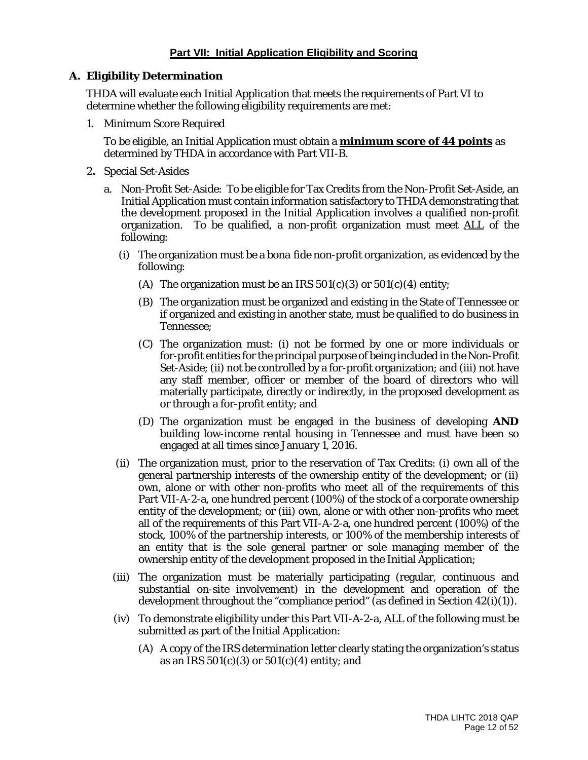## Part VII: Initial Application Eligibility and Scoring

### A. Eligibility Determination

THDA will evaluate each Initial Application that meets the requirements of Part VI to determine whether the following eligibility requirements are met:

1. Minimum Score Required

   To be eligible, an Initial Application must obtain a **minimum score of 44 points** as determined by THDA in accordance with Part VII-B.

2. Special Set-Asides

   a. Non-Profit Set-Aside: To be eligible for Tax Credits from the Non-Profit Set-Aside, an Initial Application must contain information satisfactory to THDA demonstrating that the development proposed in the Initial Application involves a qualified non-profit organization. To be qualified, a non-profit organization must meet ALL of the following:

      (i) The organization must be a bona fide non-profit organization, as evidenced by the following:

         (A) The organization must be an IRS 501(c)(3) or 501(c)(4) entity;

         (B) The organization must be organized and existing in the State of Tennessee or if organized and existing in another state, must be qualified to do business in Tennessee;

         (C) The organization must: (i) not be formed by one or more individuals or for-profit entities for the principal purpose of being included in the Non-Profit Set-Aside; (ii) not be controlled by a for-profit organization; and (iii) not have any staff member, officer or member of the board of directors who will materially participate, directly or indirectly, in the proposed development as or through a for-profit entity; and

         (D) The organization must be engaged in the business of developing **AND** building low-income rental housing in Tennessee and must have been so engaged at all times since January 1, 2016.

      (ii) The organization must, prior to the reservation of Tax Credits: (i) own all of the general partnership interests of the ownership entity of the development; or (ii) own, alone or with other non-profits who meet all of the requirements of this Part VII-A-2-a, one hundred percent (100%) of the stock of a corporate ownership entity of the development; or (iii) own, alone or with other non-profits who meet all of the requirements of this Part VII-A-2-a, one hundred percent (100%) of the stock, 100% of the partnership interests, or 100% of the membership interests of an entity that is the sole general partner or sole managing member of the ownership entity of the development proposed in the Initial Application;

      (iii) The organization must be materially participating (regular, continuous and substantial on-site involvement) in the development and operation of the development throughout the "compliance period" (as defined in Section 42(i)(1)).

      (iv) To demonstrate eligibility under this Part VII-A-2-a, ALL of the following must be submitted as part of the Initial Application:

         (A) A copy of the IRS determination letter clearly stating the organization's status as an IRS 501(c)(3) or 501(c)(4) entity; and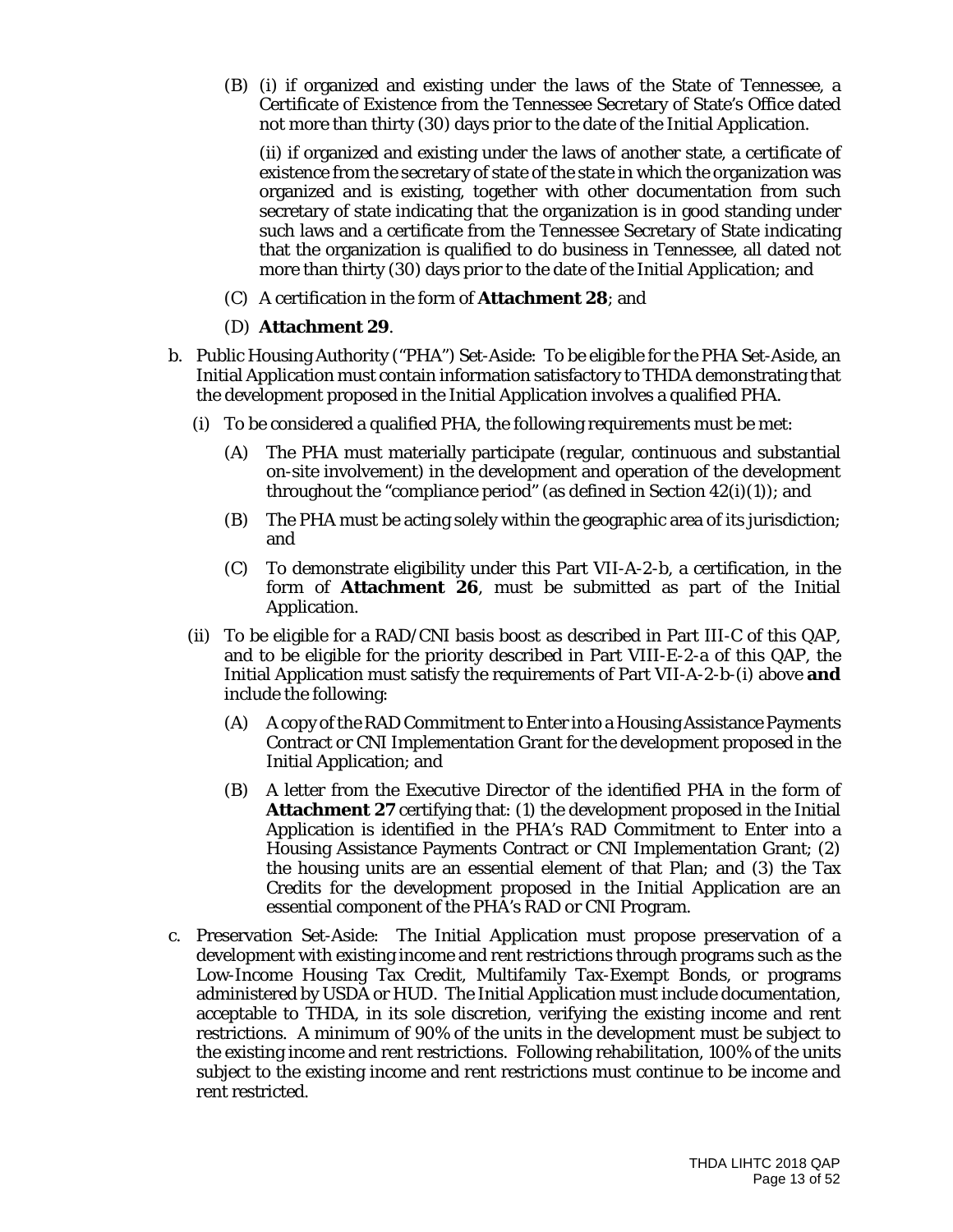(B) (i) if organized and existing under the laws of the State of Tennessee, a Certificate of Existence from the Tennessee Secretary of State's Office dated not more than thirty (30) days prior to the date of the Initial Application.

(ii) if organized and existing under the laws of another state, a certificate of existence from the secretary of state of the state in which the organization was organized and is existing, together with other documentation from such secretary of state indicating that the organization is in good standing under such laws and a certificate from the Tennessee Secretary of State indicating that the organization is qualified to do business in Tennessee, all dated not more than thirty (30) days prior to the date of the Initial Application; and

(C) A certification in the form of **Attachment 28**; and

(D) **Attachment 29**.

b. Public Housing Authority ("PHA") Set-Aside: To be eligible for the PHA Set-Aside, an Initial Application must contain information satisfactory to THDA demonstrating that the development proposed in the Initial Application involves a qualified PHA.

(i) To be considered a qualified PHA, the following requirements must be met:

(A) The PHA must materially participate (regular, continuous and substantial on-site involvement) in the development and operation of the development throughout the "compliance period" (as defined in Section 42(i)(1)); and

(B) The PHA must be acting solely within the geographic area of its jurisdiction; and

(C) To demonstrate eligibility under this Part VII-A-2-b, a certification, in the form of **Attachment 26**, must be submitted as part of the Initial Application.

(ii) To be eligible for a RAD/CNI basis boost as described in Part III-C of this QAP, and to be eligible for the priority described in Part VIII-E-2-a of this QAP, the Initial Application must satisfy the requirements of Part VII-A-2-b-(i) above **and** include the following:

(A) A copy of the RAD Commitment to Enter into a Housing Assistance Payments Contract or CNI Implementation Grant for the development proposed in the Initial Application; and

(B) A letter from the Executive Director of the identified PHA in the form of **Attachment 27** certifying that: (1) the development proposed in the Initial Application is identified in the PHA's RAD Commitment to Enter into a Housing Assistance Payments Contract or CNI Implementation Grant; (2) the housing units are an essential element of that Plan; and (3) the Tax Credits for the development proposed in the Initial Application are an essential component of the PHA's RAD or CNI Program.

c. Preservation Set-Aside: The Initial Application must propose preservation of a development with existing income and rent restrictions through programs such as the Low-Income Housing Tax Credit, Multifamily Tax-Exempt Bonds, or programs administered by USDA or HUD. The Initial Application must include documentation, acceptable to THDA, in its sole discretion, verifying the existing income and rent restrictions. A minimum of 90% of the units in the development must be subject to the existing income and rent restrictions. Following rehabilitation, 100% of the units subject to the existing income and rent restrictions must continue to be income and rent restricted.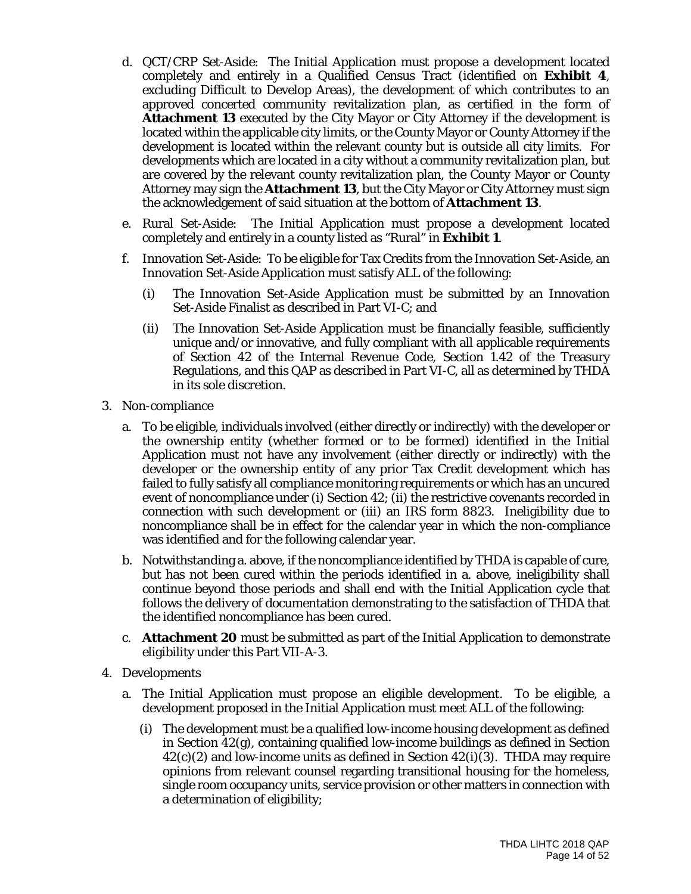d. QCT/CRP Set-Aside: The Initial Application must propose a development located completely and entirely in a Qualified Census Tract (identified on **Exhibit 4**, excluding Difficult to Develop Areas), the development of which contributes to an approved concerted community revitalization plan, as certified in the form of **Attachment 13** executed by the City Mayor or City Attorney if the development is located within the applicable city limits, or the County Mayor or County Attorney if the development is located within the relevant county but is outside all city limits. For developments which are located in a city without a community revitalization plan, but are covered by the relevant county revitalization plan, the County Mayor or County Attorney may sign the **Attachment 13**, but the City Mayor or City Attorney must sign the acknowledgement of said situation at the bottom of **Attachment 13**.

e. Rural Set-Aside: The Initial Application must propose a development located completely and entirely in a county listed as "Rural" in **Exhibit 1**.

f. Innovation Set-Aside: To be eligible for Tax Credits from the Innovation Set-Aside, an Innovation Set-Aside Application must satisfy ALL of the following:

   (i) The Innovation Set-Aside Application must be submitted by an Innovation Set-Aside Finalist as described in Part VI-C; and

   (ii) The Innovation Set-Aside Application must be financially feasible, sufficiently unique and/or innovative, and fully compliant with all applicable requirements of Section 42 of the Internal Revenue Code, Section 1.42 of the Treasury Regulations, and this QAP as described in Part VI-C, all as determined by THDA in its sole discretion.

3. Non-compliance

   a. To be eligible, individuals involved (either directly or indirectly) with the developer or the ownership entity (whether formed or to be formed) identified in the Initial Application must not have any involvement (either directly or indirectly) with the developer or the ownership entity of any prior Tax Credit development which has failed to fully satisfy all compliance monitoring requirements or which has an uncured event of noncompliance under (i) Section 42; (ii) the restrictive covenants recorded in connection with such development or (iii) an IRS form 8823. Ineligibility due to noncompliance shall be in effect for the calendar year in which the non-compliance was identified and for the following calendar year.

   b. Notwithstanding a. above, if the noncompliance identified by THDA is capable of cure, but has not been cured within the periods identified in a. above, ineligibility shall continue beyond those periods and shall end with the Initial Application cycle that follows the delivery of documentation demonstrating to the satisfaction of THDA that the identified noncompliance has been cured.

   c. **Attachment 20** must be submitted as part of the Initial Application to demonstrate eligibility under this Part VII-A-3.

4. Developments

   a. The Initial Application must propose an eligible development. To be eligible, a development proposed in the Initial Application must meet ALL of the following:

      (i) The development must be a qualified low-income housing development as defined in Section 42(g), containing qualified low-income buildings as defined in Section 42(c)(2) and low-income units as defined in Section 42(i)(3). THDA may require opinions from relevant counsel regarding transitional housing for the homeless, single room occupancy units, service provision or other matters in connection with a determination of eligibility;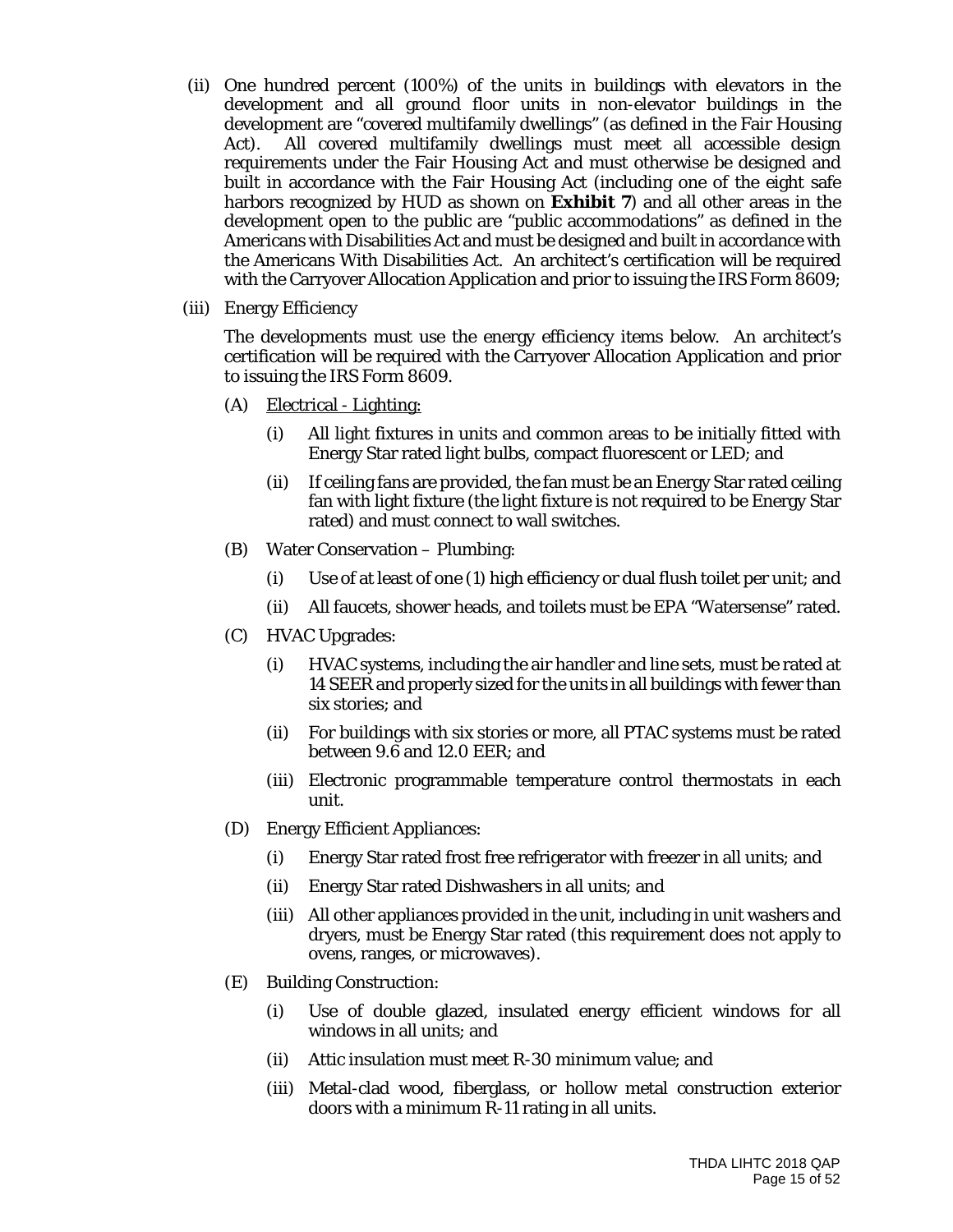(ii) One hundred percent (100%) of the units in buildings with elevators in the development and all ground floor units in non-elevator buildings in the development are "covered multifamily dwellings" (as defined in the Fair Housing Act). All covered multifamily dwellings must meet all accessible design requirements under the Fair Housing Act and must otherwise be designed and built in accordance with the Fair Housing Act (including one of the eight safe harbors recognized by HUD as shown on **Exhibit 7**) and all other areas in the development open to the public are "public accommodations" as defined in the Americans with Disabilities Act and must be designed and built in accordance with the Americans With Disabilities Act. An architect's certification will be required with the Carryover Allocation Application and prior to issuing the IRS Form 8609;

(iii) Energy Efficiency

The developments must use the energy efficiency items below. An architect's certification will be required with the Carryover Allocation Application and prior to issuing the IRS Form 8609.

(A) <u>Electrical - Lighting:</u>

(i) All light fixtures in units and common areas to be initially fitted with Energy Star rated light bulbs, compact fluorescent or LED; and

(ii) If ceiling fans are provided, the fan must be an Energy Star rated ceiling fan with light fixture (the light fixture is not required to be Energy Star rated) and must connect to wall switches.

(B) Water Conservation – Plumbing:

(i) Use of at least of one (1) high efficiency or dual flush toilet per unit; and

(ii) All faucets, shower heads, and toilets must be EPA "Watersense" rated.

(C) HVAC Upgrades:

(i) HVAC systems, including the air handler and line sets, must be rated at 14 SEER and properly sized for the units in all buildings with fewer than six stories; and

(ii) For buildings with six stories or more, all PTAC systems must be rated between 9.6 and 12.0 EER; and

(iii) Electronic programmable temperature control thermostats in each unit.

(D) Energy Efficient Appliances:

(i) Energy Star rated frost free refrigerator with freezer in all units; and

(ii) Energy Star rated Dishwashers in all units; and

(iii) All other appliances provided in the unit, including in unit washers and dryers, must be Energy Star rated (this requirement does not apply to ovens, ranges, or microwaves).

(E) Building Construction:

(i) Use of double glazed, insulated energy efficient windows for all windows in all units; and

(ii) Attic insulation must meet R-30 minimum value; and

(iii) Metal-clad wood, fiberglass, or hollow metal construction exterior doors with a minimum R-11 rating in all units.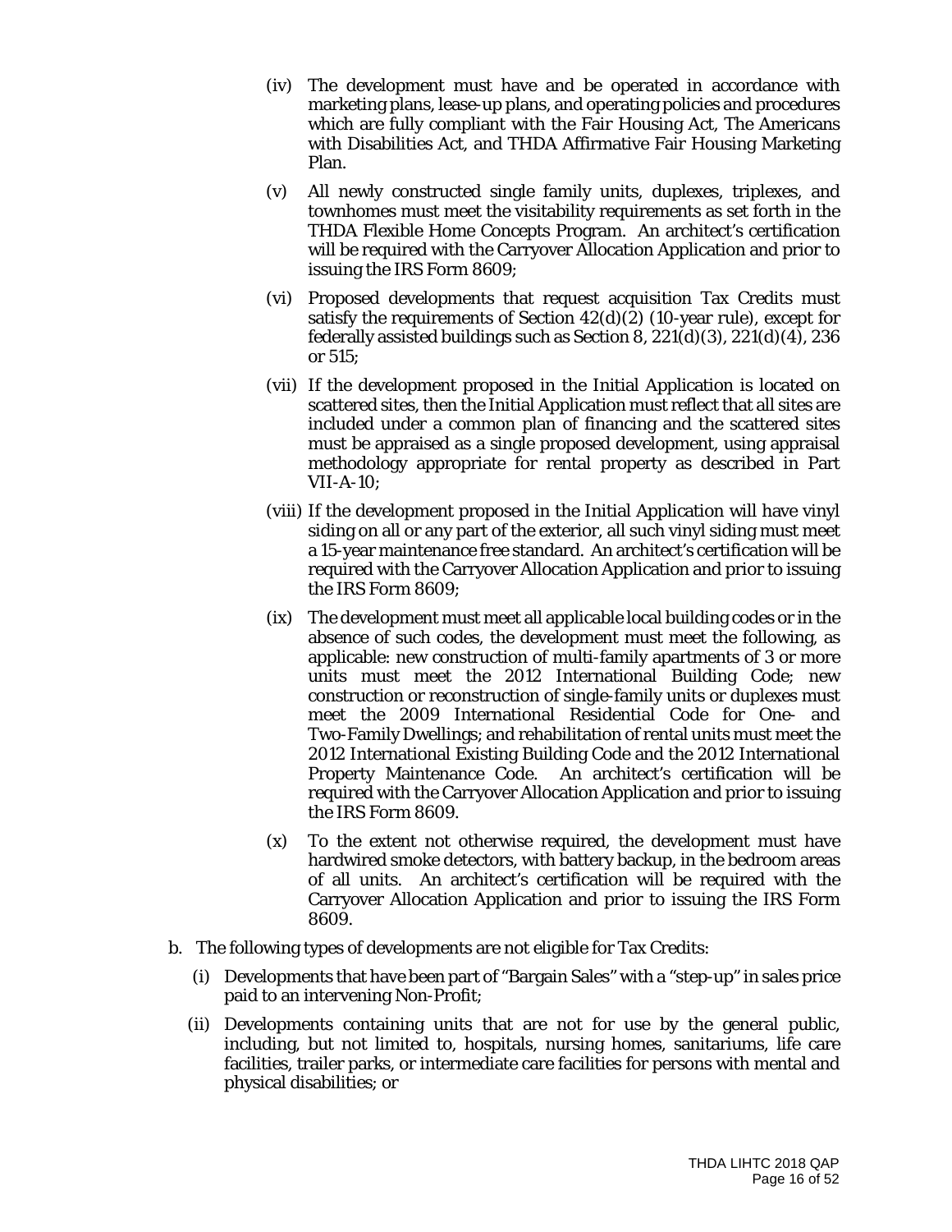(iv) The development must have and be operated in accordance with marketing plans, lease-up plans, and operating policies and procedures which are fully compliant with the Fair Housing Act, The Americans with Disabilities Act, and THDA Affirmative Fair Housing Marketing Plan.

(v) All newly constructed single family units, duplexes, triplexes, and townhomes must meet the visitability requirements as set forth in the THDA Flexible Home Concepts Program. An architect's certification will be required with the Carryover Allocation Application and prior to issuing the IRS Form 8609;

(vi) Proposed developments that request acquisition Tax Credits must satisfy the requirements of Section 42(d)(2) (10-year rule), except for federally assisted buildings such as Section 8, 221(d)(3), 221(d)(4), 236 or 515;

(vii) If the development proposed in the Initial Application is located on scattered sites, then the Initial Application must reflect that all sites are included under a common plan of financing and the scattered sites must be appraised as a single proposed development, using appraisal methodology appropriate for rental property as described in Part VII-A-10;

(viii) If the development proposed in the Initial Application will have vinyl siding on all or any part of the exterior, all such vinyl siding must meet a 15-year maintenance free standard. An architect's certification will be required with the Carryover Allocation Application and prior to issuing the IRS Form 8609;

(ix) The development must meet all applicable local building codes or in the absence of such codes, the development must meet the following, as applicable: new construction of multi-family apartments of 3 or more units must meet the 2012 International Building Code; new construction or reconstruction of single-family units or duplexes must meet the 2009 International Residential Code for One- and Two-Family Dwellings; and rehabilitation of rental units must meet the 2012 International Existing Building Code and the 2012 International Property Maintenance Code. An architect's certification will be required with the Carryover Allocation Application and prior to issuing the IRS Form 8609.

(x) To the extent not otherwise required, the development must have hardwired smoke detectors, with battery backup, in the bedroom areas of all units. An architect's certification will be required with the Carryover Allocation Application and prior to issuing the IRS Form 8609.

b. The following types of developments are not eligible for Tax Credits:

(i) Developments that have been part of "Bargain Sales" with a "step-up" in sales price paid to an intervening Non-Profit;

(ii) Developments containing units that are not for use by the general public, including, but not limited to, hospitals, nursing homes, sanitariums, life care facilities, trailer parks, or intermediate care facilities for persons with mental and physical disabilities; or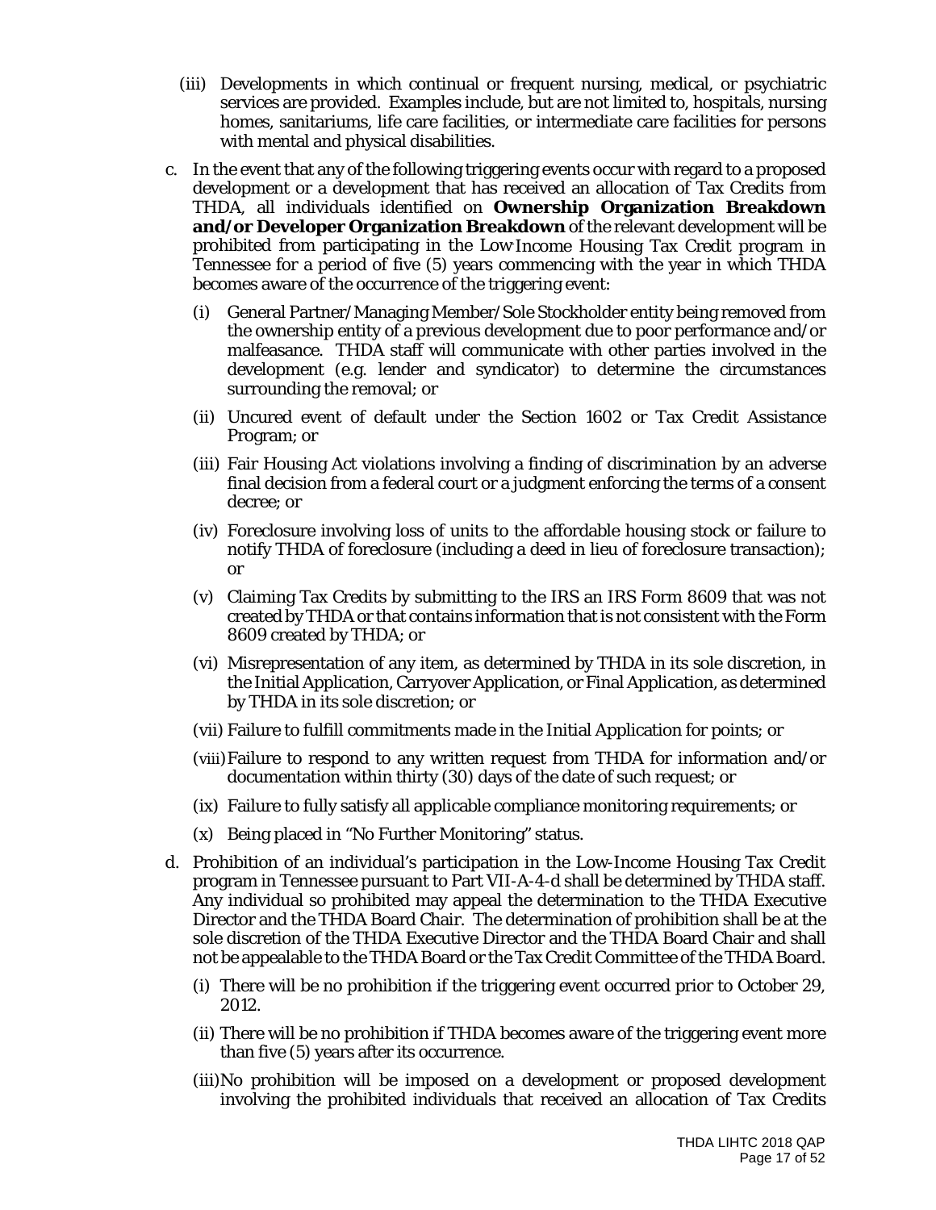(iii) Developments in which continual or frequent nursing, medical, or psychiatric services are provided. Examples include, but are not limited to, hospitals, nursing homes, sanitariums, life care facilities, or intermediate care facilities for persons with mental and physical disabilities.

c. In the event that any of the following triggering events occur with regard to a proposed development or a development that has received an allocation of Tax Credits from THDA, all individuals identified on **Ownership Organization Breakdown and/or Developer Organization Breakdown** of the relevant development will be prohibited from participating in the Low-Income Housing Tax Credit program in Tennessee for a period of five (5) years commencing with the year in which THDA becomes aware of the occurrence of the triggering event:

   (i) General Partner/Managing Member/Sole Stockholder entity being removed from the ownership entity of a previous development due to poor performance and/or malfeasance. THDA staff will communicate with other parties involved in the development (e.g. lender and syndicator) to determine the circumstances surrounding the removal; or

   (ii) Uncured event of default under the Section 1602 or Tax Credit Assistance Program; or

   (iii) Fair Housing Act violations involving a finding of discrimination by an adverse final decision from a federal court or a judgment enforcing the terms of a consent decree; or

   (iv) Foreclosure involving loss of units to the affordable housing stock or failure to notify THDA of foreclosure (including a deed in lieu of foreclosure transaction); or

   (v) Claiming Tax Credits by submitting to the IRS an IRS Form 8609 that was not created by THDA or that contains information that is not consistent with the Form 8609 created by THDA; or

   (vi) Misrepresentation of any item, as determined by THDA in its sole discretion, in the Initial Application, Carryover Application, or Final Application, as determined by THDA in its sole discretion; or

   (vii) Failure to fulfill commitments made in the Initial Application for points; or

   (viii) Failure to respond to any written request from THDA for information and/or documentation within thirty (30) days of the date of such request; or

   (ix) Failure to fully satisfy all applicable compliance monitoring requirements; or

   (x) Being placed in "No Further Monitoring" status.

d. Prohibition of an individual's participation in the Low-Income Housing Tax Credit program in Tennessee pursuant to Part VII-A-4-d shall be determined by THDA staff. Any individual so prohibited may appeal the determination to the THDA Executive Director and the THDA Board Chair. The determination of prohibition shall be at the sole discretion of the THDA Executive Director and the THDA Board Chair and shall not be appealable to the THDA Board or the Tax Credit Committee of the THDA Board.

   (i) There will be no prohibition if the triggering event occurred prior to October 29, 2012.

   (ii) There will be no prohibition if THDA becomes aware of the triggering event more than five (5) years after its occurrence.

   (iii) No prohibition will be imposed on a development or proposed development involving the prohibited individuals that received an allocation of Tax Credits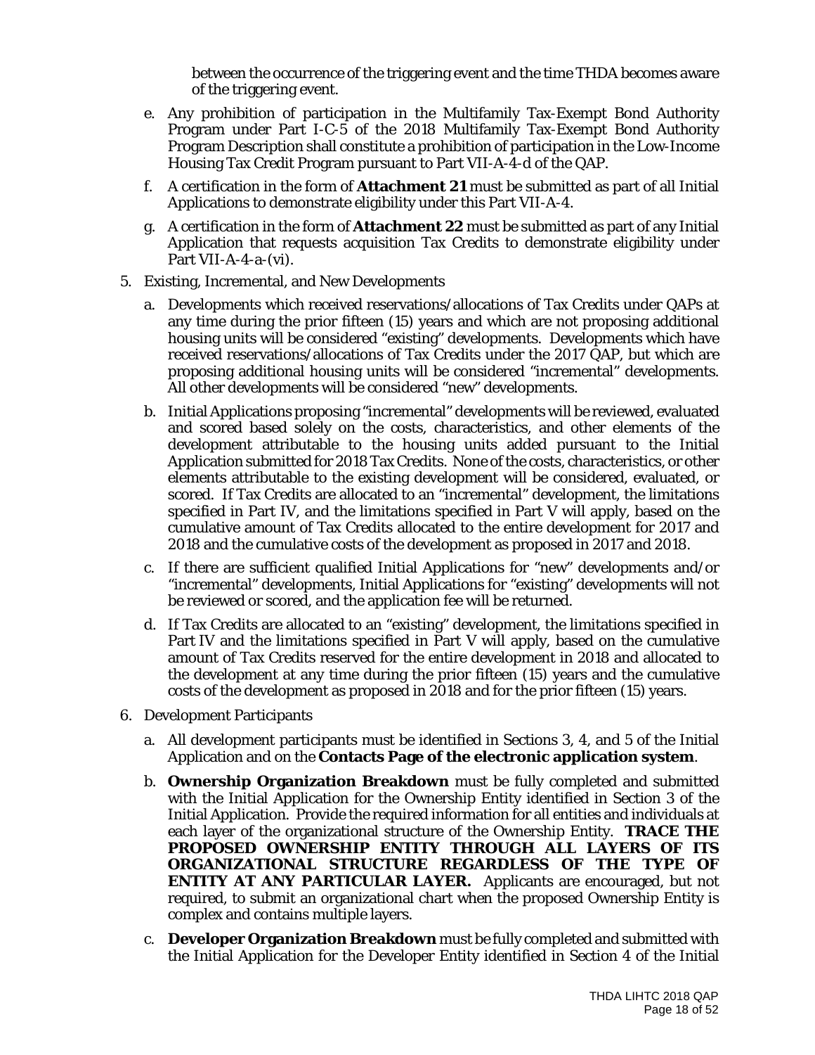between the occurrence of the triggering event and the time THDA becomes aware of the triggering event.

e. Any prohibition of participation in the Multifamily Tax-Exempt Bond Authority Program under Part I-C-5 of the 2018 Multifamily Tax-Exempt Bond Authority Program Description shall constitute a prohibition of participation in the Low-Income Housing Tax Credit Program pursuant to Part VII-A-4-d of the QAP.

f. A certification in the form of **Attachment 21** must be submitted as part of all Initial Applications to demonstrate eligibility under this Part VII-A-4.

g. A certification in the form of **Attachment 22** must be submitted as part of any Initial Application that requests acquisition Tax Credits to demonstrate eligibility under Part VII-A-4-a-(vi).

5. Existing, Incremental, and New Developments

   a. Developments which received reservations/allocations of Tax Credits under QAPs at any time during the prior fifteen (15) years and which are not proposing additional housing units will be considered "existing" developments. Developments which have received reservations/allocations of Tax Credits under the 2017 QAP, but which are proposing additional housing units will be considered "incremental" developments. All other developments will be considered "new" developments.

   b. Initial Applications proposing "incremental" developments will be reviewed, evaluated and scored based solely on the costs, characteristics, and other elements of the development attributable to the housing units added pursuant to the Initial Application submitted for 2018 Tax Credits. None of the costs, characteristics, or other elements attributable to the existing development will be considered, evaluated, or scored. If Tax Credits are allocated to an "incremental" development, the limitations specified in Part IV, and the limitations specified in Part V will apply, based on the cumulative amount of Tax Credits allocated to the entire development for 2017 and 2018 and the cumulative costs of the development as proposed in 2017 and 2018.

   c. If there are sufficient qualified Initial Applications for "new" developments and/or "incremental" developments, Initial Applications for "existing" developments will not be reviewed or scored, and the application fee will be returned.

   d. If Tax Credits are allocated to an "existing" development, the limitations specified in Part IV and the limitations specified in Part V will apply, based on the cumulative amount of Tax Credits reserved for the entire development in 2018 and allocated to the development at any time during the prior fifteen (15) years and the cumulative costs of the development as proposed in 2018 and for the prior fifteen (15) years.

6. Development Participants

   a. All development participants must be identified in Sections 3, 4, and 5 of the Initial Application and on the **Contacts Page of the electronic application system**.

   b. **Ownership Organization Breakdown** must be fully completed and submitted with the Initial Application for the Ownership Entity identified in Section 3 of the Initial Application. Provide the required information for all entities and individuals at each layer of the organizational structure of the Ownership Entity. **TRACE THE PROPOSED OWNERSHIP ENTITY THROUGH ALL LAYERS OF ITS ORGANIZATIONAL STRUCTURE REGARDLESS OF THE TYPE OF ENTITY AT ANY PARTICULAR LAYER.** Applicants are encouraged, but not required, to submit an organizational chart when the proposed Ownership Entity is complex and contains multiple layers.

   c. **Developer Organization Breakdown** must be fully completed and submitted with the Initial Application for the Developer Entity identified in Section 4 of the Initial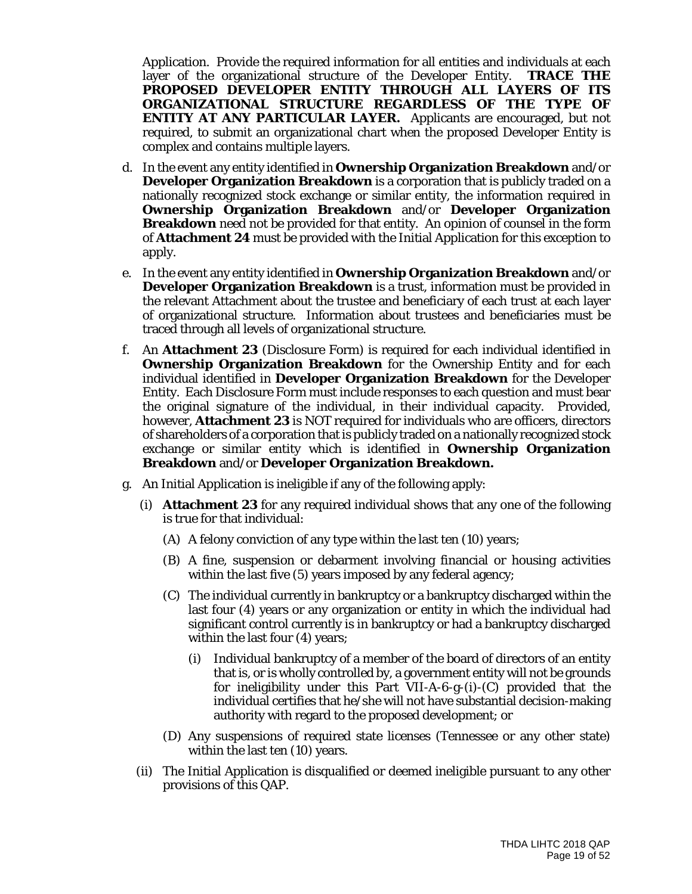Application. Provide the required information for all entities and individuals at each layer of the organizational structure of the Developer Entity. **TRACE THE PROPOSED DEVELOPER ENTITY THROUGH ALL LAYERS OF ITS ORGANIZATIONAL STRUCTURE REGARDLESS OF THE TYPE OF ENTITY AT ANY PARTICULAR LAYER.** Applicants are encouraged, but not required, to submit an organizational chart when the proposed Developer Entity is complex and contains multiple layers.

d. In the event any entity identified in **Ownership Organization Breakdown** and/or **Developer Organization Breakdown** is a corporation that is publicly traded on a nationally recognized stock exchange or similar entity, the information required in **Ownership Organization Breakdown** and/or **Developer Organization Breakdown** need not be provided for that entity. An opinion of counsel in the form of **Attachment 24** must be provided with the Initial Application for this exception to apply.

e. In the event any entity identified in **Ownership Organization Breakdown** and/or **Developer Organization Breakdown** is a trust, information must be provided in the relevant Attachment about the trustee and beneficiary of each trust at each layer of organizational structure. Information about trustees and beneficiaries must be traced through all levels of organizational structure.

f. An **Attachment 23** (Disclosure Form) is required for each individual identified in **Ownership Organization Breakdown** for the Ownership Entity and for each individual identified in **Developer Organization Breakdown** for the Developer Entity. Each Disclosure Form must include responses to each question and must bear the original signature of the individual, in their individual capacity. Provided, however, **Attachment 23** is NOT required for individuals who are officers, directors of shareholders of a corporation that is publicly traded on a nationally recognized stock exchange or similar entity which is identified in **Ownership Organization Breakdown** and/or **Developer Organization Breakdown.**

g. An Initial Application is ineligible if any of the following apply:

   (i) **Attachment 23** for any required individual shows that any one of the following is true for that individual:

      (A) A felony conviction of any type within the last ten (10) years;

      (B) A fine, suspension or debarment involving financial or housing activities within the last five (5) years imposed by any federal agency;

      (C) The individual currently in bankruptcy or a bankruptcy discharged within the last four (4) years or any organization or entity in which the individual had significant control currently is in bankruptcy or had a bankruptcy discharged within the last four (4) years;

         (i) Individual bankruptcy of a member of the board of directors of an entity that is, or is wholly controlled by, a government entity will not be grounds for ineligibility under this Part VII-A-6-g-(i)-(C) provided that the individual certifies that he/she will not have substantial decision-making authority with regard to the proposed development; or

      (D) Any suspensions of required state licenses (Tennessee or any other state) within the last ten (10) years.

   (ii) The Initial Application is disqualified or deemed ineligible pursuant to any other provisions of this QAP.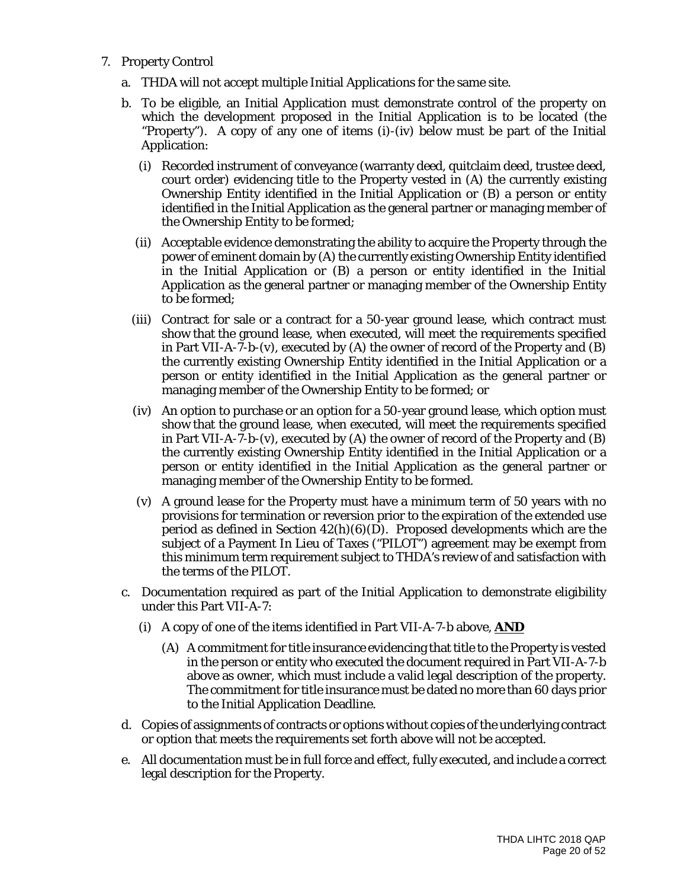7. Property Control

   a. THDA will not accept multiple Initial Applications for the same site.

   b. To be eligible, an Initial Application must demonstrate control of the property on which the development proposed in the Initial Application is to be located (the "Property"). A copy of any one of items (i)-(iv) below must be part of the Initial Application:

      (i) Recorded instrument of conveyance (warranty deed, quitclaim deed, trustee deed, court order) evidencing title to the Property vested in (A) the currently existing Ownership Entity identified in the Initial Application or (B) a person or entity identified in the Initial Application as the general partner or managing member of the Ownership Entity to be formed;

      (ii) Acceptable evidence demonstrating the ability to acquire the Property through the power of eminent domain by (A) the currently existing Ownership Entity identified in the Initial Application or (B) a person or entity identified in the Initial Application as the general partner or managing member of the Ownership Entity to be formed;

      (iii) Contract for sale or a contract for a 50-year ground lease, which contract must show that the ground lease, when executed, will meet the requirements specified in Part VII-A-7-b-(v), executed by (A) the owner of record of the Property and (B) the currently existing Ownership Entity identified in the Initial Application or a person or entity identified in the Initial Application as the general partner or managing member of the Ownership Entity to be formed; or

      (iv) An option to purchase or an option for a 50-year ground lease, which option must show that the ground lease, when executed, will meet the requirements specified in Part VII-A-7-b-(v), executed by (A) the owner of record of the Property and (B) the currently existing Ownership Entity identified in the Initial Application or a person or entity identified in the Initial Application as the general partner or managing member of the Ownership Entity to be formed.

      (v) A ground lease for the Property must have a minimum term of 50 years with no provisions for termination or reversion prior to the expiration of the extended use period as defined in Section 42(h)(6)(D). Proposed developments which are the subject of a Payment In Lieu of Taxes ("PILOT") agreement may be exempt from this minimum term requirement subject to THDA's review of and satisfaction with the terms of the PILOT.

   c. Documentation required as part of the Initial Application to demonstrate eligibility under this Part VII-A-7:

      (i) A copy of one of the items identified in Part VII-A-7-b above, **AND**

         (A) A commitment for title insurance evidencing that title to the Property is vested in the person or entity who executed the document required in Part VII-A-7-b above as owner, which must include a valid legal description of the property. The commitment for title insurance must be dated no more than 60 days prior to the Initial Application Deadline.

   d. Copies of assignments of contracts or options without copies of the underlying contract or option that meets the requirements set forth above will not be accepted.

   e. All documentation must be in full force and effect, fully executed, and include a correct legal description for the Property.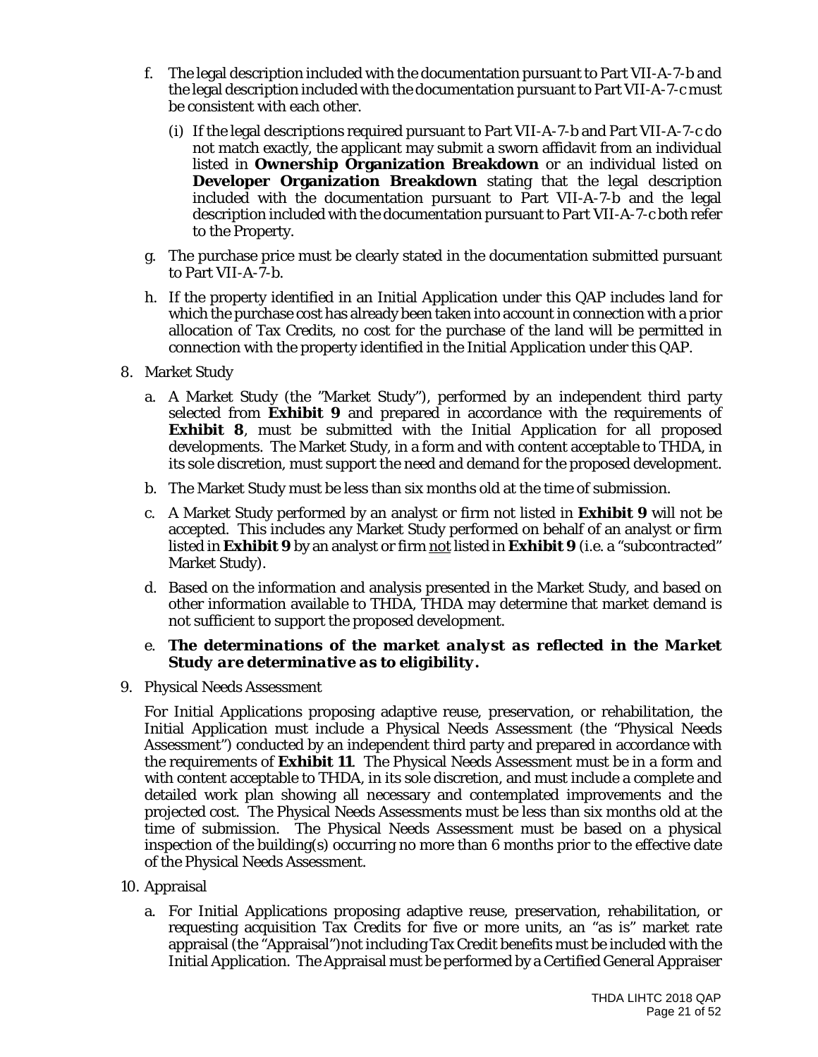f. The legal description included with the documentation pursuant to Part VII-A-7-b and the legal description included with the documentation pursuant to Part VII-A-7-c must be consistent with each other.

   (i) If the legal descriptions required pursuant to Part VII-A-7-b and Part VII-A-7-c do not match exactly, the applicant may submit a sworn affidavit from an individual listed in **Ownership Organization Breakdown** or an individual listed on **Developer Organization Breakdown** stating that the legal description included with the documentation pursuant to Part VII-A-7-b and the legal description included with the documentation pursuant to Part VII-A-7-c both refer to the Property.

g. The purchase price must be clearly stated in the documentation submitted pursuant to Part VII-A-7-b.

h. If the property identified in an Initial Application under this QAP includes land for which the purchase cost has already been taken into account in connection with a prior allocation of Tax Credits, no cost for the purchase of the land will be permitted in connection with the property identified in the Initial Application under this QAP.

8. Market Study

   a. A Market Study (the "Market Study"), performed by an independent third party selected from **Exhibit 9** and prepared in accordance with the requirements of **Exhibit 8**, must be submitted with the Initial Application for all proposed developments. The Market Study, in a form and with content acceptable to THDA, in its sole discretion, must support the need and demand for the proposed development.

   b. The Market Study must be less than six months old at the time of submission.

   c. A Market Study performed by an analyst or firm not listed in **Exhibit 9** will not be accepted. This includes any Market Study performed on behalf of an analyst or firm listed in **Exhibit 9** by an analyst or firm not listed in **Exhibit 9** (i.e. a "subcontracted" Market Study).

   d. Based on the information and analysis presented in the Market Study, and based on other information available to THDA, THDA may determine that market demand is not sufficient to support the proposed development.

   e. ***The determinations of the market analyst as reflected in the Market Study are determinative as to eligibility.***

9. Physical Needs Assessment

   For Initial Applications proposing adaptive reuse, preservation, or rehabilitation, the Initial Application must include a Physical Needs Assessment (the "Physical Needs Assessment") conducted by an independent third party and prepared in accordance with the requirements of **Exhibit 11**. The Physical Needs Assessment must be in a form and with content acceptable to THDA, in its sole discretion, and must include a complete and detailed work plan showing all necessary and contemplated improvements and the projected cost. The Physical Needs Assessments must be less than six months old at the time of submission. The Physical Needs Assessment must be based on a physical inspection of the building(s) occurring no more than 6 months prior to the effective date of the Physical Needs Assessment.

10. Appraisal

    a. For Initial Applications proposing adaptive reuse, preservation, rehabilitation, or requesting acquisition Tax Credits for five or more units, an "as is" market rate appraisal (the "Appraisal") not including Tax Credit benefits must be included with the Initial Application. The Appraisal must be performed by a Certified General Appraiser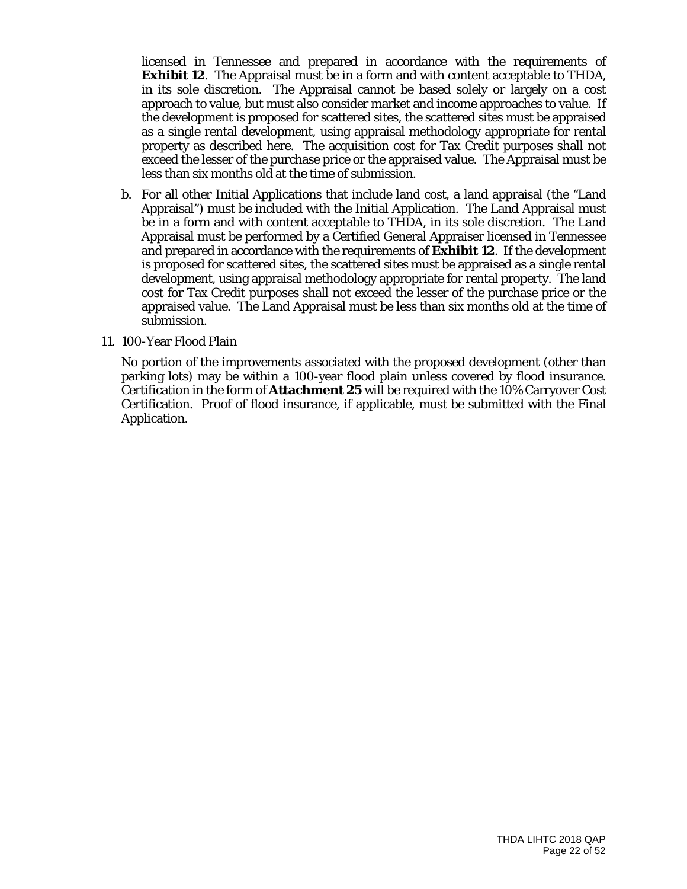licensed in Tennessee and prepared in accordance with the requirements of **Exhibit 12**. The Appraisal must be in a form and with content acceptable to THDA, in its sole discretion. The Appraisal cannot be based solely or largely on a cost approach to value, but must also consider market and income approaches to value. If the development is proposed for scattered sites, the scattered sites must be appraised as a single rental development, using appraisal methodology appropriate for rental property as described here. The acquisition cost for Tax Credit purposes shall not exceed the lesser of the purchase price or the appraised value. The Appraisal must be less than six months old at the time of submission.

b. For all other Initial Applications that include land cost, a land appraisal (the "Land Appraisal") must be included with the Initial Application. The Land Appraisal must be in a form and with content acceptable to THDA, in its sole discretion. The Land Appraisal must be performed by a Certified General Appraiser licensed in Tennessee and prepared in accordance with the requirements of **Exhibit 12**. If the development is proposed for scattered sites, the scattered sites must be appraised as a single rental development, using appraisal methodology appropriate for rental property. The land cost for Tax Credit purposes shall not exceed the lesser of the purchase price or the appraised value. The Land Appraisal must be less than six months old at the time of submission.

11. 100-Year Flood Plain

No portion of the improvements associated with the proposed development (other than parking lots) may be within a 100-year flood plain unless covered by flood insurance. Certification in the form of **Attachment 25** will be required with the 10% Carryover Cost Certification. Proof of flood insurance, if applicable, must be submitted with the Final Application.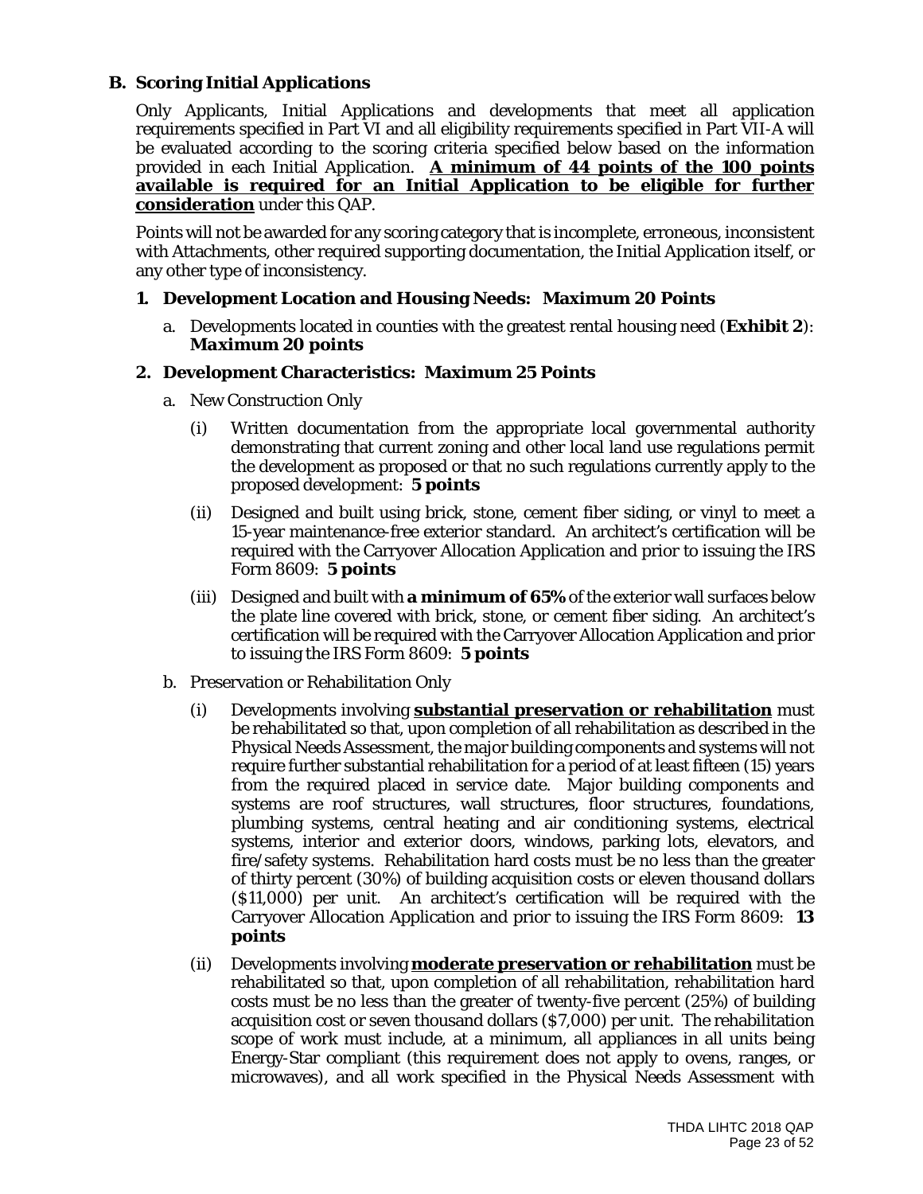## B. Scoring Initial Applications

Only Applicants, Initial Applications and developments that meet all application requirements specified in Part VI and all eligibility requirements specified in Part VII-A will be evaluated according to the scoring criteria specified below based on the information provided in each Initial Application. **A minimum of 44 points of the 100 points available is required for an Initial Application to be eligible for further consideration** under this QAP.

Points will not be awarded for any scoring category that is incomplete, erroneous, inconsistent with Attachments, other required supporting documentation, the Initial Application itself, or any other type of inconsistency.

### 1. Development Location and Housing Needs: Maximum 20 Points

a. Developments located in counties with the greatest rental housing need (**Exhibit 2**): ***Maximum 20 points***

### 2. Development Characteristics: Maximum 25 Points

a. New Construction Only

(i) Written documentation from the appropriate local governmental authority demonstrating that current zoning and other local land use regulations permit the development as proposed or that no such regulations currently apply to the proposed development: **5 points**

(ii) Designed and built using brick, stone, cement fiber siding, or vinyl to meet a 15-year maintenance-free exterior standard. An architect's certification will be required with the Carryover Allocation Application and prior to issuing the IRS Form 8609: **5 points**

(iii) Designed and built with **a minimum of 65%** of the exterior wall surfaces below the plate line covered with brick, stone, or cement fiber siding. An architect's certification will be required with the Carryover Allocation Application and prior to issuing the IRS Form 8609: **5 points**

b. Preservation or Rehabilitation Only

(i) Developments involving **substantial preservation or rehabilitation** must be rehabilitated so that, upon completion of all rehabilitation as described in the Physical Needs Assessment, the major building components and systems will not require further substantial rehabilitation for a period of at least fifteen (15) years from the required placed in service date. Major building components and systems are roof structures, wall structures, floor structures, foundations, plumbing systems, central heating and air conditioning systems, electrical systems, interior and exterior doors, windows, parking lots, elevators, and fire/safety systems. Rehabilitation hard costs must be no less than the greater of thirty percent (30%) of building acquisition costs or eleven thousand dollars ($11,000) per unit. An architect's certification will be required with the Carryover Allocation Application and prior to issuing the IRS Form 8609: **13 points**

(ii) Developments involving **moderate preservation or rehabilitation** must be rehabilitated so that, upon completion of all rehabilitation, rehabilitation hard costs must be no less than the greater of twenty-five percent (25%) of building acquisition cost or seven thousand dollars ($7,000) per unit. The rehabilitation scope of work must include, at a minimum, all appliances in all units being Energy-Star compliant (this requirement does not apply to ovens, ranges, or microwaves), and all work specified in the Physical Needs Assessment with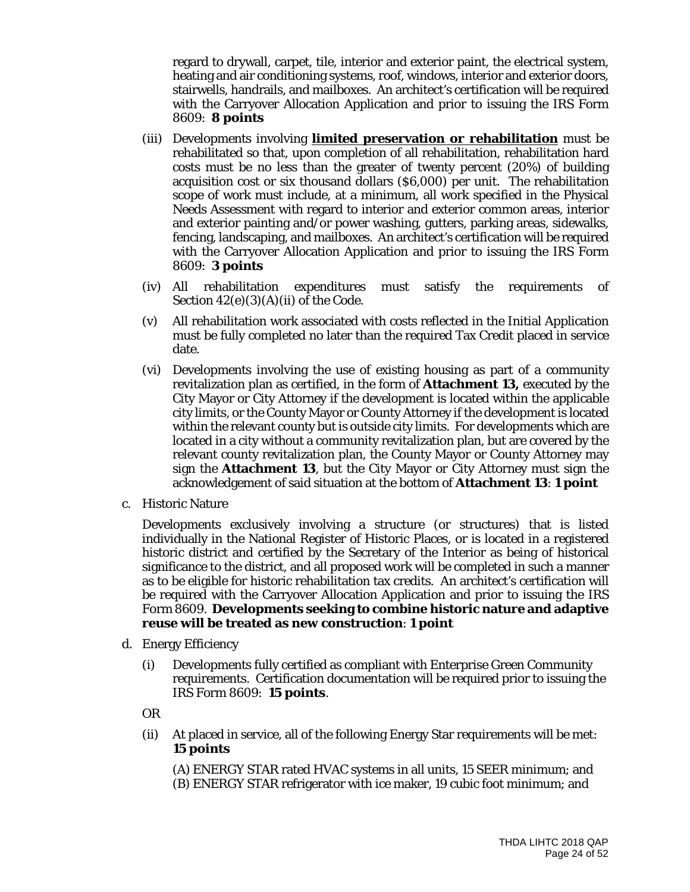regard to drywall, carpet, tile, interior and exterior paint, the electrical system, heating and air conditioning systems, roof, windows, interior and exterior doors, stairwells, handrails, and mailboxes. An architect's certification will be required with the Carryover Allocation Application and prior to issuing the IRS Form 8609: **8 points**

(iii) Developments involving **limited preservation or rehabilitation** must be rehabilitated so that, upon completion of all rehabilitation, rehabilitation hard costs must be no less than the greater of twenty percent (20%) of building acquisition cost or six thousand dollars ($6,000) per unit. The rehabilitation scope of work must include, at a minimum, all work specified in the Physical Needs Assessment with regard to interior and exterior common areas, interior and exterior painting and/or power washing, gutters, parking areas, sidewalks, fencing, landscaping, and mailboxes. An architect's certification will be required with the Carryover Allocation Application and prior to issuing the IRS Form 8609: **3 points**

(iv) All rehabilitation expenditures must satisfy the requirements of Section 42(e)(3)(A)(ii) of the Code.

(v) All rehabilitation work associated with costs reflected in the Initial Application must be fully completed no later than the required Tax Credit placed in service date.

(vi) Developments involving the use of existing housing as part of a community revitalization plan as certified, in the form of **Attachment 13,** executed by the City Mayor or City Attorney if the development is located within the applicable city limits, or the County Mayor or County Attorney if the development is located within the relevant county but is outside city limits. For developments which are located in a city without a community revitalization plan, but are covered by the relevant county revitalization plan, the County Mayor or County Attorney may sign the **Attachment 13**, but the City Mayor or City Attorney must sign the acknowledgement of said situation at the bottom of **Attachment 13**: **1 point**

c. Historic Nature

Developments exclusively involving a structure (or structures) that is listed individually in the National Register of Historic Places, or is located in a registered historic district and certified by the Secretary of the Interior as being of historical significance to the district, and all proposed work will be completed in such a manner as to be eligible for historic rehabilitation tax credits. An architect's certification will be required with the Carryover Allocation Application and prior to issuing the IRS Form 8609. **Developments seeking to combine historic nature and adaptive reuse will be treated as new construction**: **1 point**

d. Energy Efficiency

(i) Developments fully certified as compliant with Enterprise Green Community requirements. Certification documentation will be required prior to issuing the IRS Form 8609: **15 points**.

OR

(ii) At placed in service, all of the following Energy Star requirements will be met: **15 points**

(A) ENERGY STAR rated HVAC systems in all units, 15 SEER minimum; and
(B) ENERGY STAR refrigerator with ice maker, 19 cubic foot minimum; and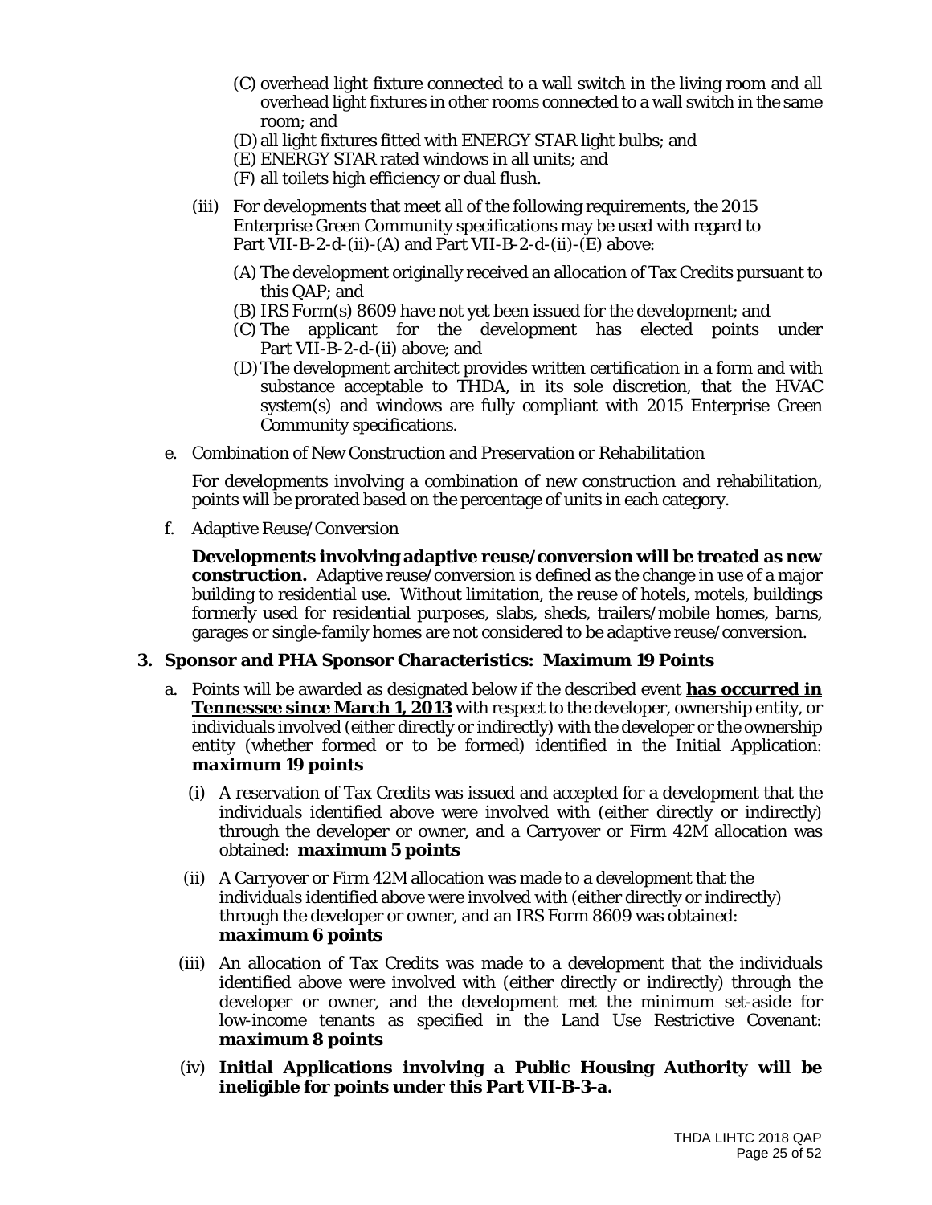(C) overhead light fixture connected to a wall switch in the living room and all overhead light fixtures in other rooms connected to a wall switch in the same room; and
(D) all light fixtures fitted with ENERGY STAR light bulbs; and
(E) ENERGY STAR rated windows in all units; and
(F) all toilets high efficiency or dual flush.

(iii) For developments that meet all of the following requirements, the 2015 Enterprise Green Community specifications may be used with regard to Part VII-B-2-d-(ii)-(A) and Part VII-B-2-d-(ii)-(E) above:

(A) The development originally received an allocation of Tax Credits pursuant to this QAP; and
(B) IRS Form(s) 8609 have not yet been issued for the development; and
(C) The applicant for the development has elected points under Part VII-B-2-d-(ii) above; and
(D) The development architect provides written certification in a form and with substance acceptable to THDA, in its sole discretion, that the HVAC system(s) and windows are fully compliant with 2015 Enterprise Green Community specifications.

e. Combination of New Construction and Preservation or Rehabilitation

For developments involving a combination of new construction and rehabilitation, points will be prorated based on the percentage of units in each category.

f. Adaptive Reuse/Conversion

**Developments involving adaptive reuse/conversion will be treated as new construction.** Adaptive reuse/conversion is defined as the change in use of a major building to residential use. Without limitation, the reuse of hotels, motels, buildings formerly used for residential purposes, slabs, sheds, trailers/mobile homes, barns, garages or single-family homes are not considered to be adaptive reuse/conversion.

**3. Sponsor and PHA Sponsor Characteristics: Maximum 19 Points**

a. Points will be awarded as designated below if the described event **has occurred in Tennessee since March 1, 2013** with respect to the developer, ownership entity, or individuals involved (either directly or indirectly) with the developer or the ownership entity (whether formed or to be formed) identified in the Initial Application: ***maximum 19 points***

(i) A reservation of Tax Credits was issued and accepted for a development that the individuals identified above were involved with (either directly or indirectly) through the developer or owner, and a Carryover or Firm 42M allocation was obtained: ***maximum 5 points***

(ii) A Carryover or Firm 42M allocation was made to a development that the individuals identified above were involved with (either directly or indirectly) through the developer or owner, and an IRS Form 8609 was obtained: ***maximum 6 points***

(iii) An allocation of Tax Credits was made to a development that the individuals identified above were involved with (either directly or indirectly) through the developer or owner, and the development met the minimum set-aside for low-income tenants as specified in the Land Use Restrictive Covenant: ***maximum 8 points***

(iv) **Initial Applications involving a Public Housing Authority will be ineligible for points under this Part VII-B-3-a.**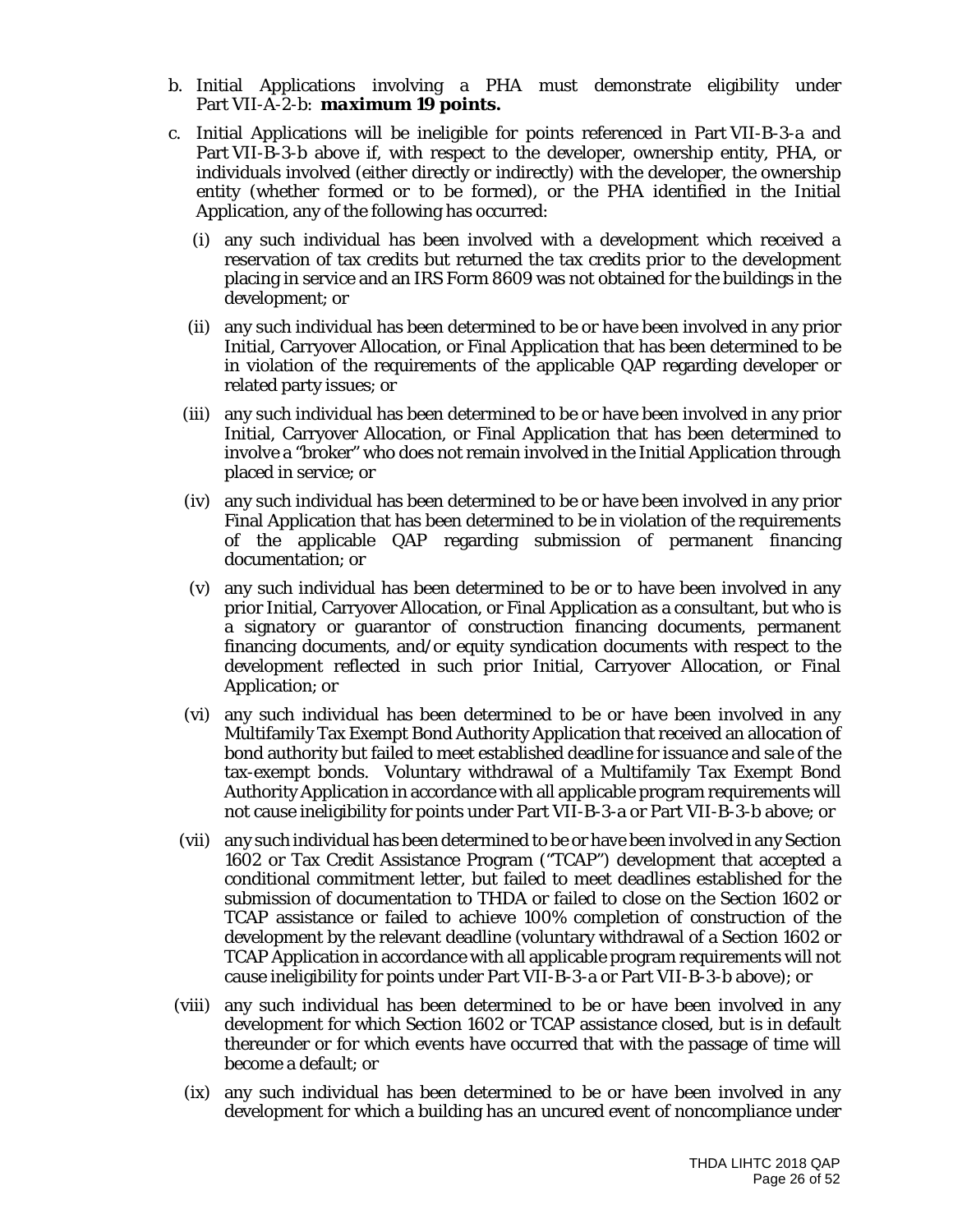b. Initial Applications involving a PHA must demonstrate eligibility under Part VII-A-2-b: ***maximum 19 points.***

c. Initial Applications will be ineligible for points referenced in Part VII-B-3-a and Part VII-B-3-b above if, with respect to the developer, ownership entity, PHA, or individuals involved (either directly or indirectly) with the developer, the ownership entity (whether formed or to be formed), or the PHA identified in the Initial Application, any of the following has occurred:

   (i) any such individual has been involved with a development which received a reservation of tax credits but returned the tax credits prior to the development placing in service and an IRS Form 8609 was not obtained for the buildings in the development; or

   (ii) any such individual has been determined to be or have been involved in any prior Initial, Carryover Allocation, or Final Application that has been determined to be in violation of the requirements of the applicable QAP regarding developer or related party issues; or

   (iii) any such individual has been determined to be or have been involved in any prior Initial, Carryover Allocation, or Final Application that has been determined to involve a "broker" who does not remain involved in the Initial Application through placed in service; or

   (iv) any such individual has been determined to be or have been involved in any prior Final Application that has been determined to be in violation of the requirements of the applicable QAP regarding submission of permanent financing documentation; or

   (v) any such individual has been determined to be or to have been involved in any prior Initial, Carryover Allocation, or Final Application as a consultant, but who is a signatory or guarantor of construction financing documents, permanent financing documents, and/or equity syndication documents with respect to the development reflected in such prior Initial, Carryover Allocation, or Final Application; or

   (vi) any such individual has been determined to be or have been involved in any Multifamily Tax Exempt Bond Authority Application that received an allocation of bond authority but failed to meet established deadline for issuance and sale of the tax-exempt bonds. Voluntary withdrawal of a Multifamily Tax Exempt Bond Authority Application in accordance with all applicable program requirements will not cause ineligibility for points under Part VII-B-3-a or Part VII-B-3-b above; or

   (vii) any such individual has been determined to be or have been involved in any Section 1602 or Tax Credit Assistance Program ("TCAP") development that accepted a conditional commitment letter, but failed to meet deadlines established for the submission of documentation to THDA or failed to close on the Section 1602 or TCAP assistance or failed to achieve 100% completion of construction of the development by the relevant deadline (voluntary withdrawal of a Section 1602 or TCAP Application in accordance with all applicable program requirements will not cause ineligibility for points under Part VII-B-3-a or Part VII-B-3-b above); or

   (viii) any such individual has been determined to be or have been involved in any development for which Section 1602 or TCAP assistance closed, but is in default thereunder or for which events have occurred that with the passage of time will become a default; or

   (ix) any such individual has been determined to be or have been involved in any development for which a building has an uncured event of noncompliance under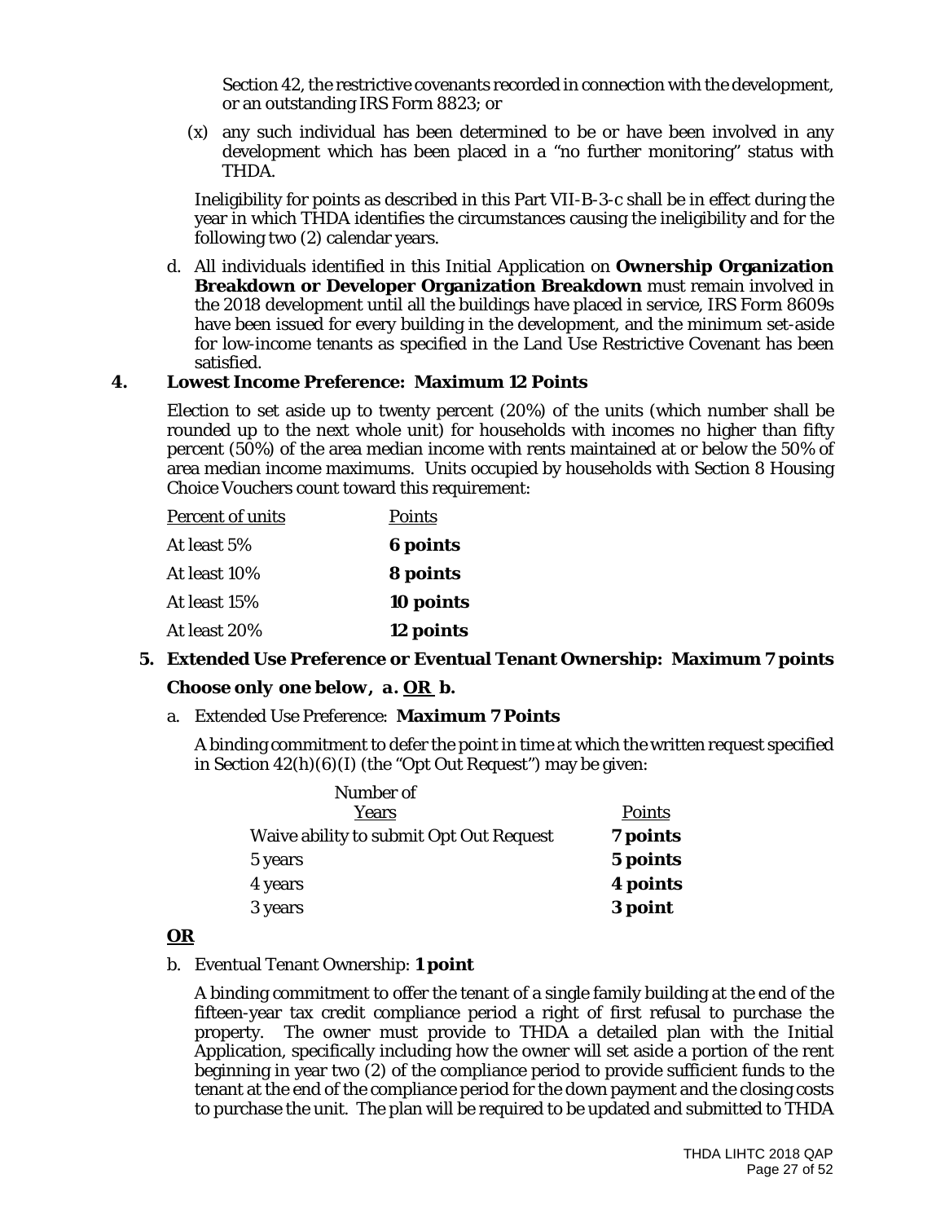Section 42, the restrictive covenants recorded in connection with the development, or an outstanding IRS Form 8823; or

(x) any such individual has been determined to be or have been involved in any development which has been placed in a "no further monitoring" status with THDA.

Ineligibility for points as described in this Part VII-B-3-c shall be in effect during the year in which THDA identifies the circumstances causing the ineligibility and for the following two (2) calendar years.

d. All individuals identified in this Initial Application on **Ownership Organization Breakdown or Developer Organization Breakdown** must remain involved in the 2018 development until all the buildings have placed in service, IRS Form 8609s have been issued for every building in the development, and the minimum set-aside for low-income tenants as specified in the Land Use Restrictive Covenant has been satisfied.

## 4. Lowest Income Preference: Maximum 12 Points

Election to set aside up to twenty percent (20%) of the units (which number shall be rounded up to the next whole unit) for households with incomes no higher than fifty percent (50%) of the area median income with rents maintained at or below the 50% of area median income maximums. Units occupied by households with Section 8 Housing Choice Vouchers count toward this requirement:

| Percent of units | Points |
|---|---|
| At least 5% | **6 points** |
| At least 10% | **8 points** |
| At least 15% | **10 points** |
| At least 20% | **12 points** |

## 5. Extended Use Preference or Eventual Tenant Ownership: Maximum 7 points

**Choose only one below, a. OR b.**

a. Extended Use Preference: **Maximum 7 Points**

A binding commitment to defer the point in time at which the written request specified in Section 42(h)(6)(I) (the "Opt Out Request") may be given:

| Number of Years | Points |
|---|---|
| Waive ability to submit Opt Out Request | **7 points** |
| 5 years | **5 points** |
| 4 years | **4 points** |
| 3 years | **3 point** |

**OR**

b. Eventual Tenant Ownership: **1 point**

A binding commitment to offer the tenant of a single family building at the end of the fifteen-year tax credit compliance period a right of first refusal to purchase the property. The owner must provide to THDA a detailed plan with the Initial Application, specifically including how the owner will set aside a portion of the rent beginning in year two (2) of the compliance period to provide sufficient funds to the tenant at the end of the compliance period for the down payment and the closing costs to purchase the unit. The plan will be required to be updated and submitted to THDA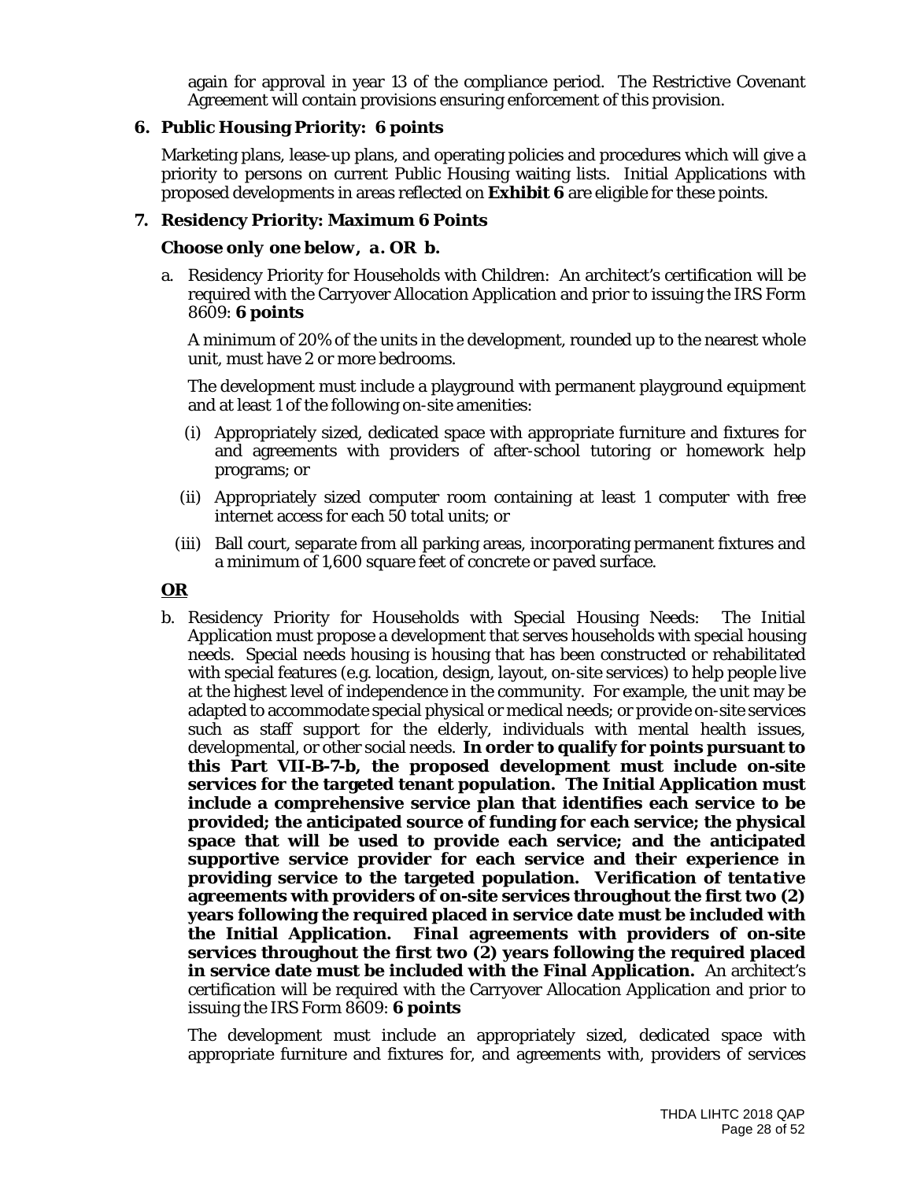again for approval in year 13 of the compliance period. The Restrictive Covenant Agreement will contain provisions ensuring enforcement of this provision.

**6. Public Housing Priority: 6 points**

Marketing plans, lease-up plans, and operating policies and procedures which will give a priority to persons on current Public Housing waiting lists. Initial Applications with proposed developments in areas reflected on **Exhibit 6** are eligible for these points.

**7. Residency Priority: Maximum 6 Points**

***Choose only one below, a. OR b.***

a. Residency Priority for Households with Children: An architect's certification will be required with the Carryover Allocation Application and prior to issuing the IRS Form 8609: **6 points**

A minimum of 20% of the units in the development, rounded up to the nearest whole unit, must have 2 or more bedrooms.

The development must include a playground with permanent playground equipment and at least 1 of the following on-site amenities:

(i) Appropriately sized, dedicated space with appropriate furniture and fixtures for and agreements with providers of after-school tutoring or homework help programs; or

(ii) Appropriately sized computer room containing at least 1 computer with free internet access for each 50 total units; or

(iii) Ball court, separate from all parking areas, incorporating permanent fixtures and a minimum of 1,600 square feet of concrete or paved surface.

**OR**

b. Residency Priority for Households with Special Housing Needs: The Initial Application must propose a development that serves households with special housing needs. Special needs housing is housing that has been constructed or rehabilitated with special features (e.g. location, design, layout, on-site services) to help people live at the highest level of independence in the community. For example, the unit may be adapted to accommodate special physical or medical needs; or provide on-site services such as staff support for the elderly, individuals with mental health issues, developmental, or other social needs. **In order to qualify for points pursuant to this Part VII-B-7-b, the proposed development must include on-site services for the targeted tenant population. The Initial Application must include a comprehensive service plan that identifies each service to be provided; the anticipated source of funding for each service; the physical space that will be used to provide each service; and the anticipated supportive service provider for each service and their experience in providing service to the targeted population. Verification of *tentative* agreements with providers of on-site services throughout the first two (2) years following the required placed in service date must be included with the Initial Application. *Final* agreements with providers of on-site services throughout the first two (2) years following the required placed in service date must be included with the Final Application.** An architect's certification will be required with the Carryover Allocation Application and prior to issuing the IRS Form 8609: **6 points**

The development must include an appropriately sized, dedicated space with appropriate furniture and fixtures for, and agreements with, providers of services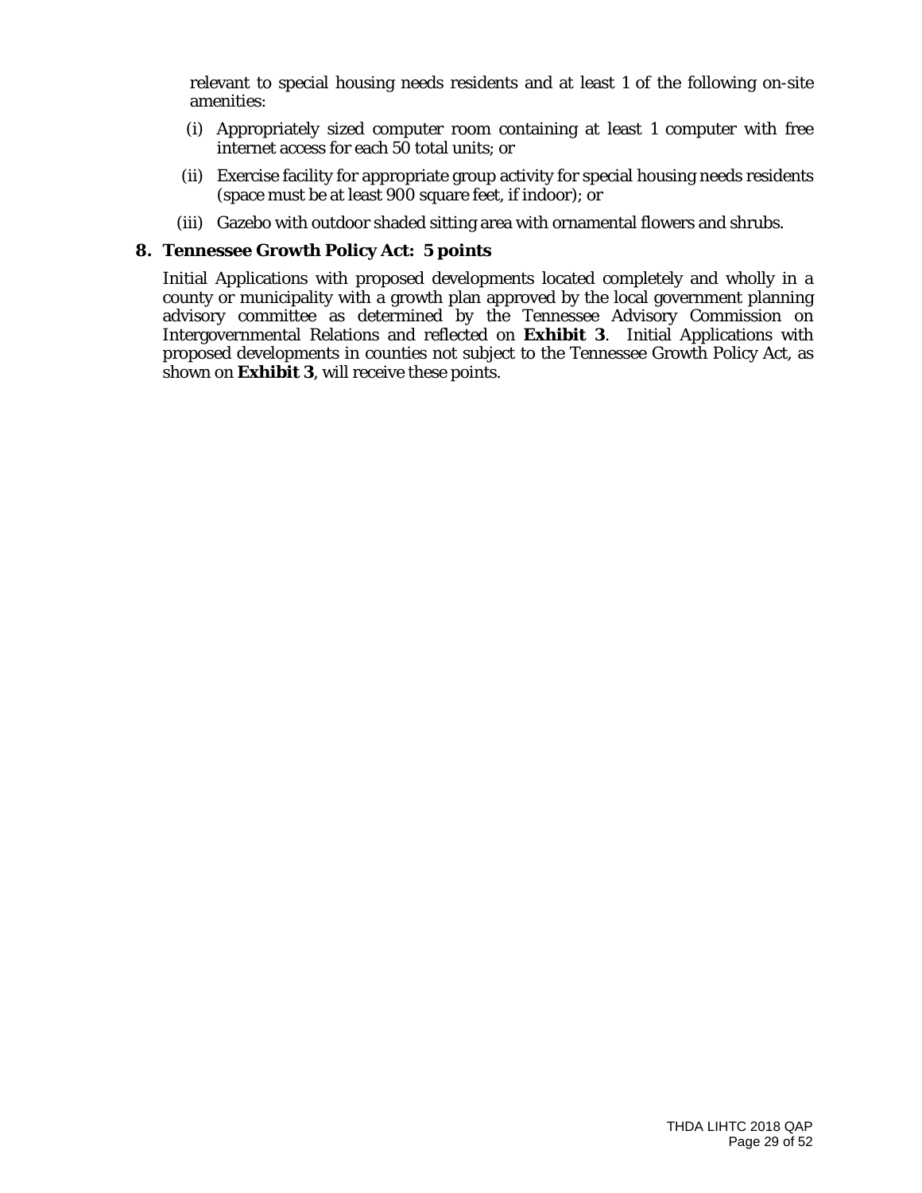relevant to special housing needs residents and at least 1 of the following on-site amenities:

(i) Appropriately sized computer room containing at least 1 computer with free internet access for each 50 total units; or

(ii) Exercise facility for appropriate group activity for special housing needs residents (space must be at least 900 square feet, if indoor); or

(iii) Gazebo with outdoor shaded sitting area with ornamental flowers and shrubs.

**8. Tennessee Growth Policy Act: 5 points**

Initial Applications with proposed developments located completely and wholly in a county or municipality with a growth plan approved by the local government planning advisory committee as determined by the Tennessee Advisory Commission on Intergovernmental Relations and reflected on **Exhibit 3**. Initial Applications with proposed developments in counties not subject to the Tennessee Growth Policy Act, as shown on **Exhibit 3**, will receive these points.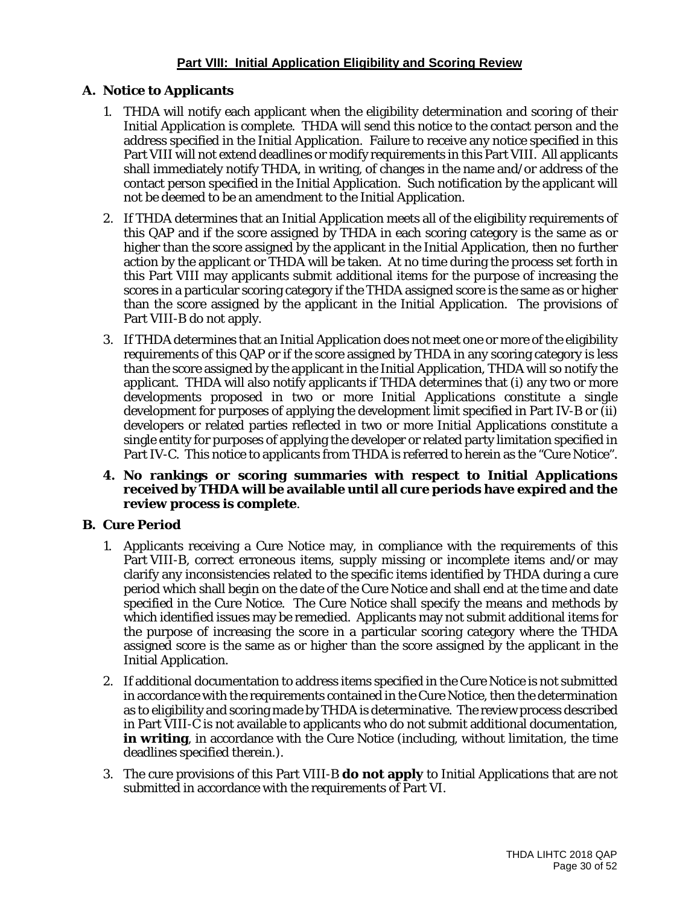## Part VIII: Initial Application Eligibility and Scoring Review

### A. Notice to Applicants

1. THDA will notify each applicant when the eligibility determination and scoring of their Initial Application is complete. THDA will send this notice to the contact person and the address specified in the Initial Application. Failure to receive any notice specified in this Part VIII will not extend deadlines or modify requirements in this Part VIII. All applicants shall immediately notify THDA, in writing, of changes in the name and/or address of the contact person specified in the Initial Application. Such notification by the applicant will not be deemed to be an amendment to the Initial Application.
2. If THDA determines that an Initial Application meets all of the eligibility requirements of this QAP and if the score assigned by THDA in each scoring category is the same as or higher than the score assigned by the applicant in the Initial Application, then no further action by the applicant or THDA will be taken. At no time during the process set forth in this Part VIII may applicants submit additional items for the purpose of increasing the scores in a particular scoring category if the THDA assigned score is the same as or higher than the score assigned by the applicant in the Initial Application. The provisions of Part VIII-B do not apply.
3. If THDA determines that an Initial Application does not meet one or more of the eligibility requirements of this QAP or if the score assigned by THDA in any scoring category is less than the score assigned by the applicant in the Initial Application, THDA will so notify the applicant. THDA will also notify applicants if THDA determines that (i) any two or more developments proposed in two or more Initial Applications constitute a single development for purposes of applying the development limit specified in Part IV-B or (ii) developers or related parties reflected in two or more Initial Applications constitute a single entity for purposes of applying the developer or related party limitation specified in Part IV-C. This notice to applicants from THDA is referred to herein as the "Cure Notice".
4. **No rankings or scoring summaries with respect to Initial Applications received by THDA will be available until all cure periods have expired and the review process is complete**.

### B. Cure Period

1. Applicants receiving a Cure Notice may, in compliance with the requirements of this Part VIII-B, correct erroneous items, supply missing or incomplete items and/or may clarify any inconsistencies related to the specific items identified by THDA during a cure period which shall begin on the date of the Cure Notice and shall end at the time and date specified in the Cure Notice. The Cure Notice shall specify the means and methods by which identified issues may be remedied. Applicants may not submit additional items for the purpose of increasing the score in a particular scoring category where the THDA assigned score is the same as or higher than the score assigned by the applicant in the Initial Application.
2. If additional documentation to address items specified in the Cure Notice is not submitted in accordance with the requirements contained in the Cure Notice, then the determination as to eligibility and scoring made by THDA is determinative. The review process described in Part VIII-C is not available to applicants who do not submit additional documentation, **in writing**, in accordance with the Cure Notice (including, without limitation, the time deadlines specified therein.).
3. The cure provisions of this Part VIII-B **do not apply** to Initial Applications that are not submitted in accordance with the requirements of Part VI.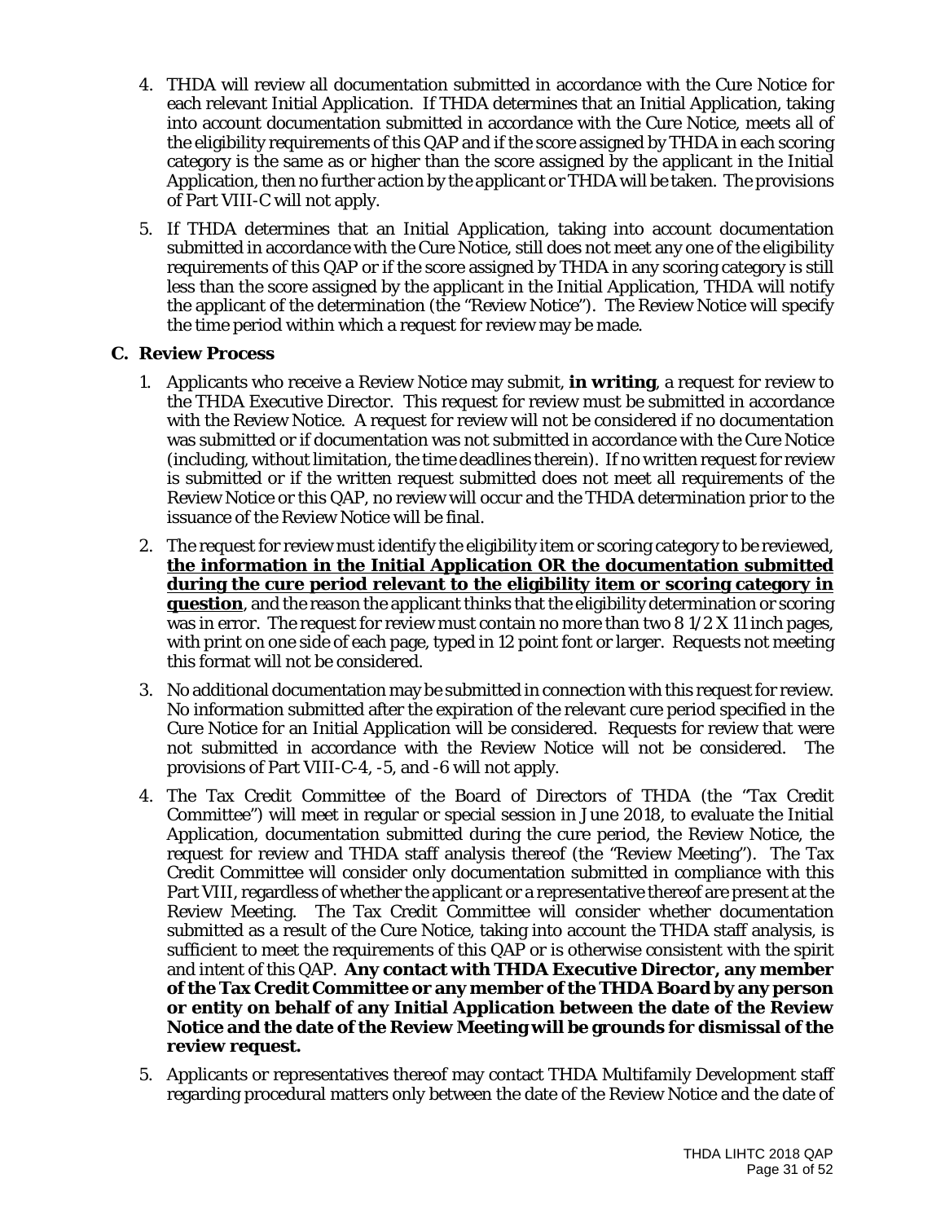4. THDA will review all documentation submitted in accordance with the Cure Notice for each relevant Initial Application. If THDA determines that an Initial Application, taking into account documentation submitted in accordance with the Cure Notice, meets all of the eligibility requirements of this QAP and if the score assigned by THDA in each scoring category is the same as or higher than the score assigned by the applicant in the Initial Application, then no further action by the applicant or THDA will be taken. The provisions of Part VIII-C will not apply.

5. If THDA determines that an Initial Application, taking into account documentation submitted in accordance with the Cure Notice, still does not meet any one of the eligibility requirements of this QAP or if the score assigned by THDA in any scoring category is still less than the score assigned by the applicant in the Initial Application, THDA will notify the applicant of the determination (the "Review Notice"). The Review Notice will specify the time period within which a request for review may be made.

**C. Review Process**

1. Applicants who receive a Review Notice may submit, **in writing**, a request for review to the THDA Executive Director. This request for review must be submitted in accordance with the Review Notice. A request for review will not be considered if no documentation was submitted or if documentation was not submitted in accordance with the Cure Notice (including, without limitation, the time deadlines therein). If no written request for review is submitted or if the written request submitted does not meet all requirements of the Review Notice or this QAP, no review will occur and the THDA determination prior to the issuance of the Review Notice will be final.

2. The request for review must identify the eligibility item or scoring category to be reviewed, **the information in the Initial Application OR the documentation submitted during the cure period relevant to the eligibility item or scoring category in question**, and the reason the applicant thinks that the eligibility determination or scoring was in error. The request for review must contain no more than two 8 1/2 X 11 inch pages, with print on one side of each page, typed in 12 point font or larger. Requests not meeting this format will not be considered.

3. No additional documentation may be submitted in connection with this request for review. No information submitted after the expiration of the relevant cure period specified in the Cure Notice for an Initial Application will be considered. Requests for review that were not submitted in accordance with the Review Notice will not be considered. The provisions of Part VIII-C-4, -5, and -6 will not apply.

4. The Tax Credit Committee of the Board of Directors of THDA (the "Tax Credit Committee") will meet in regular or special session in June 2018, to evaluate the Initial Application, documentation submitted during the cure period, the Review Notice, the request for review and THDA staff analysis thereof (the "Review Meeting"). The Tax Credit Committee will consider only documentation submitted in compliance with this Part VIII, regardless of whether the applicant or a representative thereof are present at the Review Meeting. The Tax Credit Committee will consider whether documentation submitted as a result of the Cure Notice, taking into account the THDA staff analysis, is sufficient to meet the requirements of this QAP or is otherwise consistent with the spirit and intent of this QAP. **Any contact with THDA Executive Director, any member of the Tax Credit Committee or any member of the THDA Board by any person or entity on behalf of any Initial Application between the date of the Review Notice and the date of the Review Meeting will be grounds for dismissal of the review request.**

5. Applicants or representatives thereof may contact THDA Multifamily Development staff regarding procedural matters only between the date of the Review Notice and the date of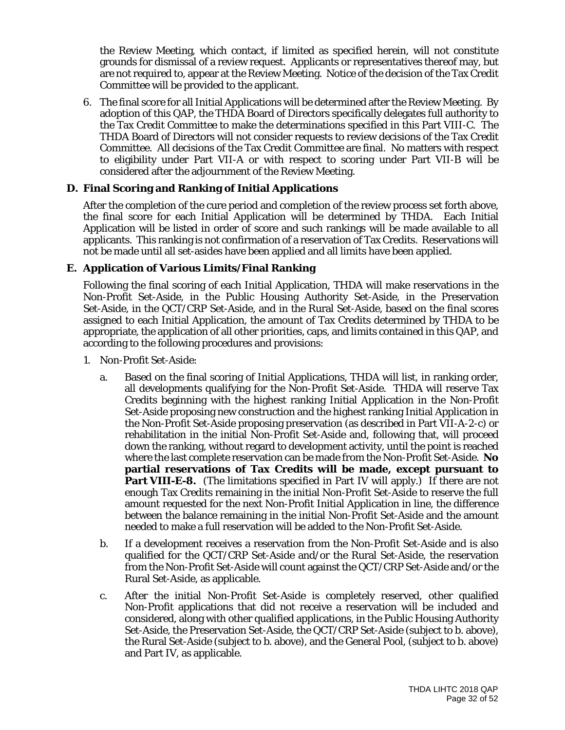the Review Meeting, which contact, if limited as specified herein, will not constitute grounds for dismissal of a review request. Applicants or representatives thereof may, but are not required to, appear at the Review Meeting. Notice of the decision of the Tax Credit Committee will be provided to the applicant.

6. The final score for all Initial Applications will be determined after the Review Meeting. By adoption of this QAP, the THDA Board of Directors specifically delegates full authority to the Tax Credit Committee to make the determinations specified in this Part VIII-C. The THDA Board of Directors will not consider requests to review decisions of the Tax Credit Committee. All decisions of the Tax Credit Committee are final. No matters with respect to eligibility under Part VII-A or with respect to scoring under Part VII-B will be considered after the adjournment of the Review Meeting.

### D. Final Scoring and Ranking of Initial Applications

After the completion of the cure period and completion of the review process set forth above, the final score for each Initial Application will be determined by THDA. Each Initial Application will be listed in order of score and such rankings will be made available to all applicants. This ranking is not confirmation of a reservation of Tax Credits. Reservations will not be made until all set-asides have been applied and all limits have been applied.

### E. Application of Various Limits/Final Ranking

Following the final scoring of each Initial Application, THDA will make reservations in the Non-Profit Set-Aside, in the Public Housing Authority Set-Aside, in the Preservation Set-Aside, in the QCT/CRP Set-Aside, and in the Rural Set-Aside, based on the final scores assigned to each Initial Application, the amount of Tax Credits determined by THDA to be appropriate, the application of all other priorities, caps, and limits contained in this QAP, and according to the following procedures and provisions:

1. Non-Profit Set-Aside:

   a. Based on the final scoring of Initial Applications, THDA will list, in ranking order, all developments qualifying for the Non-Profit Set-Aside. THDA will reserve Tax Credits beginning with the highest ranking Initial Application in the Non-Profit Set-Aside proposing new construction and the highest ranking Initial Application in the Non-Profit Set-Aside proposing preservation (as described in Part VII-A-2-c) or rehabilitation in the initial Non-Profit Set-Aside and, following that, will proceed down the ranking, without regard to development activity, until the point is reached where the last complete reservation can be made from the Non-Profit Set-Aside. **No partial reservations of Tax Credits will be made, except pursuant to Part VIII-E-8.** (The limitations specified in Part IV will apply.) If there are not enough Tax Credits remaining in the initial Non-Profit Set-Aside to reserve the full amount requested for the next Non-Profit Initial Application in line, the difference between the balance remaining in the initial Non-Profit Set-Aside and the amount needed to make a full reservation will be added to the Non-Profit Set-Aside.

   b. If a development receives a reservation from the Non-Profit Set-Aside and is also qualified for the QCT/CRP Set-Aside and/or the Rural Set-Aside, the reservation from the Non-Profit Set-Aside will count against the QCT/CRP Set-Aside and/or the Rural Set-Aside, as applicable.

   c. After the initial Non-Profit Set-Aside is completely reserved, other qualified Non-Profit applications that did not receive a reservation will be included and considered, along with other qualified applications, in the Public Housing Authority Set-Aside, the Preservation Set-Aside, the QCT/CRP Set-Aside (subject to b. above), the Rural Set-Aside (subject to b. above), and the General Pool, (subject to b. above) and Part IV, as applicable.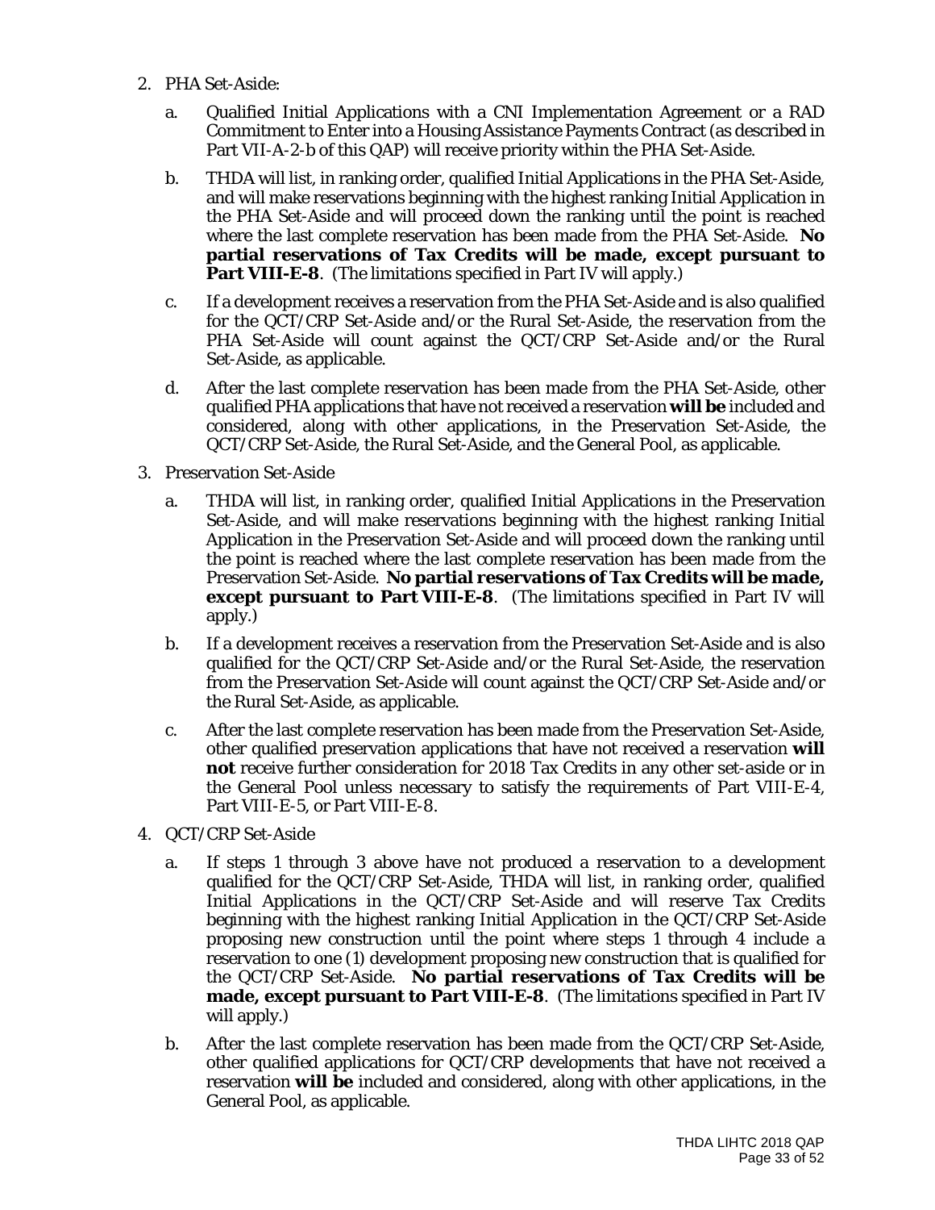2. PHA Set-Aside:

   a. Qualified Initial Applications with a CNI Implementation Agreement or a RAD Commitment to Enter into a Housing Assistance Payments Contract (as described in Part VII-A-2-b of this QAP) will receive priority within the PHA Set-Aside.

   b. THDA will list, in ranking order, qualified Initial Applications in the PHA Set-Aside, and will make reservations beginning with the highest ranking Initial Application in the PHA Set-Aside and will proceed down the ranking until the point is reached where the last complete reservation has been made from the PHA Set-Aside. **No partial reservations of Tax Credits will be made, except pursuant to Part VIII-E-8**. (The limitations specified in Part IV will apply.)

   c. If a development receives a reservation from the PHA Set-Aside and is also qualified for the QCT/CRP Set-Aside and/or the Rural Set-Aside, the reservation from the PHA Set-Aside will count against the QCT/CRP Set-Aside and/or the Rural Set-Aside, as applicable.

   d. After the last complete reservation has been made from the PHA Set-Aside, other qualified PHA applications that have not received a reservation **will be** included and considered, along with other applications, in the Preservation Set-Aside, the QCT/CRP Set-Aside, the Rural Set-Aside, and the General Pool, as applicable.

3. Preservation Set-Aside

   a. THDA will list, in ranking order, qualified Initial Applications in the Preservation Set-Aside, and will make reservations beginning with the highest ranking Initial Application in the Preservation Set-Aside and will proceed down the ranking until the point is reached where the last complete reservation has been made from the Preservation Set-Aside. **No partial reservations of Tax Credits will be made, except pursuant to Part VIII-E-8**. (The limitations specified in Part IV will apply.)

   b. If a development receives a reservation from the Preservation Set-Aside and is also qualified for the QCT/CRP Set-Aside and/or the Rural Set-Aside, the reservation from the Preservation Set-Aside will count against the QCT/CRP Set-Aside and/or the Rural Set-Aside, as applicable.

   c. After the last complete reservation has been made from the Preservation Set-Aside, other qualified preservation applications that have not received a reservation **will not** receive further consideration for 2018 Tax Credits in any other set-aside or in the General Pool unless necessary to satisfy the requirements of Part VIII-E-4, Part VIII-E-5, or Part VIII-E-8.

4. QCT/CRP Set-Aside

   a. If steps 1 through 3 above have not produced a reservation to a development qualified for the QCT/CRP Set-Aside, THDA will list, in ranking order, qualified Initial Applications in the QCT/CRP Set-Aside and will reserve Tax Credits beginning with the highest ranking Initial Application in the QCT/CRP Set-Aside proposing new construction until the point where steps 1 through 4 include a reservation to one (1) development proposing new construction that is qualified for the QCT/CRP Set-Aside. **No partial reservations of Tax Credits will be made, except pursuant to Part VIII-E-8**. (The limitations specified in Part IV will apply.)

   b. After the last complete reservation has been made from the QCT/CRP Set-Aside, other qualified applications for QCT/CRP developments that have not received a reservation **will be** included and considered, along with other applications, in the General Pool, as applicable.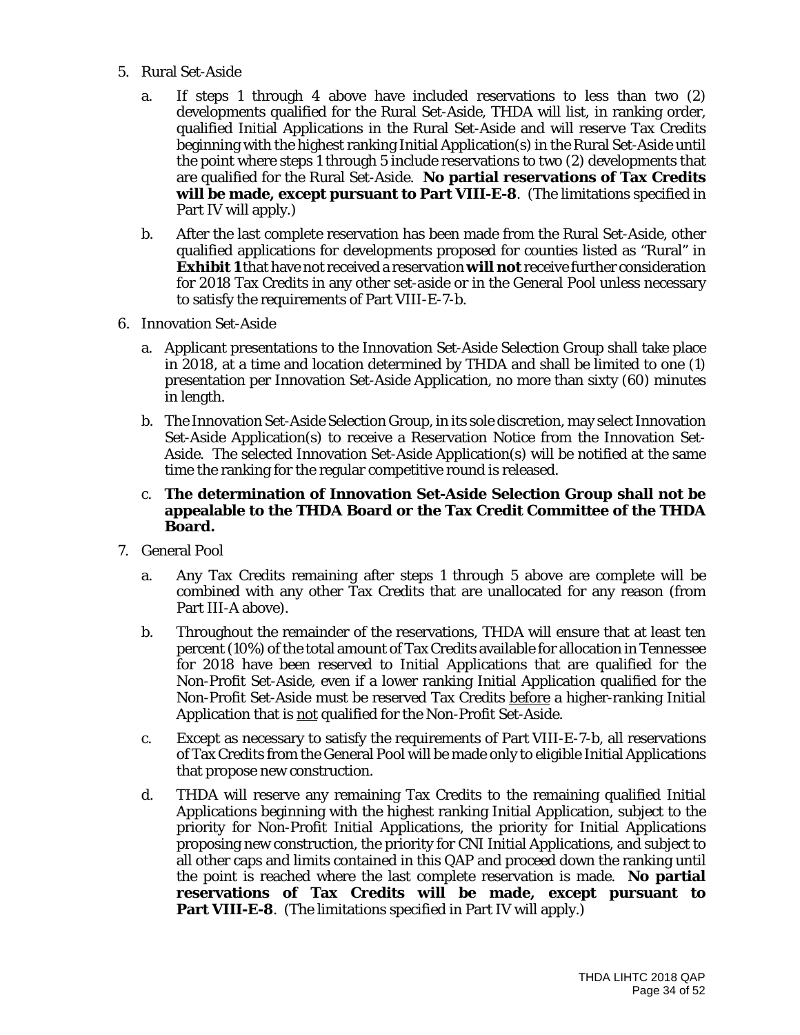5. Rural Set-Aside

   a. If steps 1 through 4 above have included reservations to less than two (2) developments qualified for the Rural Set-Aside, THDA will list, in ranking order, qualified Initial Applications in the Rural Set-Aside and will reserve Tax Credits beginning with the highest ranking Initial Application(s) in the Rural Set-Aside until the point where steps 1 through 5 include reservations to two (2) developments that are qualified for the Rural Set-Aside. **No partial reservations of Tax Credits will be made, except pursuant to Part VIII-E-8**. (The limitations specified in Part IV will apply.)

   b. After the last complete reservation has been made from the Rural Set-Aside, other qualified applications for developments proposed for counties listed as "Rural" in **Exhibit 1** that have not received a reservation **will not** receive further consideration for 2018 Tax Credits in any other set-aside or in the General Pool unless necessary to satisfy the requirements of Part VIII-E-7-b.

6. Innovation Set-Aside

   a. Applicant presentations to the Innovation Set-Aside Selection Group shall take place in 2018, at a time and location determined by THDA and shall be limited to one (1) presentation per Innovation Set-Aside Application, no more than sixty (60) minutes in length.

   b. The Innovation Set-Aside Selection Group, in its sole discretion, may select Innovation Set-Aside Application(s) to receive a Reservation Notice from the Innovation Set-Aside. The selected Innovation Set-Aside Application(s) will be notified at the same time the ranking for the regular competitive round is released.

   c. **The determination of Innovation Set-Aside Selection Group shall not be appealable to the THDA Board or the Tax Credit Committee of the THDA Board.**

7. General Pool

   a. Any Tax Credits remaining after steps 1 through 5 above are complete will be combined with any other Tax Credits that are unallocated for any reason (from Part III-A above).

   b. Throughout the remainder of the reservations, THDA will ensure that at least ten percent (10%) of the total amount of Tax Credits available for allocation in Tennessee for 2018 have been reserved to Initial Applications that are qualified for the Non-Profit Set-Aside, even if a lower ranking Initial Application qualified for the Non-Profit Set-Aside must be reserved Tax Credits <u>before</u> a higher-ranking Initial Application that is <u>not</u> qualified for the Non-Profit Set-Aside.

   c. Except as necessary to satisfy the requirements of Part VIII-E-7-b, all reservations of Tax Credits from the General Pool will be made only to eligible Initial Applications that propose new construction.

   d. THDA will reserve any remaining Tax Credits to the remaining qualified Initial Applications beginning with the highest ranking Initial Application, subject to the priority for Non-Profit Initial Applications, the priority for Initial Applications proposing new construction, the priority for CNI Initial Applications, and subject to all other caps and limits contained in this QAP and proceed down the ranking until the point is reached where the last complete reservation is made. **No partial reservations of Tax Credits will be made, except pursuant to Part VIII-E-8**. (The limitations specified in Part IV will apply.)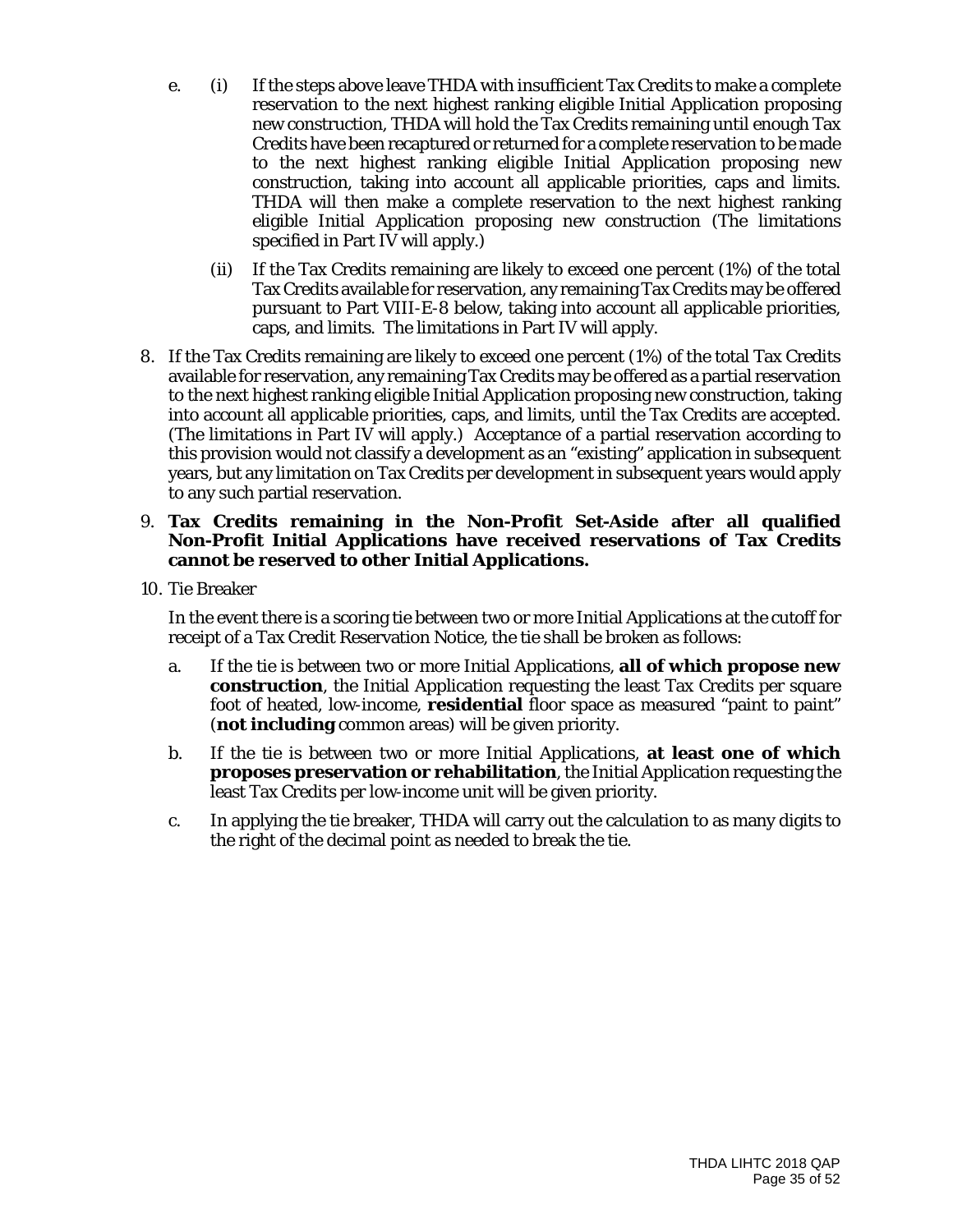e. (i) If the steps above leave THDA with insufficient Tax Credits to make a complete reservation to the next highest ranking eligible Initial Application proposing new construction, THDA will hold the Tax Credits remaining until enough Tax Credits have been recaptured or returned for a complete reservation to be made to the next highest ranking eligible Initial Application proposing new construction, taking into account all applicable priorities, caps and limits. THDA will then make a complete reservation to the next highest ranking eligible Initial Application proposing new construction (The limitations specified in Part IV will apply.)

   (ii) If the Tax Credits remaining are likely to exceed one percent (1%) of the total Tax Credits available for reservation, any remaining Tax Credits may be offered pursuant to Part VIII-E-8 below, taking into account all applicable priorities, caps, and limits. The limitations in Part IV will apply.

8. If the Tax Credits remaining are likely to exceed one percent (1%) of the total Tax Credits available for reservation, any remaining Tax Credits may be offered as a partial reservation to the next highest ranking eligible Initial Application proposing new construction, taking into account all applicable priorities, caps, and limits, until the Tax Credits are accepted. (The limitations in Part IV will apply.) Acceptance of a partial reservation according to this provision would not classify a development as an "existing" application in subsequent years, but any limitation on Tax Credits per development in subsequent years would apply to any such partial reservation.

9. **Tax Credits remaining in the Non-Profit Set-Aside after all qualified Non-Profit Initial Applications have received reservations of Tax Credits cannot be reserved to other Initial Applications.**

10. Tie Breaker

    In the event there is a scoring tie between two or more Initial Applications at the cutoff for receipt of a Tax Credit Reservation Notice, the tie shall be broken as follows:

    a. If the tie is between two or more Initial Applications, **all of which propose new construction**, the Initial Application requesting the least Tax Credits per square foot of heated, low-income, **residential** floor space as measured "paint to paint" (**not including** common areas) will be given priority.

    b. If the tie is between two or more Initial Applications, **at least one of which proposes preservation or rehabilitation**, the Initial Application requesting the least Tax Credits per low-income unit will be given priority.

    c. In applying the tie breaker, THDA will carry out the calculation to as many digits to the right of the decimal point as needed to break the tie.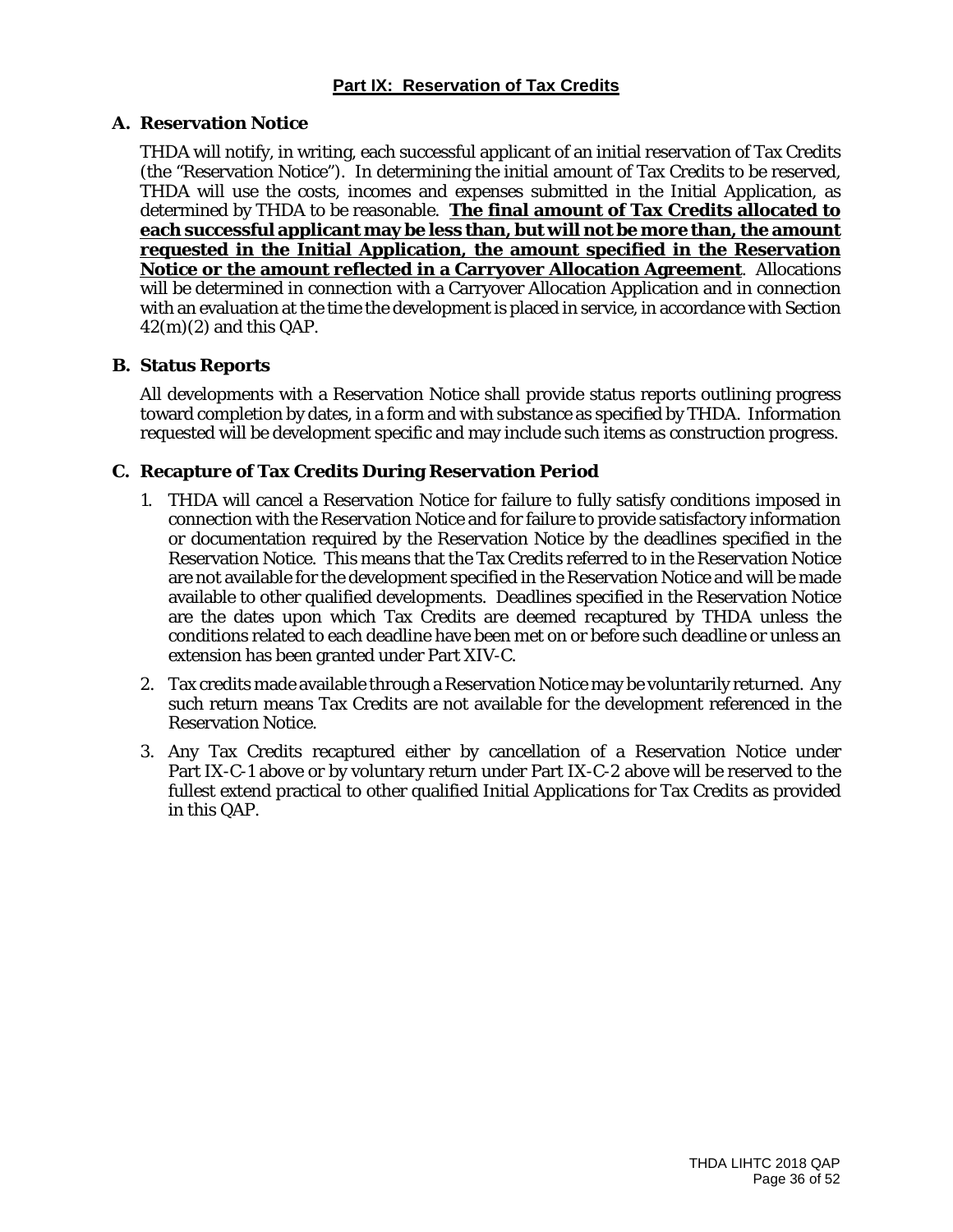## Part IX: Reservation of Tax Credits

### A. Reservation Notice

THDA will notify, in writing, each successful applicant of an initial reservation of Tax Credits (the "Reservation Notice"). In determining the initial amount of Tax Credits to be reserved, THDA will use the costs, incomes and expenses submitted in the Initial Application, as determined by THDA to be reasonable. **The final amount of Tax Credits allocated to each successful applicant may be less than, but will not be more than, the amount requested in the Initial Application, the amount specified in the Reservation Notice or the amount reflected in a Carryover Allocation Agreement**. Allocations will be determined in connection with a Carryover Allocation Application and in connection with an evaluation at the time the development is placed in service, in accordance with Section 42(m)(2) and this QAP.

### B. Status Reports

All developments with a Reservation Notice shall provide status reports outlining progress toward completion by dates, in a form and with substance as specified by THDA. Information requested will be development specific and may include such items as construction progress.

### C. Recapture of Tax Credits During Reservation Period

1. THDA will cancel a Reservation Notice for failure to fully satisfy conditions imposed in connection with the Reservation Notice and for failure to provide satisfactory information or documentation required by the Reservation Notice by the deadlines specified in the Reservation Notice. This means that the Tax Credits referred to in the Reservation Notice are not available for the development specified in the Reservation Notice and will be made available to other qualified developments. Deadlines specified in the Reservation Notice are the dates upon which Tax Credits are deemed recaptured by THDA unless the conditions related to each deadline have been met on or before such deadline or unless an extension has been granted under Part XIV-C.
2. Tax credits made available through a Reservation Notice may be voluntarily returned. Any such return means Tax Credits are not available for the development referenced in the Reservation Notice.
3. Any Tax Credits recaptured either by cancellation of a Reservation Notice under Part IX-C-1 above or by voluntary return under Part IX-C-2 above will be reserved to the fullest extend practical to other qualified Initial Applications for Tax Credits as provided in this QAP.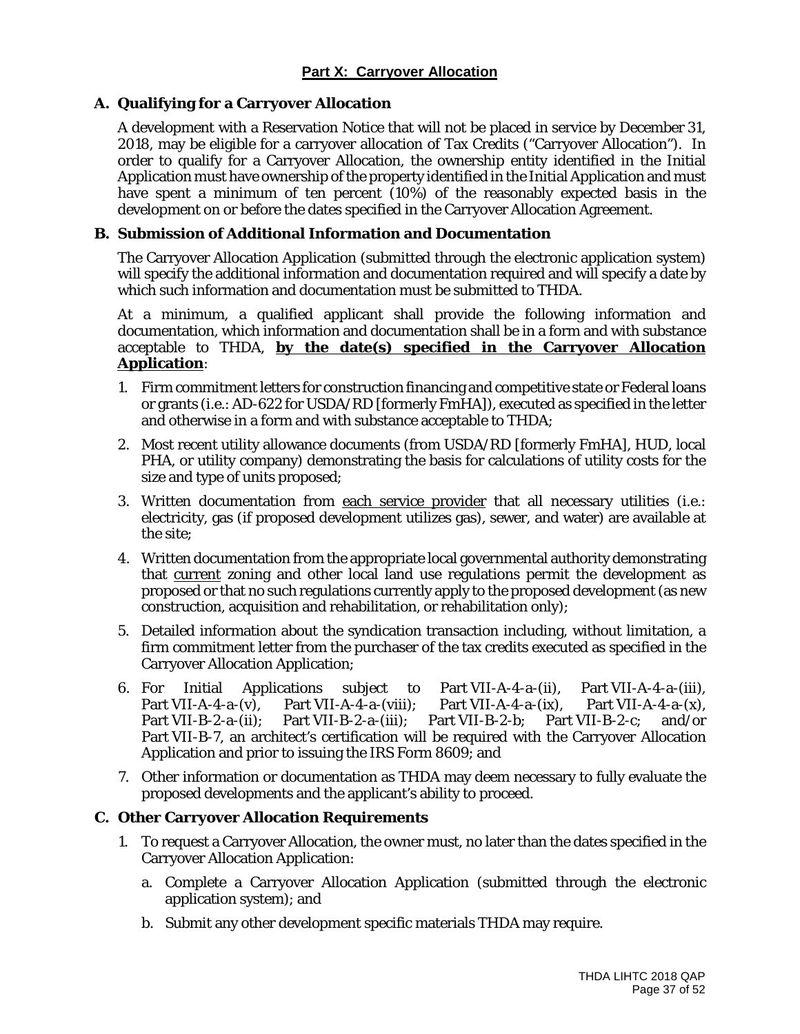## Part X: Carryover Allocation

### A. Qualifying for a Carryover Allocation

A development with a Reservation Notice that will not be placed in service by December 31, 2018, may be eligible for a carryover allocation of Tax Credits ("Carryover Allocation"). In order to qualify for a Carryover Allocation, the ownership entity identified in the Initial Application must have ownership of the property identified in the Initial Application and must have spent a minimum of ten percent (10%) of the reasonably expected basis in the development on or before the dates specified in the Carryover Allocation Agreement.

### B. Submission of Additional Information and Documentation

The Carryover Allocation Application (submitted through the electronic application system) will specify the additional information and documentation required and will specify a date by which such information and documentation must be submitted to THDA.

At a minimum, a qualified applicant shall provide the following information and documentation, which information and documentation shall be in a form and with substance acceptable to THDA, **by the date(s) specified in the Carryover Allocation Application**:

1. Firm commitment letters for construction financing and competitive state or Federal loans or grants (i.e.: AD-622 for USDA/RD [formerly FmHA]), executed as specified in the letter and otherwise in a form and with substance acceptable to THDA;
2. Most recent utility allowance documents (from USDA/RD [formerly FmHA], HUD, local PHA, or utility company) demonstrating the basis for calculations of utility costs for the size and type of units proposed;
3. Written documentation from each service provider that all necessary utilities (i.e.: electricity, gas (if proposed development utilizes gas), sewer, and water) are available at the site;
4. Written documentation from the appropriate local governmental authority demonstrating that current zoning and other local land use regulations permit the development as proposed or that no such regulations currently apply to the proposed development (as new construction, acquisition and rehabilitation, or rehabilitation only);
5. Detailed information about the syndication transaction including, without limitation, a firm commitment letter from the purchaser of the tax credits executed as specified in the Carryover Allocation Application;
6. For Initial Applications subject to Part VII-A-4-a-(ii), Part VII-A-4-a-(iii), Part VII-A-4-a-(v), Part VII-A-4-a-(viii); Part VII-A-4-a-(ix), Part VII-A-4-a-(x), Part VII-B-2-a-(ii); Part VII-B-2-a-(iii); Part VII-B-2-b; Part VII-B-2-c; and/or Part VII-B-7, an architect's certification will be required with the Carryover Allocation Application and prior to issuing the IRS Form 8609; and
7. Other information or documentation as THDA may deem necessary to fully evaluate the proposed developments and the applicant's ability to proceed.

### C. Other Carryover Allocation Requirements

1. To request a Carryover Allocation, the owner must, no later than the dates specified in the Carryover Allocation Application:
   a. Complete a Carryover Allocation Application (submitted through the electronic application system); and
   b. Submit any other development specific materials THDA may require.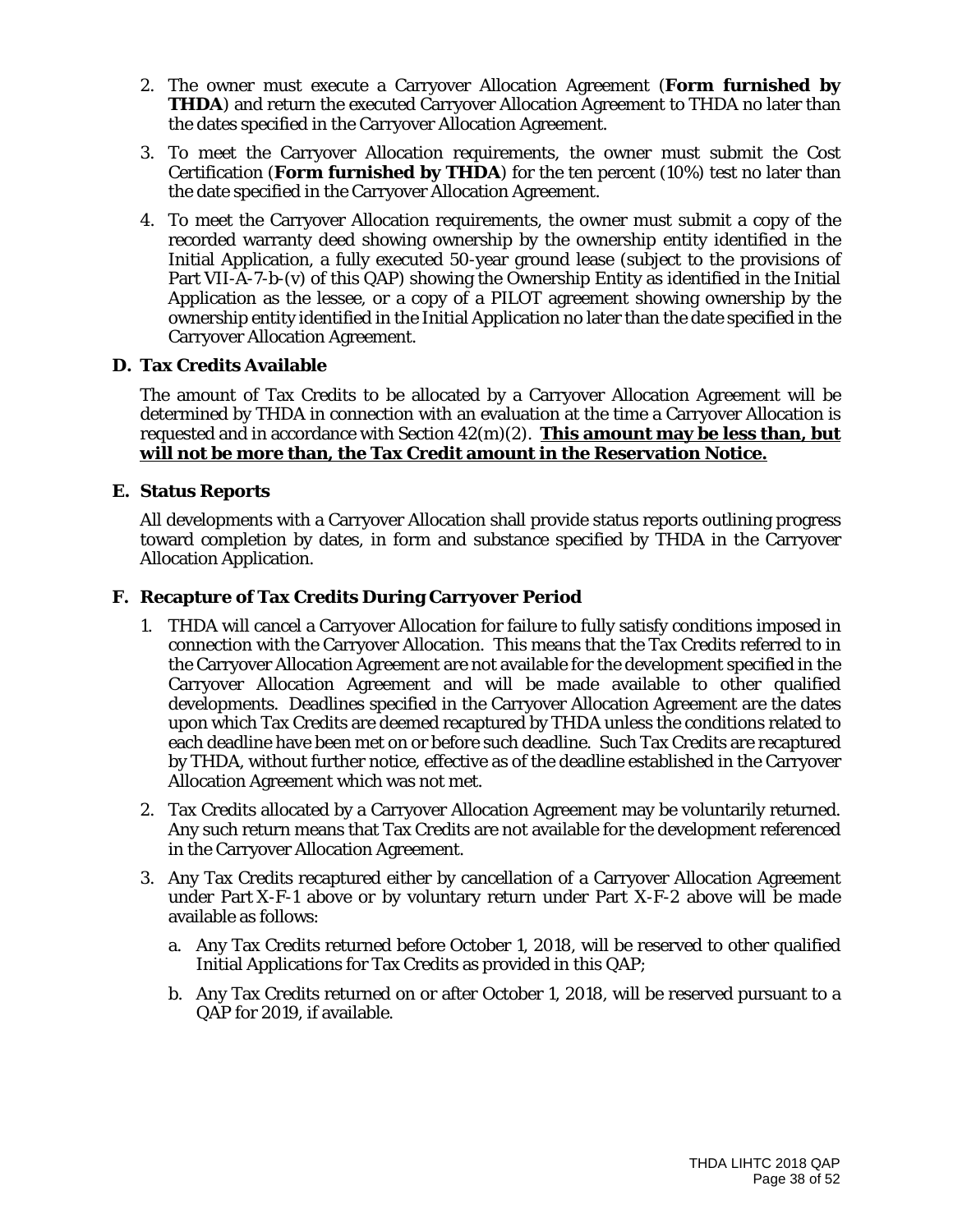2. The owner must execute a Carryover Allocation Agreement (**Form furnished by THDA**) and return the executed Carryover Allocation Agreement to THDA no later than the dates specified in the Carryover Allocation Agreement.

3. To meet the Carryover Allocation requirements, the owner must submit the Cost Certification (**Form furnished by THDA**) for the ten percent (10%) test no later than the date specified in the Carryover Allocation Agreement.

4. To meet the Carryover Allocation requirements, the owner must submit a copy of the recorded warranty deed showing ownership by the ownership entity identified in the Initial Application, a fully executed 50-year ground lease (subject to the provisions of Part VII-A-7-b-(v) of this QAP) showing the Ownership Entity as identified in the Initial Application as the lessee, or a copy of a PILOT agreement showing ownership by the ownership entity identified in the Initial Application no later than the date specified in the Carryover Allocation Agreement.

## D. Tax Credits Available

The amount of Tax Credits to be allocated by a Carryover Allocation Agreement will be determined by THDA in connection with an evaluation at the time a Carryover Allocation is requested and in accordance with Section 42(m)(2). **This amount may be less than, but will not be more than, the Tax Credit amount in the Reservation Notice.**

## E. Status Reports

All developments with a Carryover Allocation shall provide status reports outlining progress toward completion by dates, in form and substance specified by THDA in the Carryover Allocation Application.

## F. Recapture of Tax Credits During Carryover Period

1. THDA will cancel a Carryover Allocation for failure to fully satisfy conditions imposed in connection with the Carryover Allocation. This means that the Tax Credits referred to in the Carryover Allocation Agreement are not available for the development specified in the Carryover Allocation Agreement and will be made available to other qualified developments. Deadlines specified in the Carryover Allocation Agreement are the dates upon which Tax Credits are deemed recaptured by THDA unless the conditions related to each deadline have been met on or before such deadline. Such Tax Credits are recaptured by THDA, without further notice, effective as of the deadline established in the Carryover Allocation Agreement which was not met.

2. Tax Credits allocated by a Carryover Allocation Agreement may be voluntarily returned. Any such return means that Tax Credits are not available for the development referenced in the Carryover Allocation Agreement.

3. Any Tax Credits recaptured either by cancellation of a Carryover Allocation Agreement under Part X-F-1 above or by voluntary return under Part X-F-2 above will be made available as follows:

   a. Any Tax Credits returned before October 1, 2018, will be reserved to other qualified Initial Applications for Tax Credits as provided in this QAP;

   b. Any Tax Credits returned on or after October 1, 2018, will be reserved pursuant to a QAP for 2019, if available.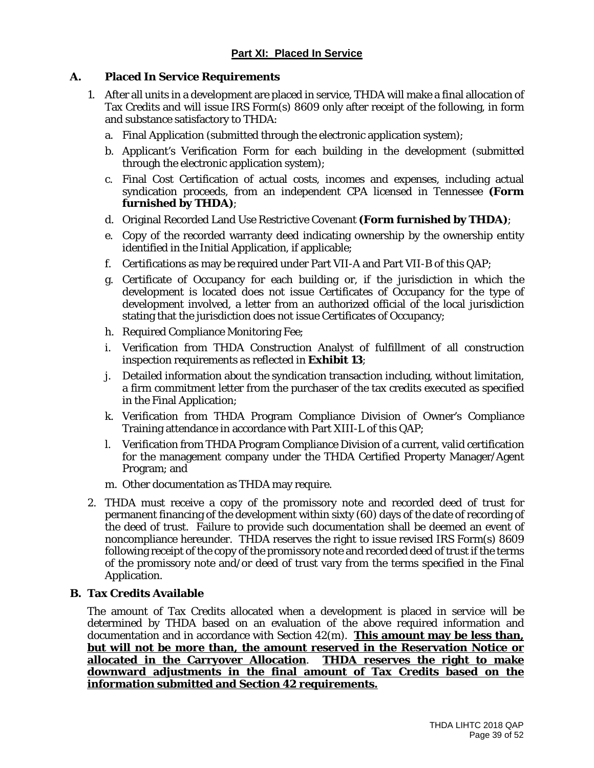## Part XI: Placed In Service

### A. Placed In Service Requirements

1. After all units in a development are placed in service, THDA will make a final allocation of Tax Credits and will issue IRS Form(s) 8609 only after receipt of the following, in form and substance satisfactory to THDA:
   a. Final Application (submitted through the electronic application system);
   b. Applicant's Verification Form for each building in the development (submitted through the electronic application system);
   c. Final Cost Certification of actual costs, incomes and expenses, including actual syndication proceeds, from an independent CPA licensed in Tennessee **(Form furnished by THDA)**;
   d. Original Recorded Land Use Restrictive Covenant **(Form furnished by THDA)**;
   e. Copy of the recorded warranty deed indicating ownership by the ownership entity identified in the Initial Application, if applicable;
   f. Certifications as may be required under Part VII-A and Part VII-B of this QAP;
   g. Certificate of Occupancy for each building or, if the jurisdiction in which the development is located does not issue Certificates of Occupancy for the type of development involved, a letter from an authorized official of the local jurisdiction stating that the jurisdiction does not issue Certificates of Occupancy;
   h. Required Compliance Monitoring Fee;
   i. Verification from THDA Construction Analyst of fulfillment of all construction inspection requirements as reflected in **Exhibit 13**;
   j. Detailed information about the syndication transaction including, without limitation, a firm commitment letter from the purchaser of the tax credits executed as specified in the Final Application;
   k. Verification from THDA Program Compliance Division of Owner's Compliance Training attendance in accordance with Part XIII-L of this QAP;
   l. Verification from THDA Program Compliance Division of a current, valid certification for the management company under the THDA Certified Property Manager/Agent Program; and
   m. Other documentation as THDA may require.
2. THDA must receive a copy of the promissory note and recorded deed of trust for permanent financing of the development within sixty (60) days of the date of recording of the deed of trust. Failure to provide such documentation shall be deemed an event of noncompliance hereunder. THDA reserves the right to issue revised IRS Form(s) 8609 following receipt of the copy of the promissory note and recorded deed of trust if the terms of the promissory note and/or deed of trust vary from the terms specified in the Final Application.

### B. Tax Credits Available

The amount of Tax Credits allocated when a development is placed in service will be determined by THDA based on an evaluation of the above required information and documentation and in accordance with Section 42(m). **This amount may be less than, but will not be more than, the amount reserved in the Reservation Notice or allocated in the Carryover Allocation**. **THDA reserves the right to make downward adjustments in the final amount of Tax Credits based on the information submitted and Section 42 requirements.**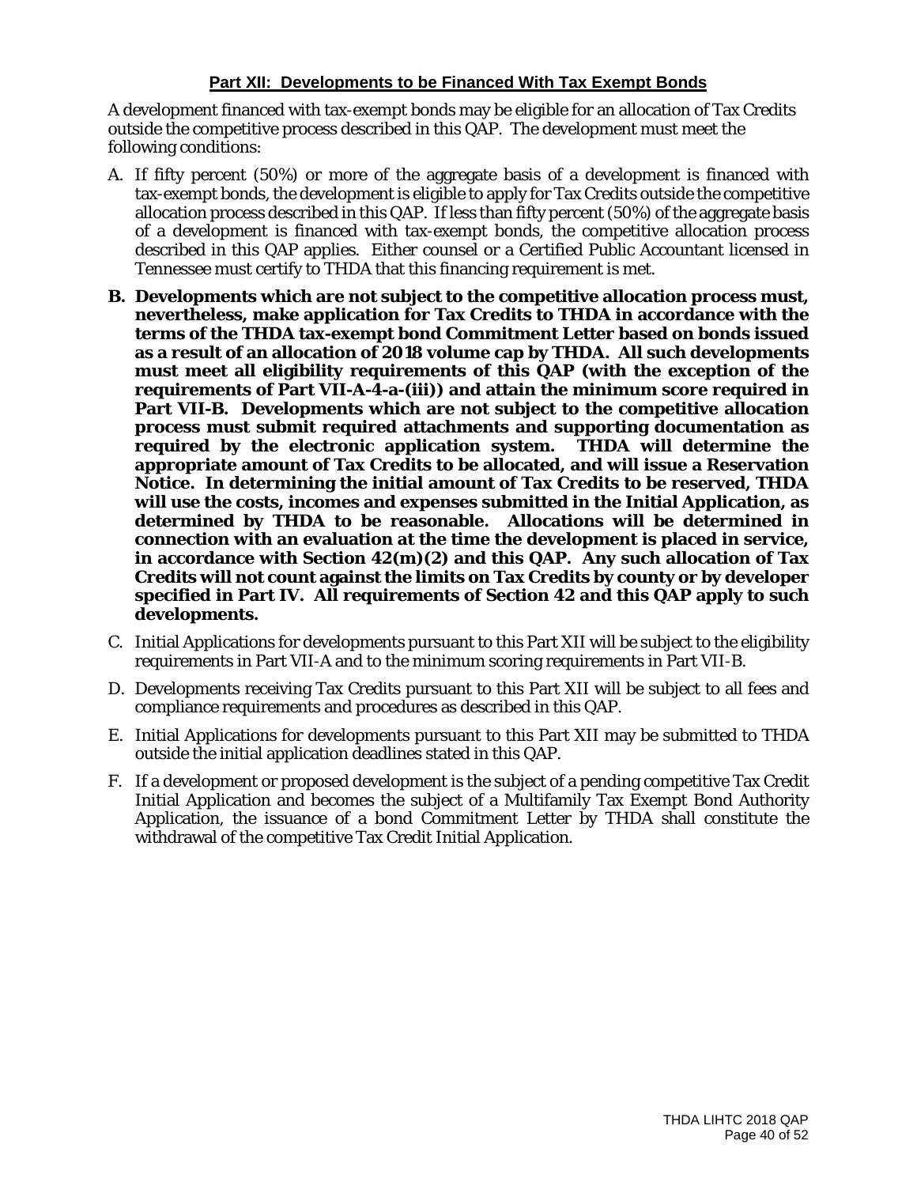## Part XII: Developments to be Financed With Tax Exempt Bonds

A development financed with tax-exempt bonds may be eligible for an allocation of Tax Credits outside the competitive process described in this QAP. The development must meet the following conditions:

A. If fifty percent (50%) or more of the aggregate basis of a development is financed with tax-exempt bonds, the development is eligible to apply for Tax Credits outside the competitive allocation process described in this QAP. If less than fifty percent (50%) of the aggregate basis of a development is financed with tax-exempt bonds, the competitive allocation process described in this QAP applies. Either counsel or a Certified Public Accountant licensed in Tennessee must certify to THDA that this financing requirement is met.

**B. Developments which are not subject to the competitive allocation process must, nevertheless, make application for Tax Credits to THDA in accordance with the terms of the THDA tax-exempt bond Commitment Letter based on bonds issued as a result of an allocation of 2018 volume cap by THDA. All such developments must meet all eligibility requirements of this QAP (with the exception of the requirements of Part VII-A-4-a-(iii)) and attain the minimum score required in Part VII-B. Developments which are not subject to the competitive allocation process must submit required attachments and supporting documentation as required by the electronic application system. THDA will determine the appropriate amount of Tax Credits to be allocated, and will issue a Reservation Notice. In determining the initial amount of Tax Credits to be reserved, THDA will use the costs, incomes and expenses submitted in the Initial Application, as determined by THDA to be reasonable. Allocations will be determined in connection with an evaluation at the time the development is placed in service, in accordance with Section 42(m)(2) and this QAP. Any such allocation of Tax Credits will not count against the limits on Tax Credits by county or by developer specified in Part IV. All requirements of Section 42 and this QAP apply to such developments.**

C. Initial Applications for developments pursuant to this Part XII will be subject to the eligibility requirements in Part VII-A and to the minimum scoring requirements in Part VII-B.

D. Developments receiving Tax Credits pursuant to this Part XII will be subject to all fees and compliance requirements and procedures as described in this QAP.

E. Initial Applications for developments pursuant to this Part XII may be submitted to THDA outside the initial application deadlines stated in this QAP.

F. If a development or proposed development is the subject of a pending competitive Tax Credit Initial Application and becomes the subject of a Multifamily Tax Exempt Bond Authority Application, the issuance of a bond Commitment Letter by THDA shall constitute the withdrawal of the competitive Tax Credit Initial Application.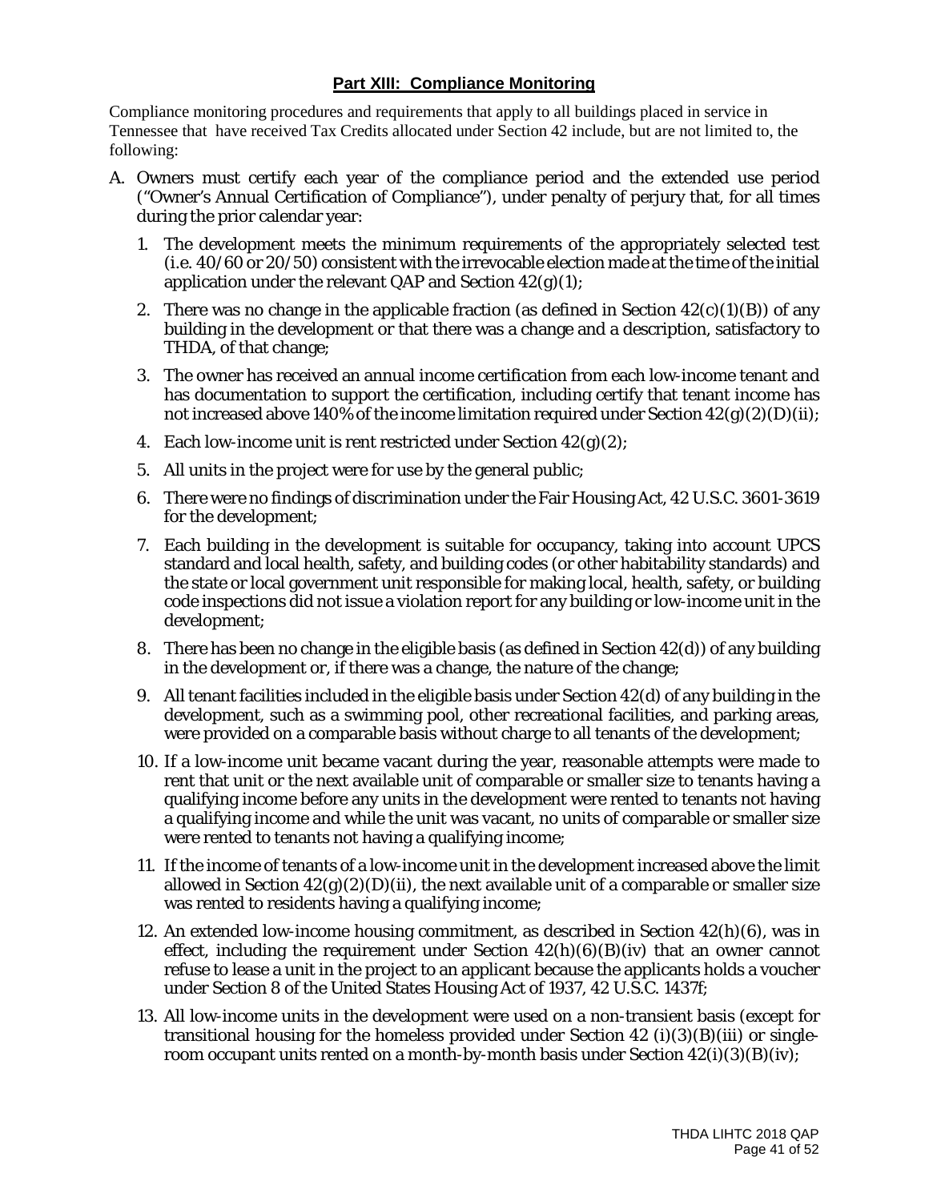## Part XIII: Compliance Monitoring

Compliance monitoring procedures and requirements that apply to all buildings placed in service in Tennessee that have received Tax Credits allocated under Section 42 include, but are not limited to, the following:

A. Owners must certify each year of the compliance period and the extended use period ("Owner's Annual Certification of Compliance"), under penalty of perjury that, for all times during the prior calendar year:

   1. The development meets the minimum requirements of the appropriately selected test (i.e. 40/60 or 20/50) consistent with the irrevocable election made at the time of the initial application under the relevant QAP and Section 42(g)(1);

   2. There was no change in the applicable fraction (as defined in Section 42(c)(1)(B)) of any building in the development or that there was a change and a description, satisfactory to THDA, of that change;

   3. The owner has received an annual income certification from each low-income tenant and has documentation to support the certification, including certify that tenant income has not increased above 140% of the income limitation required under Section 42(g)(2)(D)(ii);

   4. Each low-income unit is rent restricted under Section 42(g)(2);

   5. All units in the project were for use by the general public;

   6. There were no findings of discrimination under the Fair Housing Act, 42 U.S.C. 3601-3619 for the development;

   7. Each building in the development is suitable for occupancy, taking into account UPCS standard and local health, safety, and building codes (or other habitability standards) and the state or local government unit responsible for making local, health, safety, or building code inspections did not issue a violation report for any building or low-income unit in the development;

   8. There has been no change in the eligible basis (as defined in Section 42(d)) of any building in the development or, if there was a change, the nature of the change;

   9. All tenant facilities included in the eligible basis under Section 42(d) of any building in the development, such as a swimming pool, other recreational facilities, and parking areas, were provided on a comparable basis without charge to all tenants of the development;

   10. If a low-income unit became vacant during the year, reasonable attempts were made to rent that unit or the next available unit of comparable or smaller size to tenants having a qualifying income before any units in the development were rented to tenants not having a qualifying income and while the unit was vacant, no units of comparable or smaller size were rented to tenants not having a qualifying income;

   11. If the income of tenants of a low-income unit in the development increased above the limit allowed in Section 42(g)(2)(D)(ii), the next available unit of a comparable or smaller size was rented to residents having a qualifying income;

   12. An extended low-income housing commitment, as described in Section 42(h)(6), was in effect, including the requirement under Section 42(h)(6)(B)(iv) that an owner cannot refuse to lease a unit in the project to an applicant because the applicants holds a voucher under Section 8 of the United States Housing Act of 1937, 42 U.S.C. 1437f;

   13. All low-income units in the development were used on a non-transient basis (except for transitional housing for the homeless provided under Section 42 (i)(3)(B)(iii) or single-room occupant units rented on a month-by-month basis under Section 42(i)(3)(B)(iv);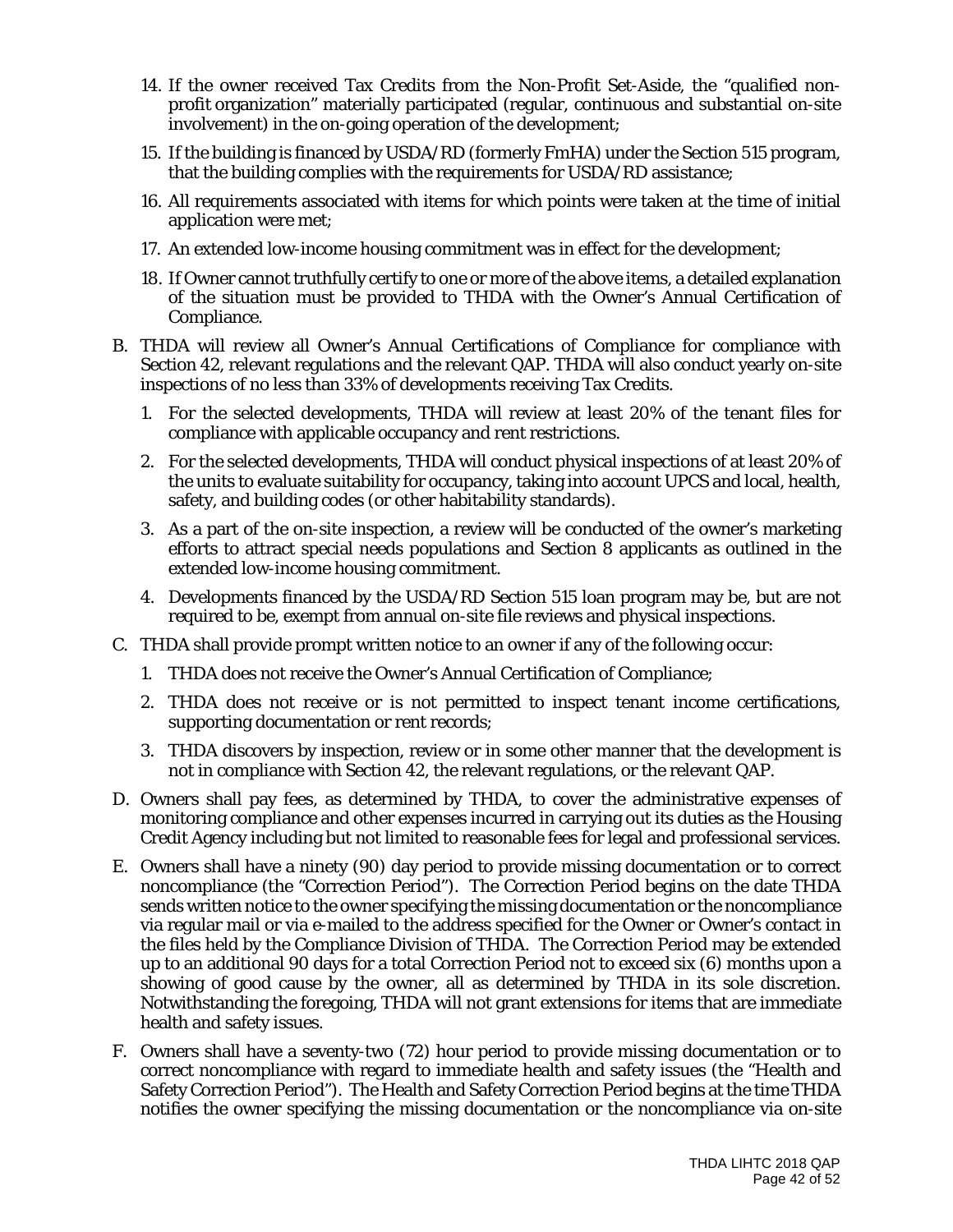14. If the owner received Tax Credits from the Non-Profit Set-Aside, the "qualified non-profit organization" materially participated (regular, continuous and substantial on-site involvement) in the on-going operation of the development;

15. If the building is financed by USDA/RD (formerly FmHA) under the Section 515 program, that the building complies with the requirements for USDA/RD assistance;

16. All requirements associated with items for which points were taken at the time of initial application were met;

17. An extended low-income housing commitment was in effect for the development;

18. If Owner cannot truthfully certify to one or more of the above items, a detailed explanation of the situation must be provided to THDA with the Owner's Annual Certification of Compliance.

B. THDA will review all Owner's Annual Certifications of Compliance for compliance with Section 42, relevant regulations and the relevant QAP. THDA will also conduct yearly on-site inspections of no less than 33% of developments receiving Tax Credits.

   1. For the selected developments, THDA will review at least 20% of the tenant files for compliance with applicable occupancy and rent restrictions.

   2. For the selected developments, THDA will conduct physical inspections of at least 20% of the units to evaluate suitability for occupancy, taking into account UPCS and local, health, safety, and building codes (or other habitability standards).

   3. As a part of the on-site inspection, a review will be conducted of the owner's marketing efforts to attract special needs populations and Section 8 applicants as outlined in the extended low-income housing commitment.

   4. Developments financed by the USDA/RD Section 515 loan program may be, but are not required to be, exempt from annual on-site file reviews and physical inspections.

C. THDA shall provide prompt written notice to an owner if any of the following occur:

   1. THDA does not receive the Owner's Annual Certification of Compliance;

   2. THDA does not receive or is not permitted to inspect tenant income certifications, supporting documentation or rent records;

   3. THDA discovers by inspection, review or in some other manner that the development is not in compliance with Section 42, the relevant regulations, or the relevant QAP.

D. Owners shall pay fees, as determined by THDA, to cover the administrative expenses of monitoring compliance and other expenses incurred in carrying out its duties as the Housing Credit Agency including but not limited to reasonable fees for legal and professional services.

E. Owners shall have a ninety (90) day period to provide missing documentation or to correct noncompliance (the "Correction Period"). The Correction Period begins on the date THDA sends written notice to the owner specifying the missing documentation or the noncompliance via regular mail or via e-mailed to the address specified for the Owner or Owner's contact in the files held by the Compliance Division of THDA. The Correction Period may be extended up to an additional 90 days for a total Correction Period not to exceed six (6) months upon a showing of good cause by the owner, all as determined by THDA in its sole discretion. Notwithstanding the foregoing, THDA will not grant extensions for items that are immediate health and safety issues.

F. Owners shall have a seventy-two (72) hour period to provide missing documentation or to correct noncompliance with regard to immediate health and safety issues (the "Health and Safety Correction Period"). The Health and Safety Correction Period begins at the time THDA notifies the owner specifying the missing documentation or the noncompliance via on-site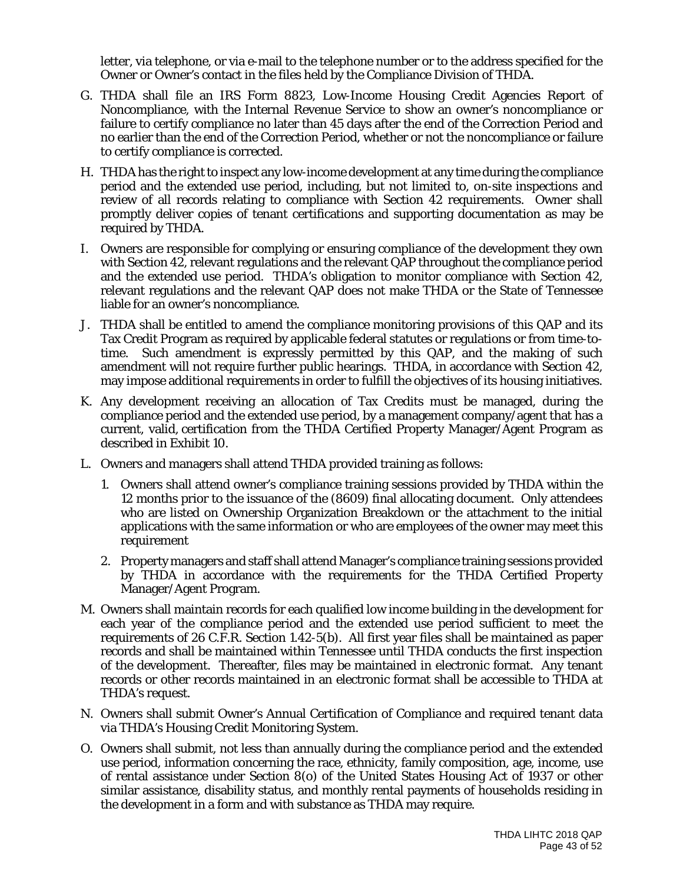letter, via telephone, or via e-mail to the telephone number or to the address specified for the Owner or Owner's contact in the files held by the Compliance Division of THDA.

G. THDA shall file an IRS Form 8823, Low-Income Housing Credit Agencies Report of Noncompliance, with the Internal Revenue Service to show an owner's noncompliance or failure to certify compliance no later than 45 days after the end of the Correction Period and no earlier than the end of the Correction Period, whether or not the noncompliance or failure to certify compliance is corrected.

H. THDA has the right to inspect any low-income development at any time during the compliance period and the extended use period, including, but not limited to, on-site inspections and review of all records relating to compliance with Section 42 requirements. Owner shall promptly deliver copies of tenant certifications and supporting documentation as may be required by THDA.

I. Owners are responsible for complying or ensuring compliance of the development they own with Section 42, relevant regulations and the relevant QAP throughout the compliance period and the extended use period. THDA's obligation to monitor compliance with Section 42, relevant regulations and the relevant QAP does not make THDA or the State of Tennessee liable for an owner's noncompliance.

J. THDA shall be entitled to amend the compliance monitoring provisions of this QAP and its Tax Credit Program as required by applicable federal statutes or regulations or from time-to-time. Such amendment is expressly permitted by this QAP, and the making of such amendment will not require further public hearings. THDA, in accordance with Section 42, may impose additional requirements in order to fulfill the objectives of its housing initiatives.

K. Any development receiving an allocation of Tax Credits must be managed, during the compliance period and the extended use period, by a management company/agent that has a current, valid, certification from the THDA Certified Property Manager/Agent Program as described in Exhibit 10.

L. Owners and managers shall attend THDA provided training as follows:

   1. Owners shall attend owner's compliance training sessions provided by THDA within the 12 months prior to the issuance of the (8609) final allocating document. Only attendees who are listed on Ownership Organization Breakdown or the attachment to the initial applications with the same information or who are employees of the owner may meet this requirement

   2. Property managers and staff shall attend Manager's compliance training sessions provided by THDA in accordance with the requirements for the THDA Certified Property Manager/Agent Program.

M. Owners shall maintain records for each qualified low income building in the development for each year of the compliance period and the extended use period sufficient to meet the requirements of 26 C.F.R. Section 1.42-5(b). All first year files shall be maintained as paper records and shall be maintained within Tennessee until THDA conducts the first inspection of the development. Thereafter, files may be maintained in electronic format. Any tenant records or other records maintained in an electronic format shall be accessible to THDA at THDA's request.

N. Owners shall submit Owner's Annual Certification of Compliance and required tenant data via THDA's Housing Credit Monitoring System.

O. Owners shall submit, not less than annually during the compliance period and the extended use period, information concerning the race, ethnicity, family composition, age, income, use of rental assistance under Section 8(o) of the United States Housing Act of 1937 or other similar assistance, disability status, and monthly rental payments of households residing in the development in a form and with substance as THDA may require.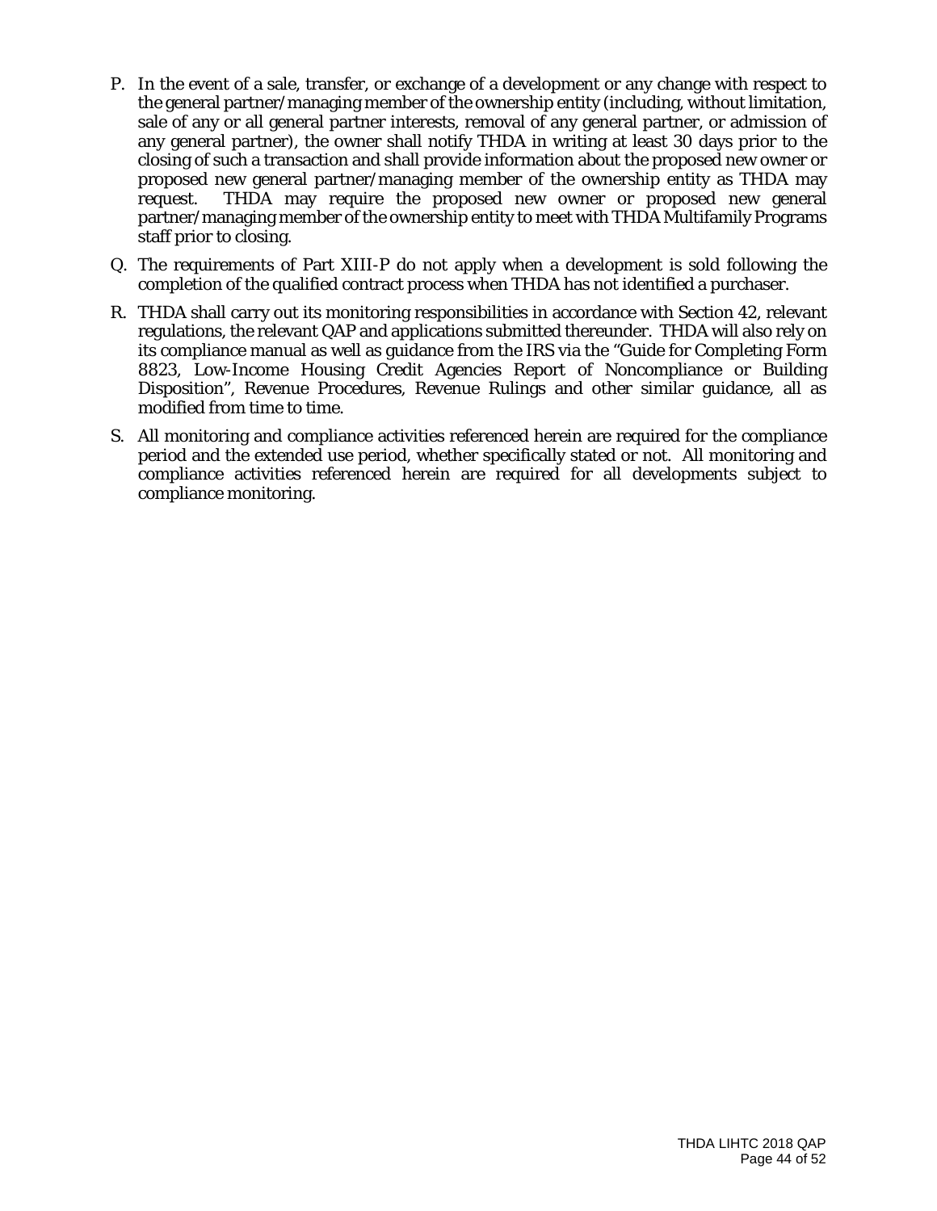P. In the event of a sale, transfer, or exchange of a development or any change with respect to the general partner/managing member of the ownership entity (including, without limitation, sale of any or all general partner interests, removal of any general partner, or admission of any general partner), the owner shall notify THDA in writing at least 30 days prior to the closing of such a transaction and shall provide information about the proposed new owner or proposed new general partner/managing member of the ownership entity as THDA may request. THDA may require the proposed new owner or proposed new general partner/managing member of the ownership entity to meet with THDA Multifamily Programs staff prior to closing.

Q. The requirements of Part XIII-P do not apply when a development is sold following the completion of the qualified contract process when THDA has not identified a purchaser.

R. THDA shall carry out its monitoring responsibilities in accordance with Section 42, relevant regulations, the relevant QAP and applications submitted thereunder. THDA will also rely on its compliance manual as well as guidance from the IRS via the "Guide for Completing Form 8823, Low-Income Housing Credit Agencies Report of Noncompliance or Building Disposition", Revenue Procedures, Revenue Rulings and other similar guidance, all as modified from time to time.

S. All monitoring and compliance activities referenced herein are required for the compliance period and the extended use period, whether specifically stated or not. All monitoring and compliance activities referenced herein are required for all developments subject to compliance monitoring.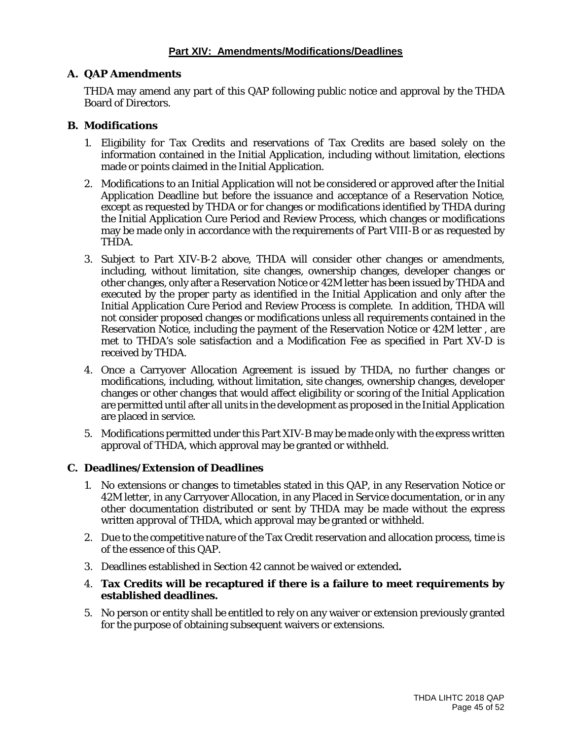## Part XIV: Amendments/Modifications/Deadlines

### A. QAP Amendments

THDA may amend any part of this QAP following public notice and approval by the THDA Board of Directors.

### B. Modifications

1. Eligibility for Tax Credits and reservations of Tax Credits are based solely on the information contained in the Initial Application, including without limitation, elections made or points claimed in the Initial Application.
2. Modifications to an Initial Application will not be considered or approved after the Initial Application Deadline but before the issuance and acceptance of a Reservation Notice, except as requested by THDA or for changes or modifications identified by THDA during the Initial Application Cure Period and Review Process, which changes or modifications may be made only in accordance with the requirements of Part VIII-B or as requested by THDA.
3. Subject to Part XIV-B-2 above, THDA will consider other changes or amendments, including, without limitation, site changes, ownership changes, developer changes or other changes, only after a Reservation Notice or 42M letter has been issued by THDA and executed by the proper party as identified in the Initial Application and only after the Initial Application Cure Period and Review Process is complete. In addition, THDA will not consider proposed changes or modifications unless all requirements contained in the Reservation Notice, including the payment of the Reservation Notice or 42M letter , are met to THDA's sole satisfaction and a Modification Fee as specified in Part XV-D is received by THDA.
4. Once a Carryover Allocation Agreement is issued by THDA, no further changes or modifications, including, without limitation, site changes, ownership changes, developer changes or other changes that would affect eligibility or scoring of the Initial Application are permitted until after all units in the development as proposed in the Initial Application are placed in service.
5. Modifications permitted under this Part XIV-B may be made only with the express written approval of THDA, which approval may be granted or withheld.

### C. Deadlines/Extension of Deadlines

1. No extensions or changes to timetables stated in this QAP, in any Reservation Notice or 42M letter, in any Carryover Allocation, in any Placed in Service documentation, or in any other documentation distributed or sent by THDA may be made without the express written approval of THDA, which approval may be granted or withheld.
2. Due to the competitive nature of the Tax Credit reservation and allocation process, time is of the essence of this QAP.
3. Deadlines established in Section 42 cannot be waived or extended**.**
4. **Tax Credits will be recaptured if there is a failure to meet requirements by established deadlines.**
5. No person or entity shall be entitled to rely on any waiver or extension previously granted for the purpose of obtaining subsequent waivers or extensions.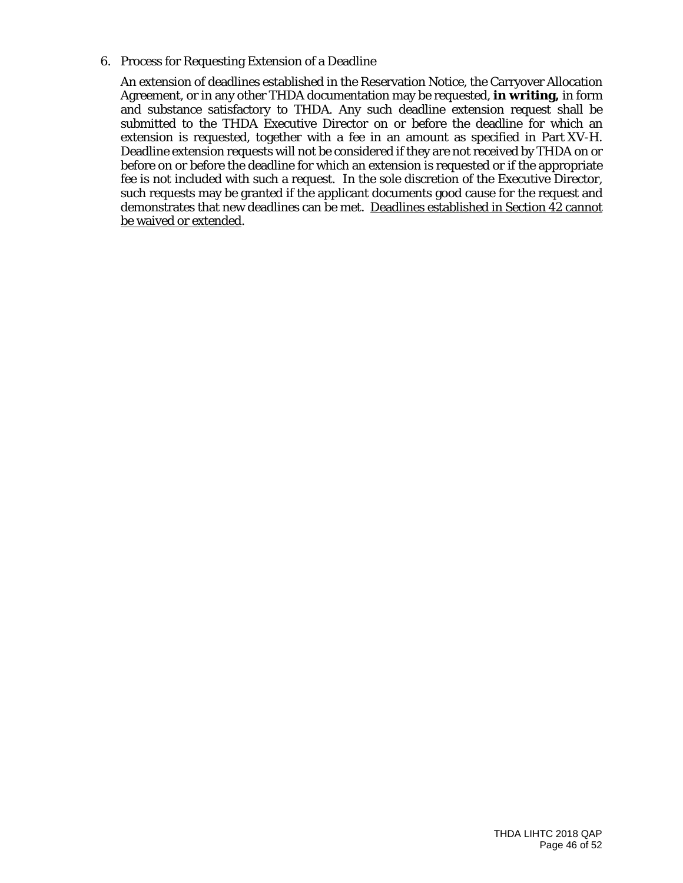6. Process for Requesting Extension of a Deadline

   An extension of deadlines established in the Reservation Notice, the Carryover Allocation Agreement, or in any other THDA documentation may be requested, **in writing,** in form and substance satisfactory to THDA. Any such deadline extension request shall be submitted to the THDA Executive Director on or before the deadline for which an extension is requested, together with a fee in an amount as specified in Part XV-H. Deadline extension requests will not be considered if they are not received by THDA on or before on or before the deadline for which an extension is requested or if the appropriate fee is not included with such a request. In the sole discretion of the Executive Director, such requests may be granted if the applicant documents good cause for the request and demonstrates that new deadlines can be met. <u>Deadlines established in Section 42 cannot be waived or extended</u>.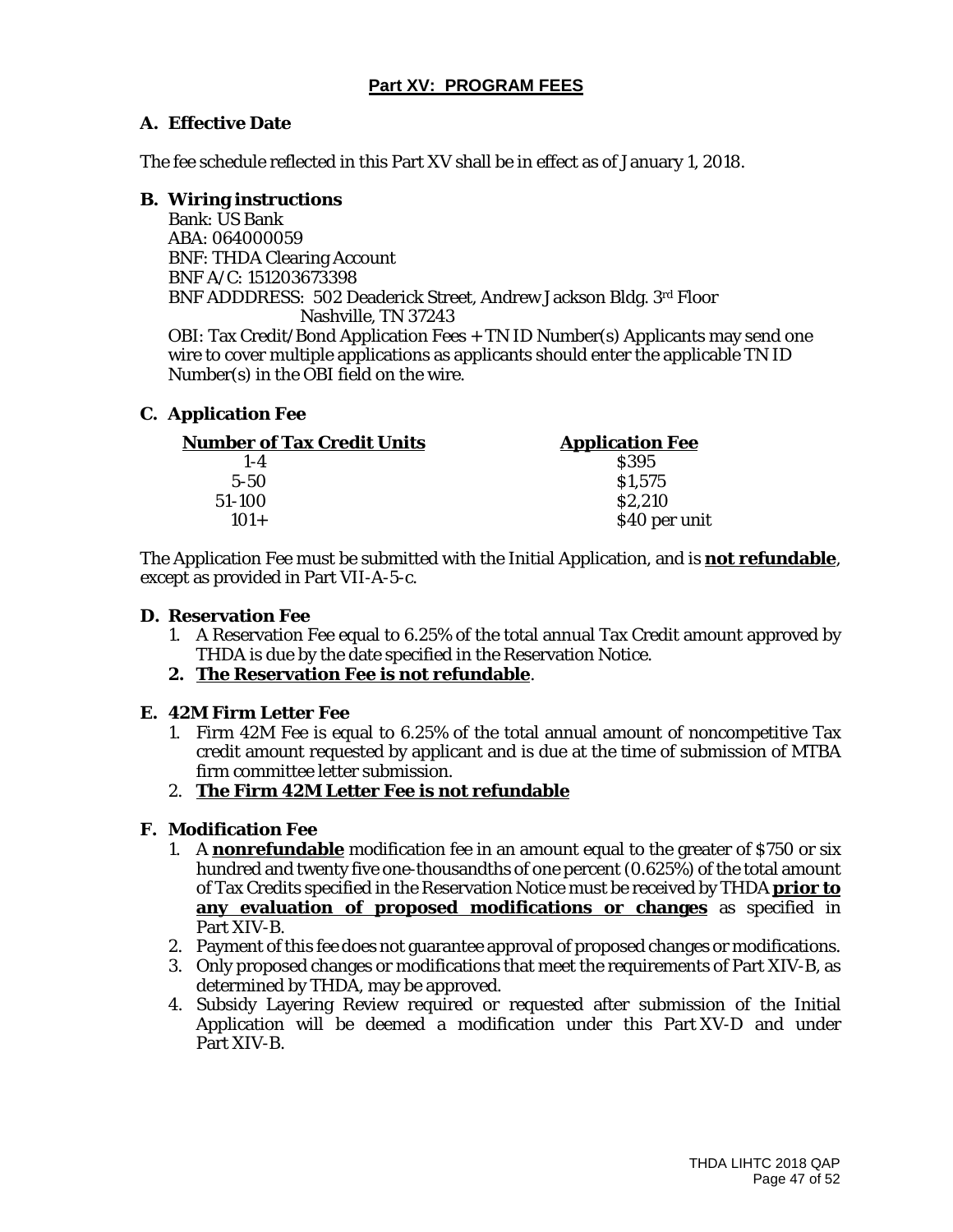## Part XV: PROGRAM FEES

### A. Effective Date

The fee schedule reflected in this Part XV shall be in effect as of January 1, 2018.

### B. Wiring instructions

Bank: US Bank
ABA: 064000059
BNF: THDA Clearing Account
BNF A/C: 151203673398
BNF ADDDRESS: 502 Deaderick Street, Andrew Jackson Bldg. 3rd Floor
Nashville, TN 37243
OBI: Tax Credit/Bond Application Fees + TN ID Number(s) Applicants may send one wire to cover multiple applications as applicants should enter the applicable TN ID Number(s) in the OBI field on the wire.

### C. Application Fee

| Number of Tax Credit Units | Application Fee |
|---|---|
| 1-4 | $395 |
| 5-50 | $1,575 |
| 51-100 | $2,210 |
| 101+ | $40 per unit |

The Application Fee must be submitted with the Initial Application, and is **not refundable**, except as provided in Part VII-A-5-c.

### D. Reservation Fee

1. A Reservation Fee equal to 6.25% of the total annual Tax Credit amount approved by THDA is due by the date specified in the Reservation Notice.
2. **The Reservation Fee is not refundable**.

### E. 42M Firm Letter Fee

1. Firm 42M Fee is equal to 6.25% of the total annual amount of noncompetitive Tax credit amount requested by applicant and is due at the time of submission of MTBA firm committee letter submission.
2. **The Firm 42M Letter Fee is not refundable**

### F. Modification Fee

1. A **nonrefundable** modification fee in an amount equal to the greater of $750 or six hundred and twenty five one-thousandths of one percent (0.625%) of the total amount of Tax Credits specified in the Reservation Notice must be received by THDA **prior to any evaluation of proposed modifications or changes** as specified in Part XIV-B.
2. Payment of this fee does not guarantee approval of proposed changes or modifications.
3. Only proposed changes or modifications that meet the requirements of Part XIV-B, as determined by THDA, may be approved.
4. Subsidy Layering Review required or requested after submission of the Initial Application will be deemed a modification under this Part XV-D and under Part XIV-B.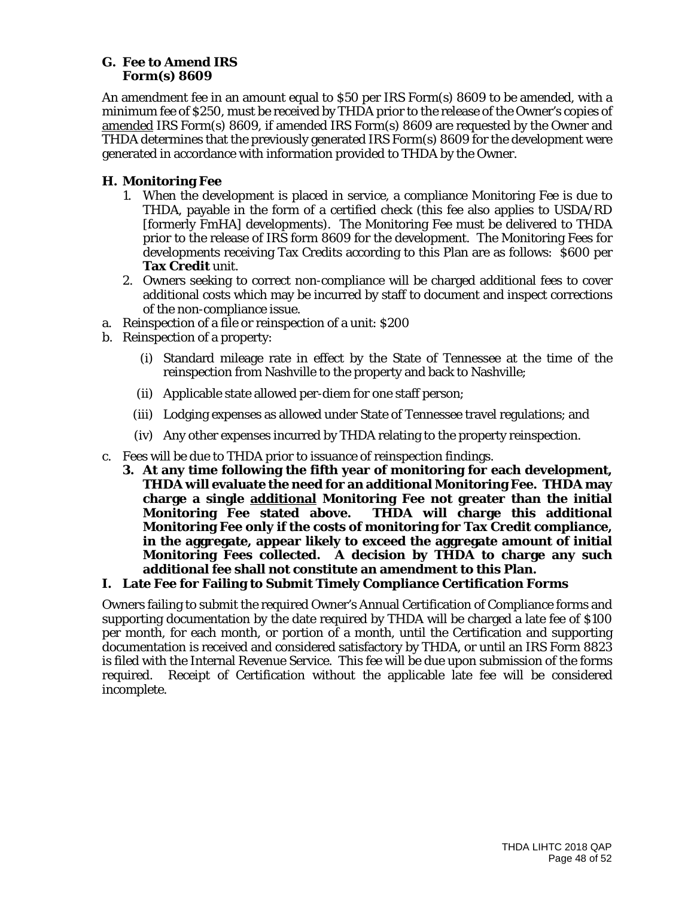## G. Fee to Amend IRS Form(s) 8609

An amendment fee in an amount equal to $50 per IRS Form(s) 8609 to be amended, with a minimum fee of $250, must be received by THDA prior to the release of the Owner's copies of amended IRS Form(s) 8609, if amended IRS Form(s) 8609 are requested by the Owner and THDA determines that the previously generated IRS Form(s) 8609 for the development were generated in accordance with information provided to THDA by the Owner.

## H. Monitoring Fee

1. When the development is placed in service, a compliance Monitoring Fee is due to THDA, payable in the form of a certified check (this fee also applies to USDA/RD [formerly FmHA] developments). The Monitoring Fee must be delivered to THDA prior to the release of IRS form 8609 for the development. The Monitoring Fees for developments receiving Tax Credits according to this Plan are as follows: $600 per **Tax Credit** unit.
2. Owners seeking to correct non-compliance will be charged additional fees to cover additional costs which may be incurred by staff to document and inspect corrections of the non-compliance issue.

a. Reinspection of a file or reinspection of a unit: $200

b. Reinspection of a property:

   (i) Standard mileage rate in effect by the State of Tennessee at the time of the reinspection from Nashville to the property and back to Nashville;

   (ii) Applicable state allowed per-diem for one staff person;

   (iii) Lodging expenses as allowed under State of Tennessee travel regulations; and

   (iv) Any other expenses incurred by THDA relating to the property reinspection.

c. Fees will be due to THDA prior to issuance of reinspection findings.

3. **At any time following the fifth year of monitoring for each development, THDA will evaluate the need for an additional Monitoring Fee. THDA may charge a single additional Monitoring Fee not greater than the initial Monitoring Fee stated above. THDA will charge this additional Monitoring Fee only if the costs of monitoring for Tax Credit compliance, in the aggregate, appear likely to exceed the aggregate amount of initial Monitoring Fees collected. A decision by THDA to charge any such additional fee shall not constitute an amendment to this Plan.**

## I. Late Fee for Failing to Submit Timely Compliance Certification Forms

Owners failing to submit the required Owner's Annual Certification of Compliance forms and supporting documentation by the date required by THDA will be charged a late fee of $100 per month, for each month, or portion of a month, until the Certification and supporting documentation is received and considered satisfactory by THDA, or until an IRS Form 8823 is filed with the Internal Revenue Service. This fee will be due upon submission of the forms required. Receipt of Certification without the applicable late fee will be considered incomplete.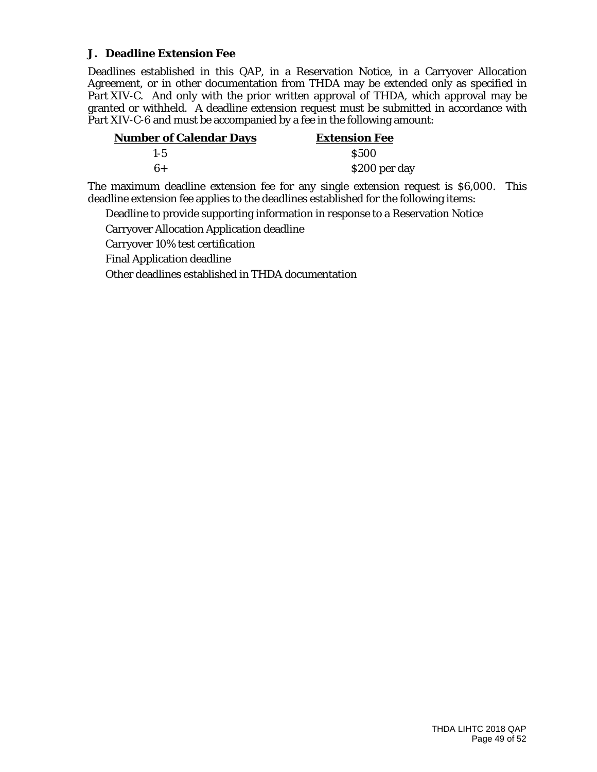### J. Deadline Extension Fee

Deadlines established in this QAP, in a Reservation Notice, in a Carryover Allocation Agreement, or in other documentation from THDA may be extended only as specified in Part XIV-C. And only with the prior written approval of THDA, which approval may be granted or withheld. A deadline extension request must be submitted in accordance with Part XIV-C-6 and must be accompanied by a fee in the following amount:

| Number of Calendar Days | Extension Fee |
| --- | --- |
| 1-5 | $500 |
| 6+ | $200 per day |

The maximum deadline extension fee for any single extension request is $6,000. This deadline extension fee applies to the deadlines established for the following items:

Deadline to provide supporting information in response to a Reservation Notice

Carryover Allocation Application deadline

Carryover 10% test certification

Final Application deadline

Other deadlines established in THDA documentation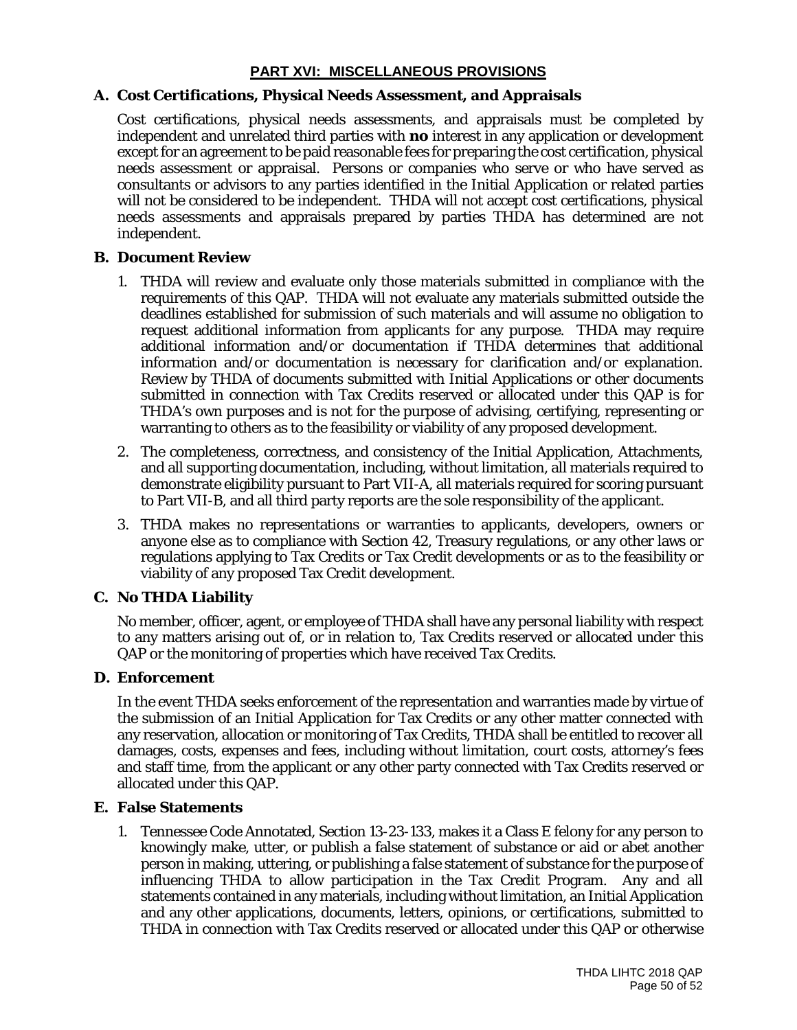## PART XVI: MISCELLANEOUS PROVISIONS

### A. Cost Certifications, Physical Needs Assessment, and Appraisals

Cost certifications, physical needs assessments, and appraisals must be completed by independent and unrelated third parties with **no** interest in any application or development except for an agreement to be paid reasonable fees for preparing the cost certification, physical needs assessment or appraisal. Persons or companies who serve or who have served as consultants or advisors to any parties identified in the Initial Application or related parties will not be considered to be independent. THDA will not accept cost certifications, physical needs assessments and appraisals prepared by parties THDA has determined are not independent.

### B. Document Review

1. THDA will review and evaluate only those materials submitted in compliance with the requirements of this QAP. THDA will not evaluate any materials submitted outside the deadlines established for submission of such materials and will assume no obligation to request additional information from applicants for any purpose. THDA may require additional information and/or documentation if THDA determines that additional information and/or documentation is necessary for clarification and/or explanation. Review by THDA of documents submitted with Initial Applications or other documents submitted in connection with Tax Credits reserved or allocated under this QAP is for THDA's own purposes and is not for the purpose of advising, certifying, representing or warranting to others as to the feasibility or viability of any proposed development.
2. The completeness, correctness, and consistency of the Initial Application, Attachments, and all supporting documentation, including, without limitation, all materials required to demonstrate eligibility pursuant to Part VII-A, all materials required for scoring pursuant to Part VII-B, and all third party reports are the sole responsibility of the applicant.
3. THDA makes no representations or warranties to applicants, developers, owners or anyone else as to compliance with Section 42, Treasury regulations, or any other laws or regulations applying to Tax Credits or Tax Credit developments or as to the feasibility or viability of any proposed Tax Credit development.

### C. No THDA Liability

No member, officer, agent, or employee of THDA shall have any personal liability with respect to any matters arising out of, or in relation to, Tax Credits reserved or allocated under this QAP or the monitoring of properties which have received Tax Credits.

### D. Enforcement

In the event THDA seeks enforcement of the representation and warranties made by virtue of the submission of an Initial Application for Tax Credits or any other matter connected with any reservation, allocation or monitoring of Tax Credits, THDA shall be entitled to recover all damages, costs, expenses and fees, including without limitation, court costs, attorney's fees and staff time, from the applicant or any other party connected with Tax Credits reserved or allocated under this QAP.

### E. False Statements

1. Tennessee Code Annotated, Section 13-23-133, makes it a Class E felony for any person to knowingly make, utter, or publish a false statement of substance or aid or abet another person in making, uttering, or publishing a false statement of substance for the purpose of influencing THDA to allow participation in the Tax Credit Program. Any and all statements contained in any materials, including without limitation, an Initial Application and any other applications, documents, letters, opinions, or certifications, submitted to THDA in connection with Tax Credits reserved or allocated under this QAP or otherwise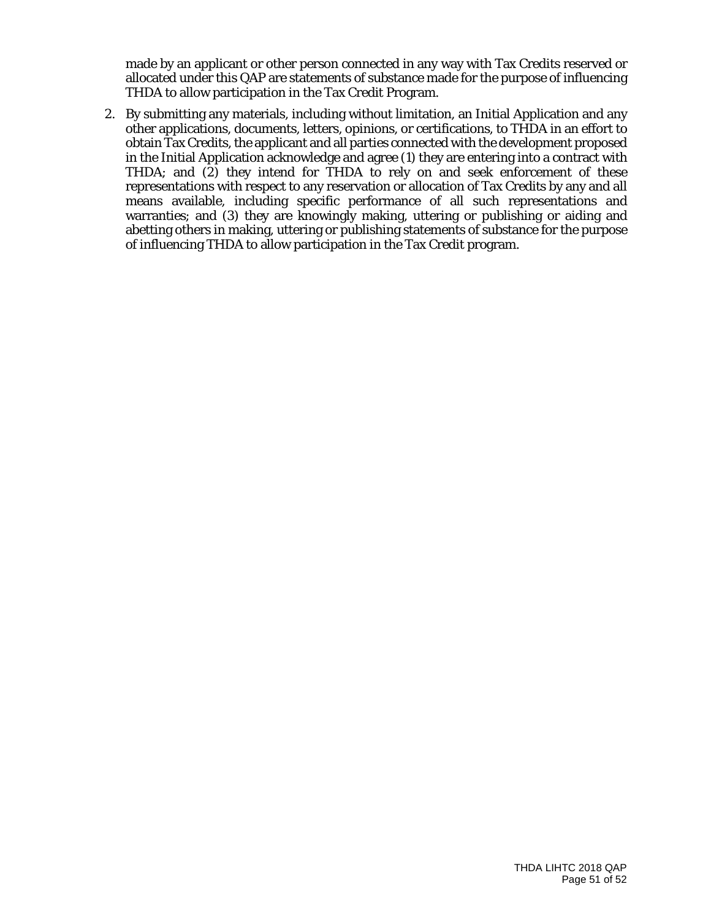made by an applicant or other person connected in any way with Tax Credits reserved or allocated under this QAP are statements of substance made for the purpose of influencing THDA to allow participation in the Tax Credit Program.

2. By submitting any materials, including without limitation, an Initial Application and any other applications, documents, letters, opinions, or certifications, to THDA in an effort to obtain Tax Credits, the applicant and all parties connected with the development proposed in the Initial Application acknowledge and agree (1) they are entering into a contract with THDA; and (2) they intend for THDA to rely on and seek enforcement of these representations with respect to any reservation or allocation of Tax Credits by any and all means available, including specific performance of all such representations and warranties; and (3) they are knowingly making, uttering or publishing or aiding and abetting others in making, uttering or publishing statements of substance for the purpose of influencing THDA to allow participation in the Tax Credit program.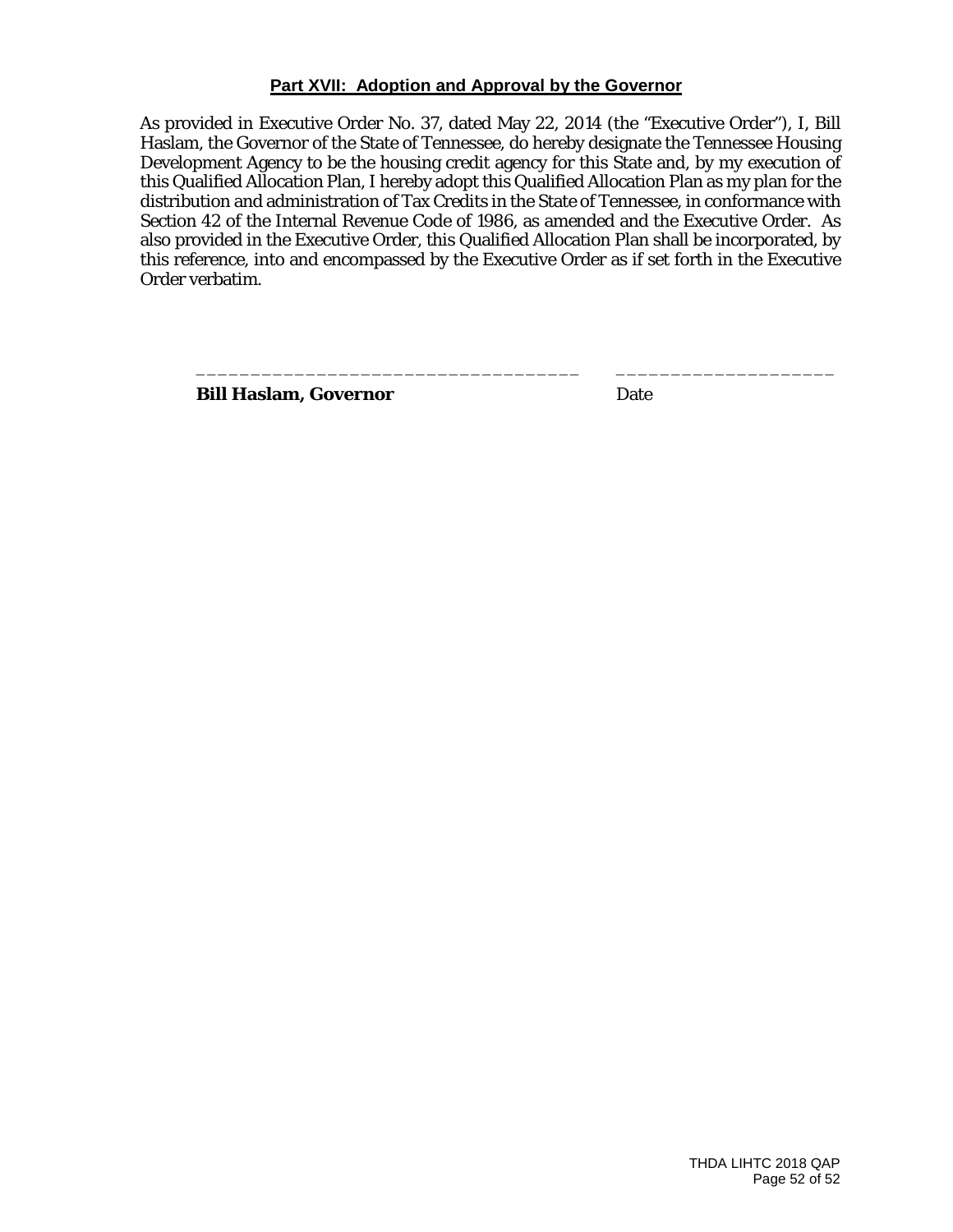## Part XVII: Adoption and Approval by the Governor

As provided in Executive Order No. 37, dated May 22, 2014 (the "Executive Order"), I, Bill Haslam, the Governor of the State of Tennessee, do hereby designate the Tennessee Housing Development Agency to be the housing credit agency for this State and, by my execution of this Qualified Allocation Plan, I hereby adopt this Qualified Allocation Plan as my plan for the distribution and administration of Tax Credits in the State of Tennessee, in conformance with Section 42 of the Internal Revenue Code of 1986, as amended and the Executive Order. As also provided in the Executive Order, this Qualified Allocation Plan shall be incorporated, by this reference, into and encompassed by the Executive Order as if set forth in the Executive Order verbatim.

___________________________________ ____________________

**Bill Haslam, Governor** Date